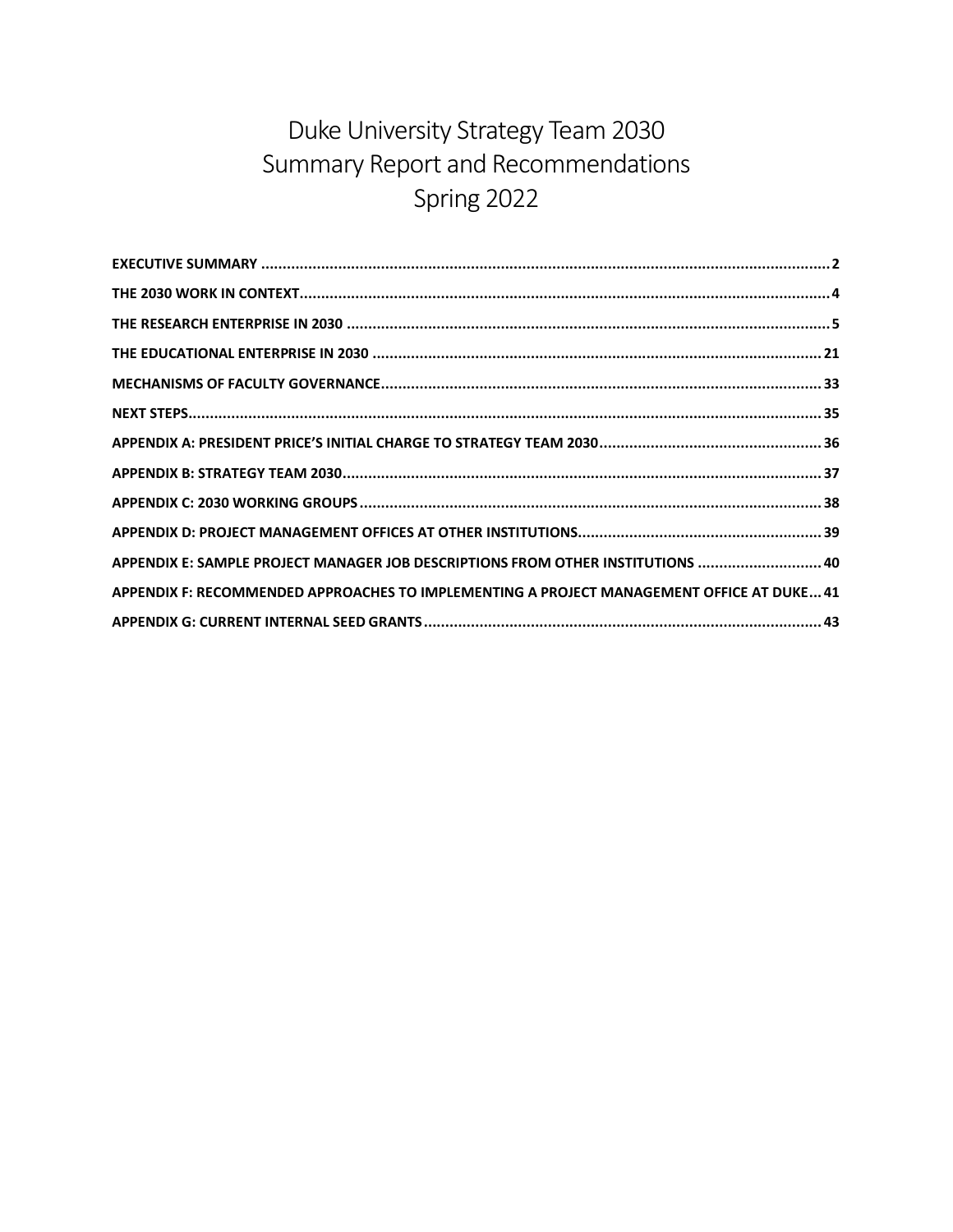# Duke University Strategy Team 2030
# Summary Report and Recommendations
# Spring 2022

**EXECUTIVE SUMMARY** .......... 2

**THE 2030 WORK IN CONTEXT** .......... 4

**THE RESEARCH ENTERPRISE IN 2030** .......... 5

**THE EDUCATIONAL ENTERPRISE IN 2030** .......... 21

**MECHANISMS OF FACULTY GOVERNANCE** .......... 33

**NEXT STEPS** .......... 35

**APPENDIX A: PRESIDENT PRICE'S INITIAL CHARGE TO STRATEGY TEAM 2030** .......... 36

**APPENDIX B: STRATEGY TEAM 2030** .......... 37

**APPENDIX C: 2030 WORKING GROUPS** .......... 38

**APPENDIX D: PROJECT MANAGEMENT OFFICES AT OTHER INSTITUTIONS** .......... 39

**APPENDIX E: SAMPLE PROJECT MANAGER JOB DESCRIPTIONS FROM OTHER INSTITUTIONS** .......... 40

**APPENDIX F: RECOMMENDED APPROACHES TO IMPLEMENTING A PROJECT MANAGEMENT OFFICE AT DUKE** ... 41

**APPENDIX G: CURRENT INTERNAL SEED GRANTS** .......... 43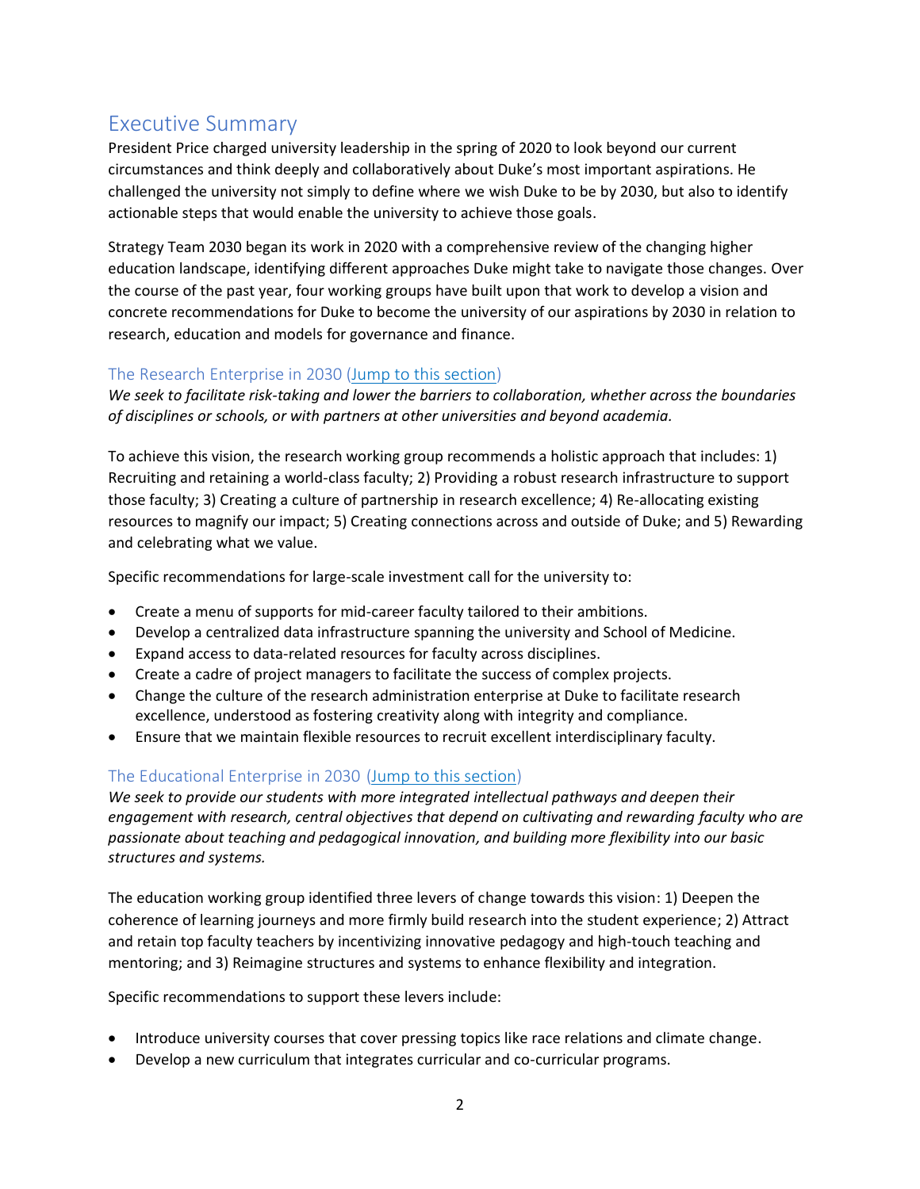# Executive Summary

President Price charged university leadership in the spring of 2020 to look beyond our current circumstances and think deeply and collaboratively about Duke's most important aspirations. He challenged the university not simply to define where we wish Duke to be by 2030, but also to identify actionable steps that would enable the university to achieve those goals.

Strategy Team 2030 began its work in 2020 with a comprehensive review of the changing higher education landscape, identifying different approaches Duke might take to navigate those changes. Over the course of the past year, four working groups have built upon that work to develop a vision and concrete recommendations for Duke to become the university of our aspirations by 2030 in relation to research, education and models for governance and finance.

## The Research Enterprise in 2030 (Jump to this section)

*We seek to facilitate risk-taking and lower the barriers to collaboration, whether across the boundaries of disciplines or schools, or with partners at other universities and beyond academia.*

To achieve this vision, the research working group recommends a holistic approach that includes: 1) Recruiting and retaining a world-class faculty; 2) Providing a robust research infrastructure to support those faculty; 3) Creating a culture of partnership in research excellence; 4) Re-allocating existing resources to magnify our impact; 5) Creating connections across and outside of Duke; and 5) Rewarding and celebrating what we value.

Specific recommendations for large-scale investment call for the university to:

- Create a menu of supports for mid-career faculty tailored to their ambitions.
- Develop a centralized data infrastructure spanning the university and School of Medicine.
- Expand access to data-related resources for faculty across disciplines.
- Create a cadre of project managers to facilitate the success of complex projects.
- Change the culture of the research administration enterprise at Duke to facilitate research excellence, understood as fostering creativity along with integrity and compliance.
- Ensure that we maintain flexible resources to recruit excellent interdisciplinary faculty.

## The Educational Enterprise in 2030 (Jump to this section)

*We seek to provide our students with more integrated intellectual pathways and deepen their engagement with research, central objectives that depend on cultivating and rewarding faculty who are passionate about teaching and pedagogical innovation, and building more flexibility into our basic structures and systems.*

The education working group identified three levers of change towards this vision: 1) Deepen the coherence of learning journeys and more firmly build research into the student experience; 2) Attract and retain top faculty teachers by incentivizing innovative pedagogy and high-touch teaching and mentoring; and 3) Reimagine structures and systems to enhance flexibility and integration.

Specific recommendations to support these levers include:

- Introduce university courses that cover pressing topics like race relations and climate change.
- Develop a new curriculum that integrates curricular and co-curricular programs.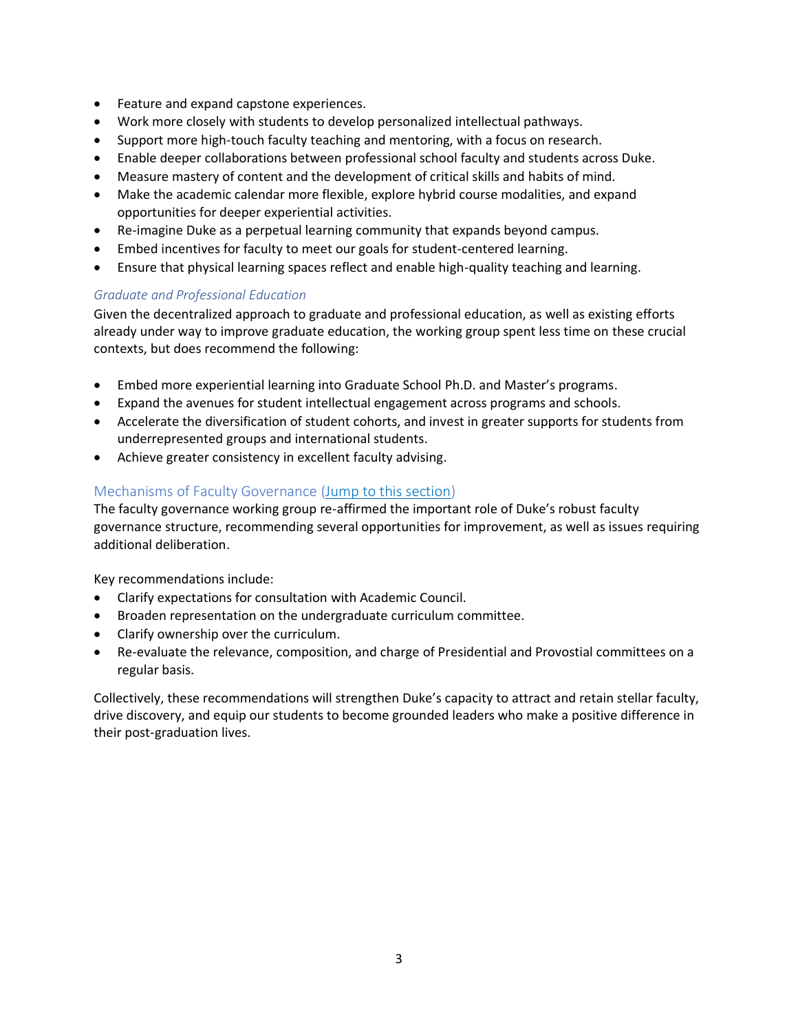- Feature and expand capstone experiences.
- Work more closely with students to develop personalized intellectual pathways.
- Support more high-touch faculty teaching and mentoring, with a focus on research.
- Enable deeper collaborations between professional school faculty and students across Duke.
- Measure mastery of content and the development of critical skills and habits of mind.
- Make the academic calendar more flexible, explore hybrid course modalities, and expand opportunities for deeper experiential activities.
- Re-imagine Duke as a perpetual learning community that expands beyond campus.
- Embed incentives for faculty to meet our goals for student-centered learning.
- Ensure that physical learning spaces reflect and enable high-quality teaching and learning.

### *Graduate and Professional Education*

Given the decentralized approach to graduate and professional education, as well as existing efforts already under way to improve graduate education, the working group spent less time on these crucial contexts, but does recommend the following:

- Embed more experiential learning into Graduate School Ph.D. and Master's programs.
- Expand the avenues for student intellectual engagement across programs and schools.
- Accelerate the diversification of student cohorts, and invest in greater supports for students from underrepresented groups and international students.
- Achieve greater consistency in excellent faculty advising.

## Mechanisms of Faculty Governance (Jump to this section)

The faculty governance working group re-affirmed the important role of Duke's robust faculty governance structure, recommending several opportunities for improvement, as well as issues requiring additional deliberation.

Key recommendations include:

- Clarify expectations for consultation with Academic Council.
- Broaden representation on the undergraduate curriculum committee.
- Clarify ownership over the curriculum.
- Re-evaluate the relevance, composition, and charge of Presidential and Provostial committees on a regular basis.

Collectively, these recommendations will strengthen Duke's capacity to attract and retain stellar faculty, drive discovery, and equip our students to become grounded leaders who make a positive difference in their post-graduation lives.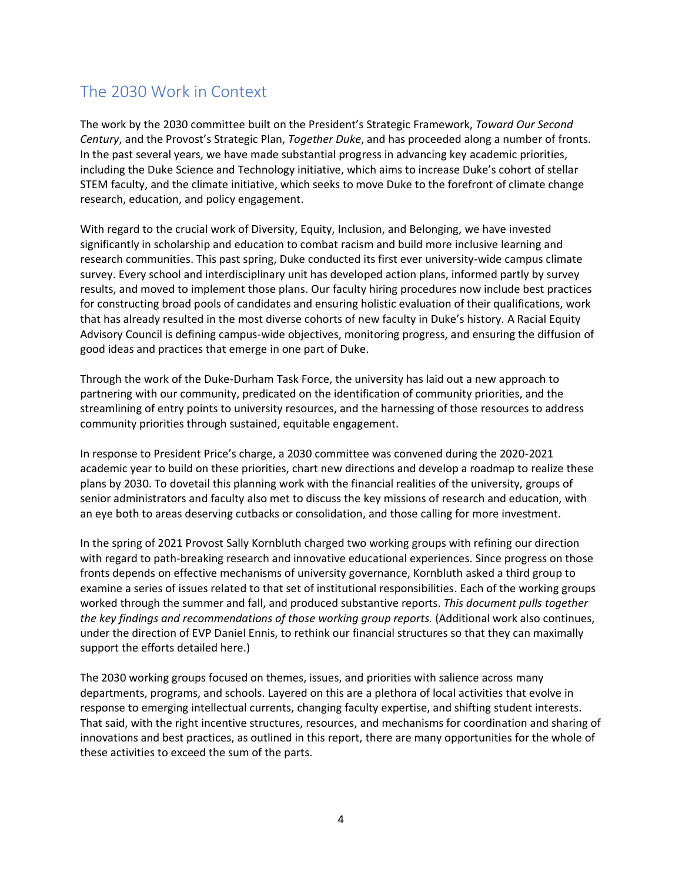## The 2030 Work in Context

The work by the 2030 committee built on the President's Strategic Framework, *Toward Our Second Century*, and the Provost's Strategic Plan, *Together Duke*, and has proceeded along a number of fronts. In the past several years, we have made substantial progress in advancing key academic priorities, including the Duke Science and Technology initiative, which aims to increase Duke's cohort of stellar STEM faculty, and the climate initiative, which seeks to move Duke to the forefront of climate change research, education, and policy engagement.

With regard to the crucial work of Diversity, Equity, Inclusion, and Belonging, we have invested significantly in scholarship and education to combat racism and build more inclusive learning and research communities. This past spring, Duke conducted its first ever university-wide campus climate survey. Every school and interdisciplinary unit has developed action plans, informed partly by survey results, and moved to implement those plans. Our faculty hiring procedures now include best practices for constructing broad pools of candidates and ensuring holistic evaluation of their qualifications, work that has already resulted in the most diverse cohorts of new faculty in Duke's history. A Racial Equity Advisory Council is defining campus-wide objectives, monitoring progress, and ensuring the diffusion of good ideas and practices that emerge in one part of Duke.

Through the work of the Duke-Durham Task Force, the university has laid out a new approach to partnering with our community, predicated on the identification of community priorities, and the streamlining of entry points to university resources, and the harnessing of those resources to address community priorities through sustained, equitable engagement.

In response to President Price's charge, a 2030 committee was convened during the 2020-2021 academic year to build on these priorities, chart new directions and develop a roadmap to realize these plans by 2030. To dovetail this planning work with the financial realities of the university, groups of senior administrators and faculty also met to discuss the key missions of research and education, with an eye both to areas deserving cutbacks or consolidation, and those calling for more investment.

In the spring of 2021 Provost Sally Kornbluth charged two working groups with refining our direction with regard to path-breaking research and innovative educational experiences. Since progress on those fronts depends on effective mechanisms of university governance, Kornbluth asked a third group to examine a series of issues related to that set of institutional responsibilities. Each of the working groups worked through the summer and fall, and produced substantive reports. *This document pulls together the key findings and recommendations of those working group reports.* (Additional work also continues, under the direction of EVP Daniel Ennis, to rethink our financial structures so that they can maximally support the efforts detailed here.)

The 2030 working groups focused on themes, issues, and priorities with salience across many departments, programs, and schools. Layered on this are a plethora of local activities that evolve in response to emerging intellectual currents, changing faculty expertise, and shifting student interests. That said, with the right incentive structures, resources, and mechanisms for coordination and sharing of innovations and best practices, as outlined in this report, there are many opportunities for the whole of these activities to exceed the sum of the parts.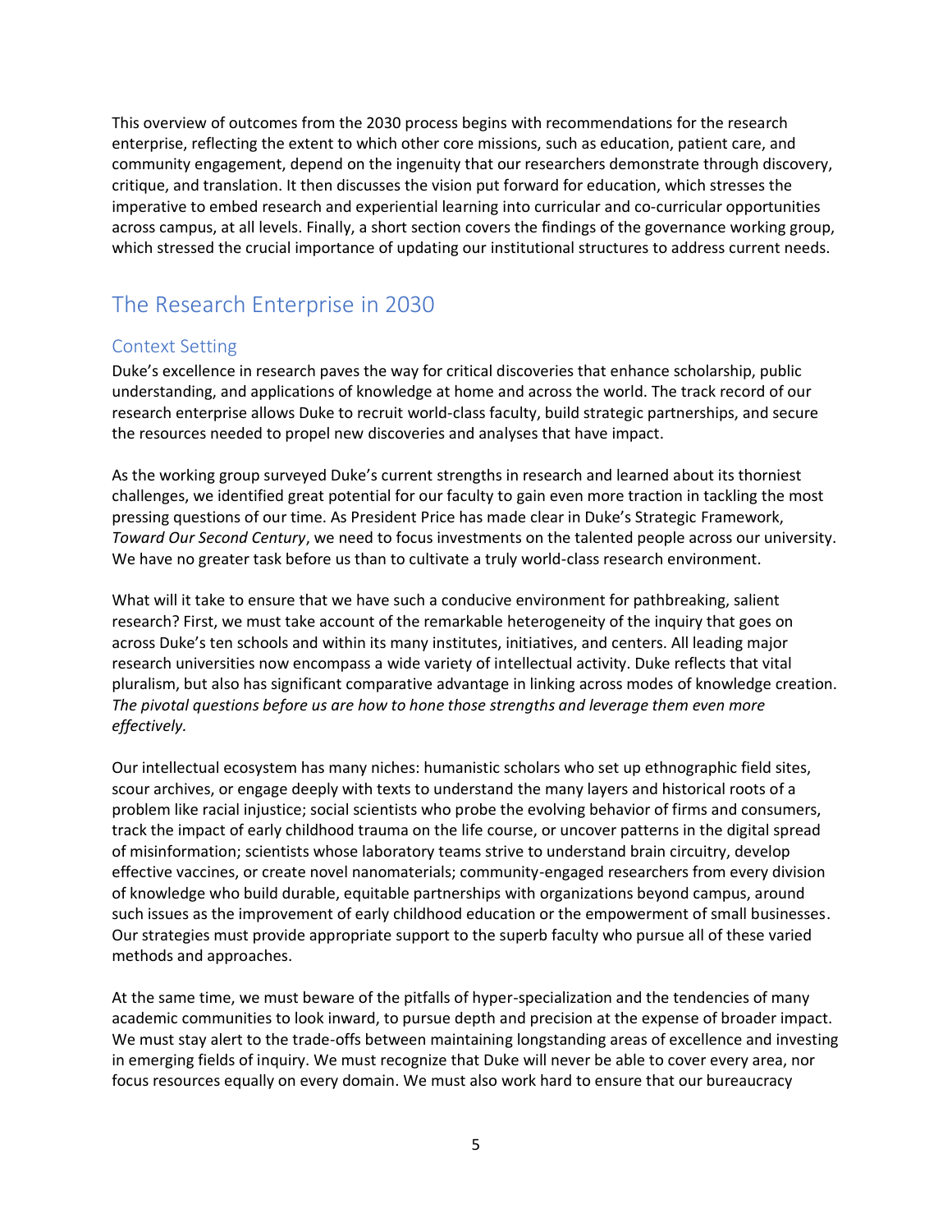This overview of outcomes from the 2030 process begins with recommendations for the research enterprise, reflecting the extent to which other core missions, such as education, patient care, and community engagement, depend on the ingenuity that our researchers demonstrate through discovery, critique, and translation. It then discusses the vision put forward for education, which stresses the imperative to embed research and experiential learning into curricular and co-curricular opportunities across campus, at all levels. Finally, a short section covers the findings of the governance working group, which stressed the crucial importance of updating our institutional structures to address current needs.

## The Research Enterprise in 2030

### Context Setting

Duke's excellence in research paves the way for critical discoveries that enhance scholarship, public understanding, and applications of knowledge at home and across the world. The track record of our research enterprise allows Duke to recruit world-class faculty, build strategic partnerships, and secure the resources needed to propel new discoveries and analyses that have impact.

As the working group surveyed Duke's current strengths in research and learned about its thorniest challenges, we identified great potential for our faculty to gain even more traction in tackling the most pressing questions of our time. As President Price has made clear in Duke's Strategic Framework, *Toward Our Second Century*, we need to focus investments on the talented people across our university. We have no greater task before us than to cultivate a truly world-class research environment.

What will it take to ensure that we have such a conducive environment for pathbreaking, salient research? First, we must take account of the remarkable heterogeneity of the inquiry that goes on across Duke's ten schools and within its many institutes, initiatives, and centers. All leading major research universities now encompass a wide variety of intellectual activity. Duke reflects that vital pluralism, but also has significant comparative advantage in linking across modes of knowledge creation. *The pivotal questions before us are how to hone those strengths and leverage them even more effectively.*

Our intellectual ecosystem has many niches: humanistic scholars who set up ethnographic field sites, scour archives, or engage deeply with texts to understand the many layers and historical roots of a problem like racial injustice; social scientists who probe the evolving behavior of firms and consumers, track the impact of early childhood trauma on the life course, or uncover patterns in the digital spread of misinformation; scientists whose laboratory teams strive to understand brain circuitry, develop effective vaccines, or create novel nanomaterials; community-engaged researchers from every division of knowledge who build durable, equitable partnerships with organizations beyond campus, around such issues as the improvement of early childhood education or the empowerment of small businesses. Our strategies must provide appropriate support to the superb faculty who pursue all of these varied methods and approaches.

At the same time, we must beware of the pitfalls of hyper-specialization and the tendencies of many academic communities to look inward, to pursue depth and precision at the expense of broader impact. We must stay alert to the trade-offs between maintaining longstanding areas of excellence and investing in emerging fields of inquiry. We must recognize that Duke will never be able to cover every area, nor focus resources equally on every domain. We must also work hard to ensure that our bureaucracy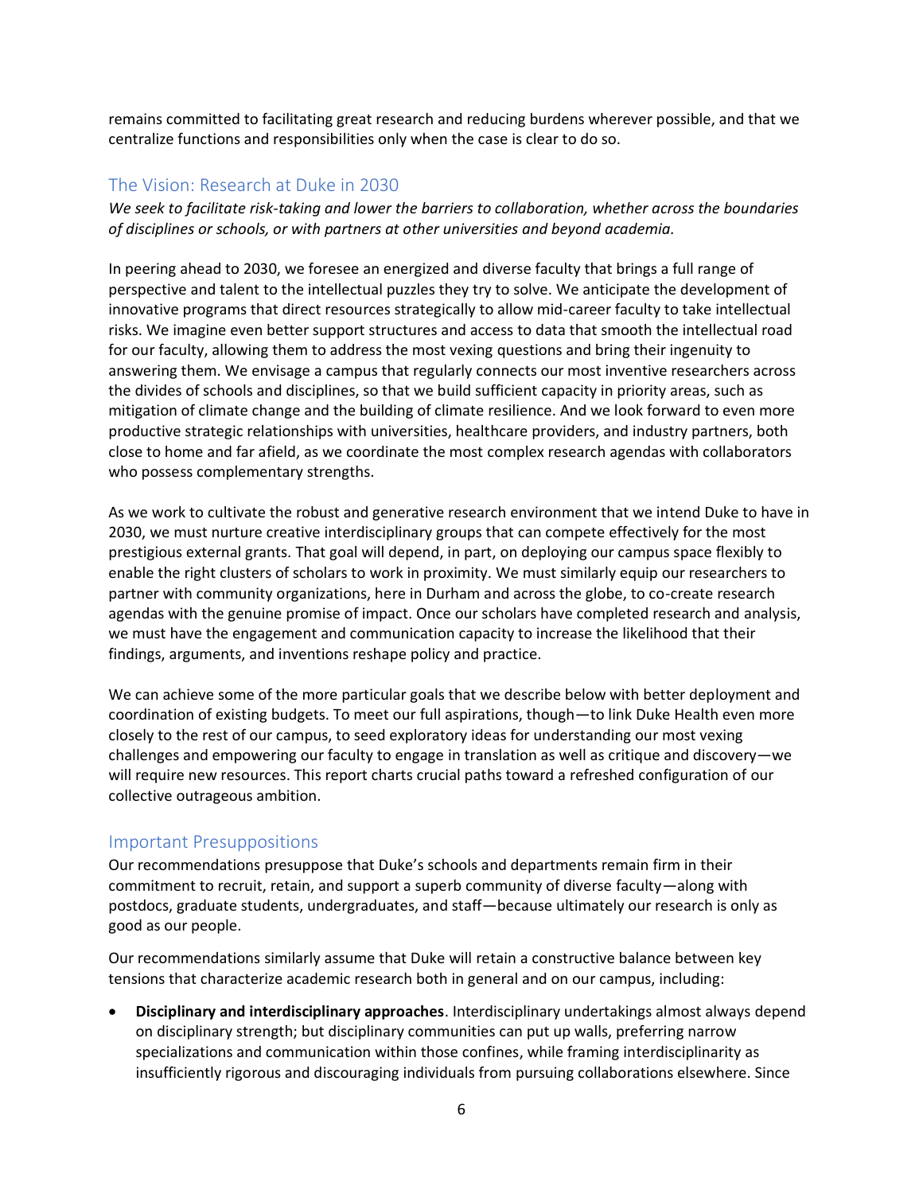remains committed to facilitating great research and reducing burdens wherever possible, and that we centralize functions and responsibilities only when the case is clear to do so.

## The Vision: Research at Duke in 2030

*We seek to facilitate risk-taking and lower the barriers to collaboration, whether across the boundaries of disciplines or schools, or with partners at other universities and beyond academia.*

In peering ahead to 2030, we foresee an energized and diverse faculty that brings a full range of perspective and talent to the intellectual puzzles they try to solve. We anticipate the development of innovative programs that direct resources strategically to allow mid-career faculty to take intellectual risks. We imagine even better support structures and access to data that smooth the intellectual road for our faculty, allowing them to address the most vexing questions and bring their ingenuity to answering them. We envisage a campus that regularly connects our most inventive researchers across the divides of schools and disciplines, so that we build sufficient capacity in priority areas, such as mitigation of climate change and the building of climate resilience. And we look forward to even more productive strategic relationships with universities, healthcare providers, and industry partners, both close to home and far afield, as we coordinate the most complex research agendas with collaborators who possess complementary strengths.

As we work to cultivate the robust and generative research environment that we intend Duke to have in 2030, we must nurture creative interdisciplinary groups that can compete effectively for the most prestigious external grants. That goal will depend, in part, on deploying our campus space flexibly to enable the right clusters of scholars to work in proximity. We must similarly equip our researchers to partner with community organizations, here in Durham and across the globe, to co-create research agendas with the genuine promise of impact. Once our scholars have completed research and analysis, we must have the engagement and communication capacity to increase the likelihood that their findings, arguments, and inventions reshape policy and practice.

We can achieve some of the more particular goals that we describe below with better deployment and coordination of existing budgets. To meet our full aspirations, though—to link Duke Health even more closely to the rest of our campus, to seed exploratory ideas for understanding our most vexing challenges and empowering our faculty to engage in translation as well as critique and discovery—we will require new resources. This report charts crucial paths toward a refreshed configuration of our collective outrageous ambition.

## Important Presuppositions

Our recommendations presuppose that Duke's schools and departments remain firm in their commitment to recruit, retain, and support a superb community of diverse faculty—along with postdocs, graduate students, undergraduates, and staff—because ultimately our research is only as good as our people.

Our recommendations similarly assume that Duke will retain a constructive balance between key tensions that characterize academic research both in general and on our campus, including:

- **Disciplinary and interdisciplinary approaches**. Interdisciplinary undertakings almost always depend on disciplinary strength; but disciplinary communities can put up walls, preferring narrow specializations and communication within those confines, while framing interdisciplinarity as insufficiently rigorous and discouraging individuals from pursuing collaborations elsewhere. Since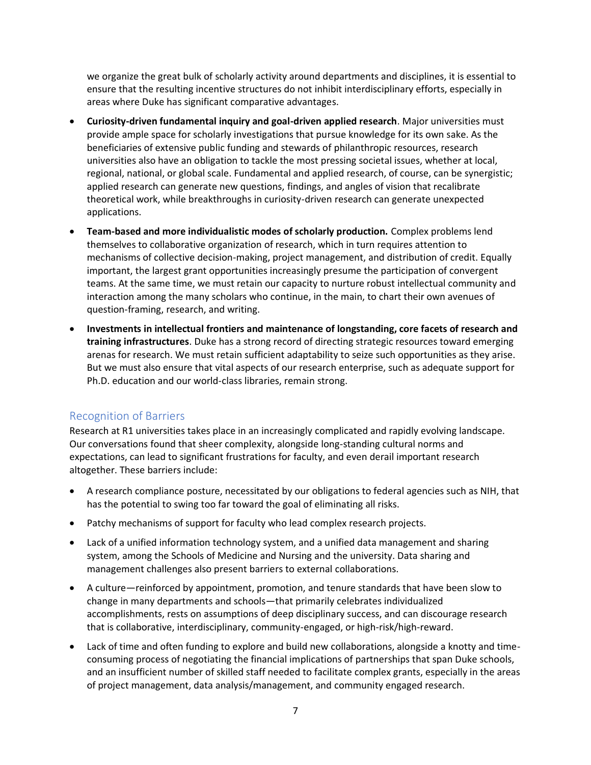we organize the great bulk of scholarly activity around departments and disciplines, it is essential to ensure that the resulting incentive structures do not inhibit interdisciplinary efforts, especially in areas where Duke has significant comparative advantages.

- **Curiosity-driven fundamental inquiry and goal-driven applied research**. Major universities must provide ample space for scholarly investigations that pursue knowledge for its own sake. As the beneficiaries of extensive public funding and stewards of philanthropic resources, research universities also have an obligation to tackle the most pressing societal issues, whether at local, regional, national, or global scale. Fundamental and applied research, of course, can be synergistic; applied research can generate new questions, findings, and angles of vision that recalibrate theoretical work, while breakthroughs in curiosity-driven research can generate unexpected applications.
- **Team-based and more individualistic modes of scholarly production.** Complex problems lend themselves to collaborative organization of research, which in turn requires attention to mechanisms of collective decision-making, project management, and distribution of credit. Equally important, the largest grant opportunities increasingly presume the participation of convergent teams. At the same time, we must retain our capacity to nurture robust intellectual community and interaction among the many scholars who continue, in the main, to chart their own avenues of question-framing, research, and writing.
- **Investments in intellectual frontiers and maintenance of longstanding, core facets of research and training infrastructures**. Duke has a strong record of directing strategic resources toward emerging arenas for research. We must retain sufficient adaptability to seize such opportunities as they arise. But we must also ensure that vital aspects of our research enterprise, such as adequate support for Ph.D. education and our world-class libraries, remain strong.

## Recognition of Barriers

Research at R1 universities takes place in an increasingly complicated and rapidly evolving landscape. Our conversations found that sheer complexity, alongside long-standing cultural norms and expectations, can lead to significant frustrations for faculty, and even derail important research altogether. These barriers include:

- A research compliance posture, necessitated by our obligations to federal agencies such as NIH, that has the potential to swing too far toward the goal of eliminating all risks.
- Patchy mechanisms of support for faculty who lead complex research projects.
- Lack of a unified information technology system, and a unified data management and sharing system, among the Schools of Medicine and Nursing and the university. Data sharing and management challenges also present barriers to external collaborations.
- A culture—reinforced by appointment, promotion, and tenure standards that have been slow to change in many departments and schools—that primarily celebrates individualized accomplishments, rests on assumptions of deep disciplinary success, and can discourage research that is collaborative, interdisciplinary, community-engaged, or high-risk/high-reward.
- Lack of time and often funding to explore and build new collaborations, alongside a knotty and time-consuming process of negotiating the financial implications of partnerships that span Duke schools, and an insufficient number of skilled staff needed to facilitate complex grants, especially in the areas of project management, data analysis/management, and community engaged research.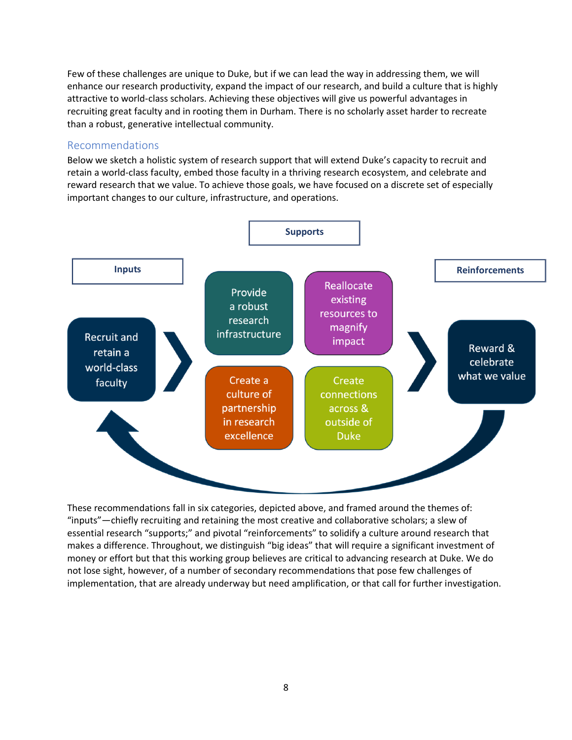Few of these challenges are unique to Duke, but if we can lead the way in addressing them, we will enhance our research productivity, expand the impact of our research, and build a culture that is highly attractive to world-class scholars. Achieving these objectives will give us powerful advantages in recruiting great faculty and in rooting them in Durham. There is no scholarly asset harder to recreate than a robust, generative intellectual community.

## Recommendations

Below we sketch a holistic system of research support that will extend Duke's capacity to recruit and retain a world-class faculty, embed those faculty in a thriving research ecosystem, and celebrate and reward research that we value. To achieve those goals, we have focused on a discrete set of especially important changes to our culture, infrastructure, and operations.

**Supports**

**Inputs**

**Reinforcements**

Recruit and retain a world-class faculty

Provide a robust research infrastructure

Reallocate existing resources to magnify impact

Create a culture of partnership in research excellence

Create connections across & outside of Duke

Reward & celebrate what we value

These recommendations fall in six categories, depicted above, and framed around the themes of: "inputs"—chiefly recruiting and retaining the most creative and collaborative scholars; a slew of essential research "supports;" and pivotal "reinforcements" to solidify a culture around research that makes a difference. Throughout, we distinguish "big ideas" that will require a significant investment of money or effort but that this working group believes are critical to advancing research at Duke. We do not lose sight, however, of a number of secondary recommendations that pose few challenges of implementation, that are already underway but need amplification, or that call for further investigation.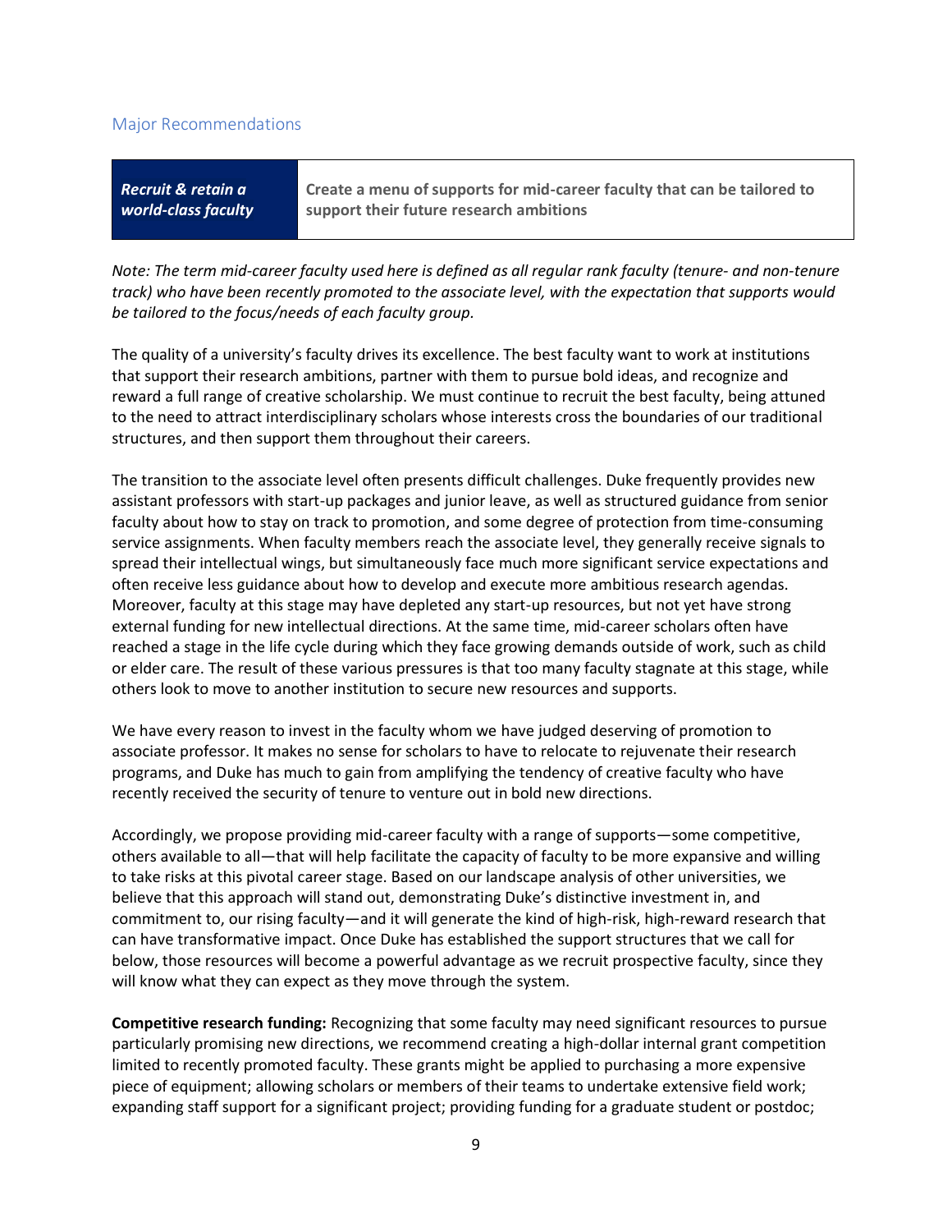## Major Recommendations

| ***Recruit & retain a world-class faculty*** | **Create a menu of supports for mid-career faculty that can be tailored to support their future research ambitions** |
|---|---|

*Note: The term mid-career faculty used here is defined as all regular rank faculty (tenure- and non-tenure track) who have been recently promoted to the associate level, with the expectation that supports would be tailored to the focus/needs of each faculty group.*

The quality of a university's faculty drives its excellence. The best faculty want to work at institutions that support their research ambitions, partner with them to pursue bold ideas, and recognize and reward a full range of creative scholarship. We must continue to recruit the best faculty, being attuned to the need to attract interdisciplinary scholars whose interests cross the boundaries of our traditional structures, and then support them throughout their careers.

The transition to the associate level often presents difficult challenges. Duke frequently provides new assistant professors with start-up packages and junior leave, as well as structured guidance from senior faculty about how to stay on track to promotion, and some degree of protection from time-consuming service assignments. When faculty members reach the associate level, they generally receive signals to spread their intellectual wings, but simultaneously face much more significant service expectations and often receive less guidance about how to develop and execute more ambitious research agendas. Moreover, faculty at this stage may have depleted any start-up resources, but not yet have strong external funding for new intellectual directions. At the same time, mid-career scholars often have reached a stage in the life cycle during which they face growing demands outside of work, such as child or elder care. The result of these various pressures is that too many faculty stagnate at this stage, while others look to move to another institution to secure new resources and supports.

We have every reason to invest in the faculty whom we have judged deserving of promotion to associate professor. It makes no sense for scholars to have to relocate to rejuvenate their research programs, and Duke has much to gain from amplifying the tendency of creative faculty who have recently received the security of tenure to venture out in bold new directions.

Accordingly, we propose providing mid-career faculty with a range of supports—some competitive, others available to all—that will help facilitate the capacity of faculty to be more expansive and willing to take risks at this pivotal career stage. Based on our landscape analysis of other universities, we believe that this approach will stand out, demonstrating Duke's distinctive investment in, and commitment to, our rising faculty—and it will generate the kind of high-risk, high-reward research that can have transformative impact. Once Duke has established the support structures that we call for below, those resources will become a powerful advantage as we recruit prospective faculty, since they will know what they can expect as they move through the system.

**Competitive research funding:** Recognizing that some faculty may need significant resources to pursue particularly promising new directions, we recommend creating a high-dollar internal grant competition limited to recently promoted faculty. These grants might be applied to purchasing a more expensive piece of equipment; allowing scholars or members of their teams to undertake extensive field work; expanding staff support for a significant project; providing funding for a graduate student or postdoc;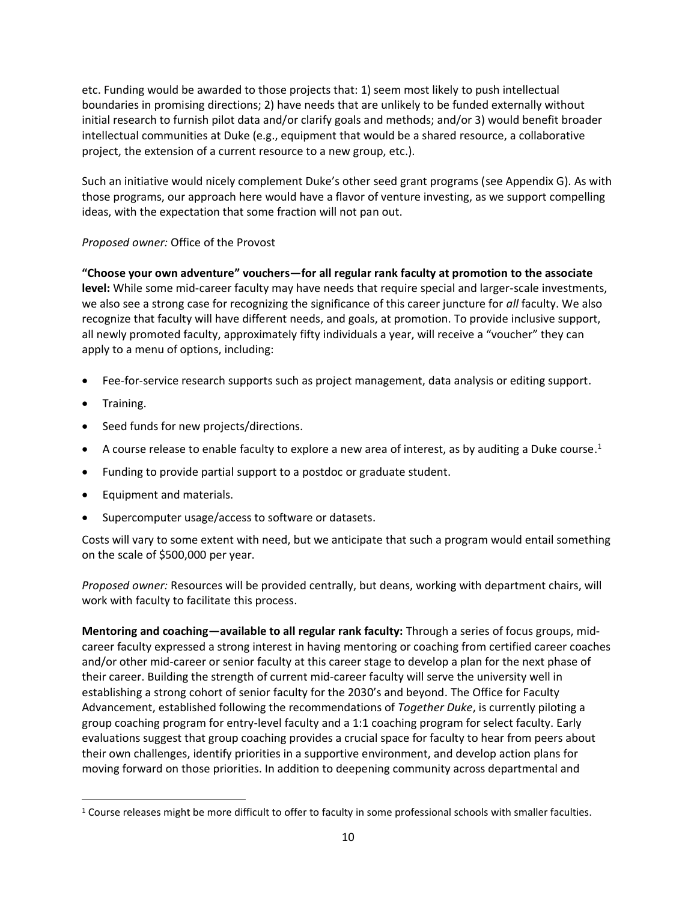etc. Funding would be awarded to those projects that: 1) seem most likely to push intellectual boundaries in promising directions; 2) have needs that are unlikely to be funded externally without initial research to furnish pilot data and/or clarify goals and methods; and/or 3) would benefit broader intellectual communities at Duke (e.g., equipment that would be a shared resource, a collaborative project, the extension of a current resource to a new group, etc.).

Such an initiative would nicely complement Duke's other seed grant programs (see Appendix G). As with those programs, our approach here would have a flavor of venture investing, as we support compelling ideas, with the expectation that some fraction will not pan out.

*Proposed owner:* Office of the Provost

**"Choose your own adventure" vouchers—for all regular rank faculty at promotion to the associate level:** While some mid-career faculty may have needs that require special and larger-scale investments, we also see a strong case for recognizing the significance of this career juncture for *all* faculty. We also recognize that faculty will have different needs, and goals, at promotion. To provide inclusive support, all newly promoted faculty, approximately fifty individuals a year, will receive a "voucher" they can apply to a menu of options, including:

- Fee-for-service research supports such as project management, data analysis or editing support.
- Training.
- Seed funds for new projects/directions.
- A course release to enable faculty to explore a new area of interest, as by auditing a Duke course.[1]
- Funding to provide partial support to a postdoc or graduate student.
- Equipment and materials.
- Supercomputer usage/access to software or datasets.

Costs will vary to some extent with need, but we anticipate that such a program would entail something on the scale of $500,000 per year.

*Proposed owner:* Resources will be provided centrally, but deans, working with department chairs, will work with faculty to facilitate this process.

**Mentoring and coaching—available to all regular rank faculty:** Through a series of focus groups, mid-career faculty expressed a strong interest in having mentoring or coaching from certified career coaches and/or other mid-career or senior faculty at this career stage to develop a plan for the next phase of their career. Building the strength of current mid-career faculty will serve the university well in establishing a strong cohort of senior faculty for the 2030's and beyond. The Office for Faculty Advancement, established following the recommendations of *Together Duke*, is currently piloting a group coaching program for entry-level faculty and a 1:1 coaching program for select faculty. Early evaluations suggest that group coaching provides a crucial space for faculty to hear from peers about their own challenges, identify priorities in a supportive environment, and develop action plans for moving forward on those priorities. In addition to deepening community across departmental and

[1] Course releases might be more difficult to offer to faculty in some professional schools with smaller faculties.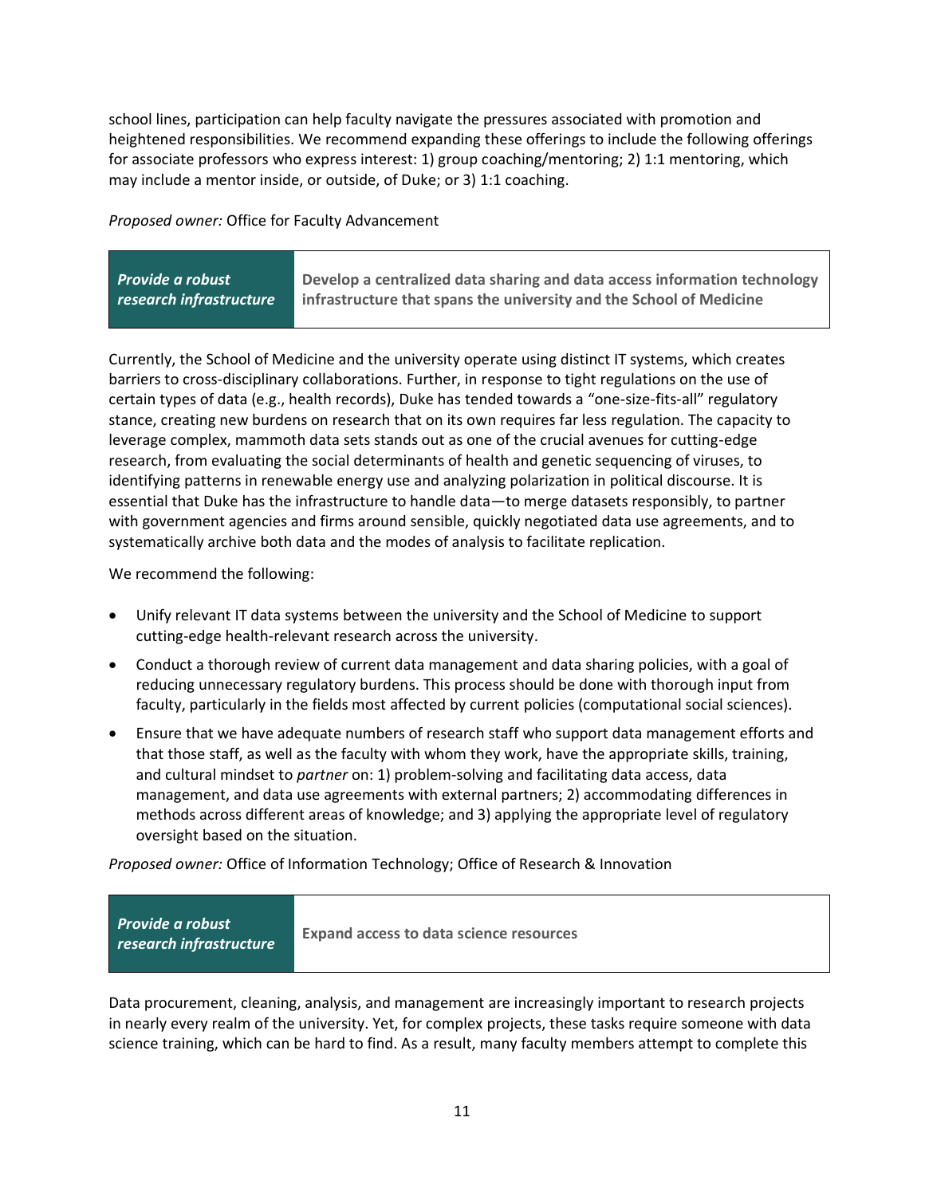school lines, participation can help faculty navigate the pressures associated with promotion and heightened responsibilities. We recommend expanding these offerings to include the following offerings for associate professors who express interest: 1) group coaching/mentoring; 2) 1:1 mentoring, which may include a mentor inside, or outside, of Duke; or 3) 1:1 coaching.

*Proposed owner:* Office for Faculty Advancement

| ***Provide a robust research infrastructure*** | **Develop a centralized data sharing and data access information technology infrastructure that spans the university and the School of Medicine** |
|---|---|

Currently, the School of Medicine and the university operate using distinct IT systems, which creates barriers to cross-disciplinary collaborations. Further, in response to tight regulations on the use of certain types of data (e.g., health records), Duke has tended towards a "one-size-fits-all" regulatory stance, creating new burdens on research that on its own requires far less regulation. The capacity to leverage complex, mammoth data sets stands out as one of the crucial avenues for cutting-edge research, from evaluating the social determinants of health and genetic sequencing of viruses, to identifying patterns in renewable energy use and analyzing polarization in political discourse. It is essential that Duke has the infrastructure to handle data—to merge datasets responsibly, to partner with government agencies and firms around sensible, quickly negotiated data use agreements, and to systematically archive both data and the modes of analysis to facilitate replication.

We recommend the following:

- Unify relevant IT data systems between the university and the School of Medicine to support cutting-edge health-relevant research across the university.
- Conduct a thorough review of current data management and data sharing policies, with a goal of reducing unnecessary regulatory burdens. This process should be done with thorough input from faculty, particularly in the fields most affected by current policies (computational social sciences).
- Ensure that we have adequate numbers of research staff who support data management efforts and that those staff, as well as the faculty with whom they work, have the appropriate skills, training, and cultural mindset to *partner* on: 1) problem-solving and facilitating data access, data management, and data use agreements with external partners; 2) accommodating differences in methods across different areas of knowledge; and 3) applying the appropriate level of regulatory oversight based on the situation.

*Proposed owner:* Office of Information Technology; Office of Research & Innovation

| ***Provide a robust research infrastructure*** | **Expand access to data science resources** |
|---|---|

Data procurement, cleaning, analysis, and management are increasingly important to research projects in nearly every realm of the university. Yet, for complex projects, these tasks require someone with data science training, which can be hard to find. As a result, many faculty members attempt to complete this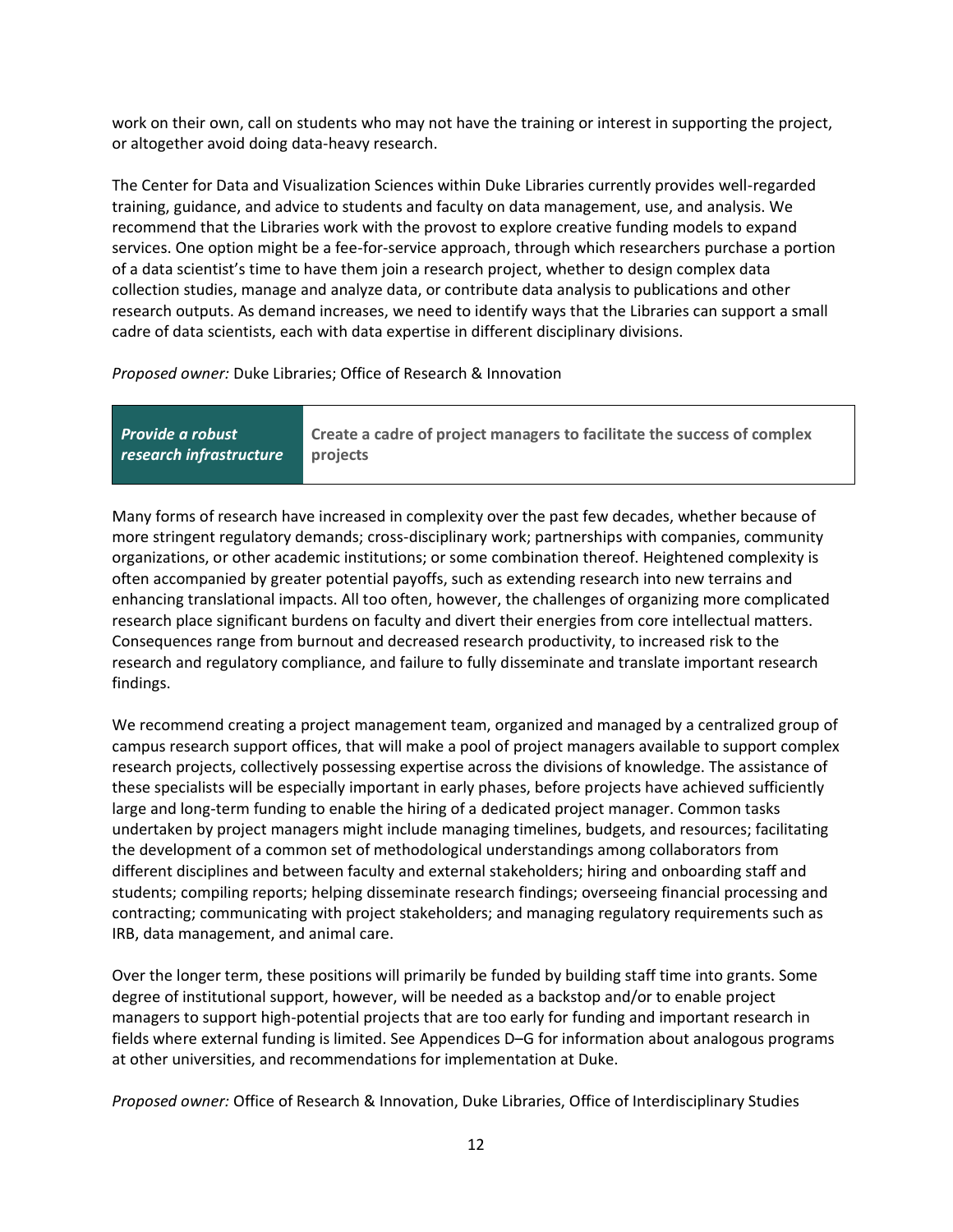work on their own, call on students who may not have the training or interest in supporting the project, or altogether avoid doing data-heavy research.

The Center for Data and Visualization Sciences within Duke Libraries currently provides well-regarded training, guidance, and advice to students and faculty on data management, use, and analysis. We recommend that the Libraries work with the provost to explore creative funding models to expand services. One option might be a fee-for-service approach, through which researchers purchase a portion of a data scientist's time to have them join a research project, whether to design complex data collection studies, manage and analyze data, or contribute data analysis to publications and other research outputs. As demand increases, we need to identify ways that the Libraries can support a small cadre of data scientists, each with data expertise in different disciplinary divisions.

*Proposed owner:* Duke Libraries; Office of Research & Innovation

| ***Provide a robust research infrastructure*** | **Create a cadre of project managers to facilitate the success of complex projects** |
|---|---|

Many forms of research have increased in complexity over the past few decades, whether because of more stringent regulatory demands; cross-disciplinary work; partnerships with companies, community organizations, or other academic institutions; or some combination thereof. Heightened complexity is often accompanied by greater potential payoffs, such as extending research into new terrains and enhancing translational impacts. All too often, however, the challenges of organizing more complicated research place significant burdens on faculty and divert their energies from core intellectual matters. Consequences range from burnout and decreased research productivity, to increased risk to the research and regulatory compliance, and failure to fully disseminate and translate important research findings.

We recommend creating a project management team, organized and managed by a centralized group of campus research support offices, that will make a pool of project managers available to support complex research projects, collectively possessing expertise across the divisions of knowledge. The assistance of these specialists will be especially important in early phases, before projects have achieved sufficiently large and long-term funding to enable the hiring of a dedicated project manager. Common tasks undertaken by project managers might include managing timelines, budgets, and resources; facilitating the development of a common set of methodological understandings among collaborators from different disciplines and between faculty and external stakeholders; hiring and onboarding staff and students; compiling reports; helping disseminate research findings; overseeing financial processing and contracting; communicating with project stakeholders; and managing regulatory requirements such as IRB, data management, and animal care.

Over the longer term, these positions will primarily be funded by building staff time into grants. Some degree of institutional support, however, will be needed as a backstop and/or to enable project managers to support high-potential projects that are too early for funding and important research in fields where external funding is limited. See Appendices D–G for information about analogous programs at other universities, and recommendations for implementation at Duke.

*Proposed owner:* Office of Research & Innovation, Duke Libraries, Office of Interdisciplinary Studies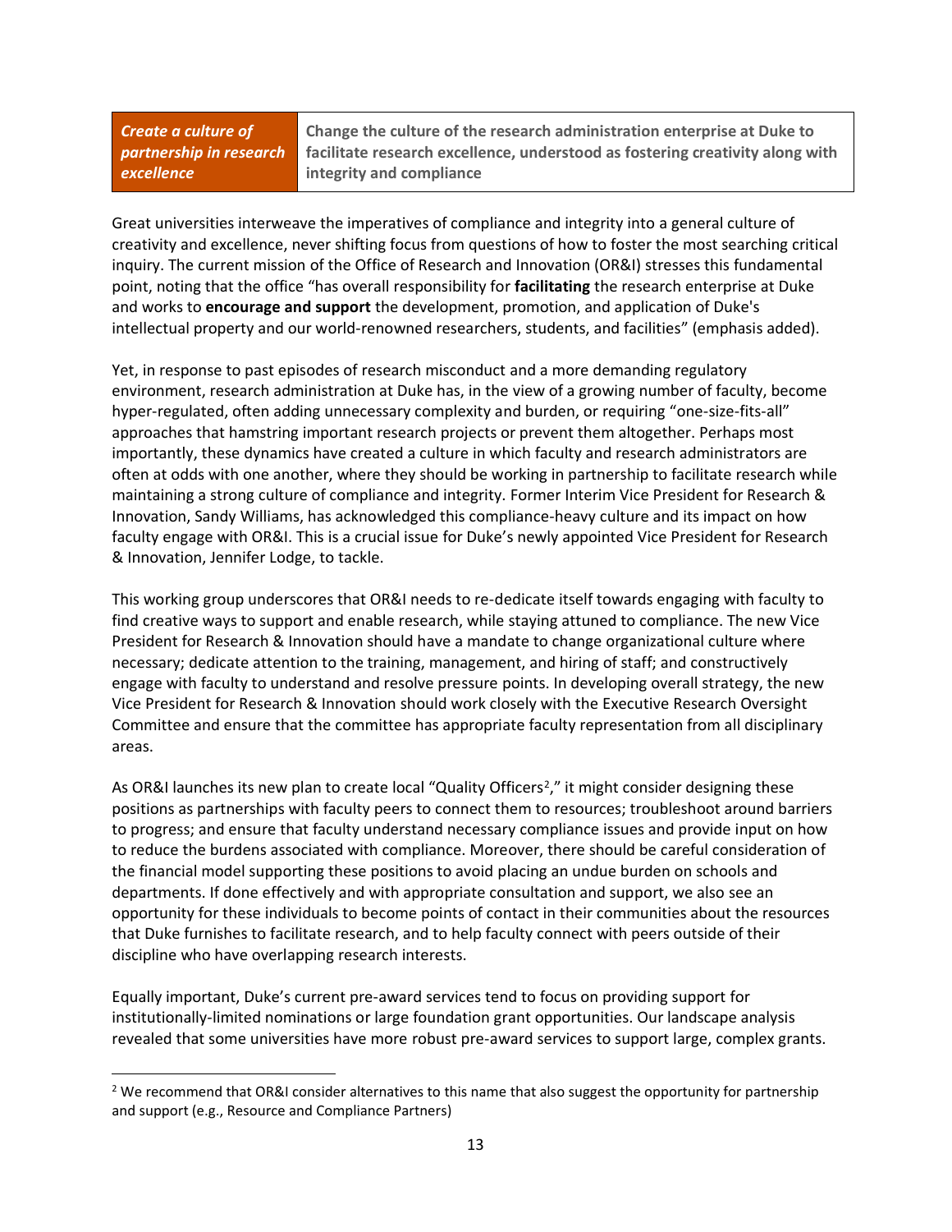| *Create a culture of partnership in research excellence* | **Change the culture of the research administration enterprise at Duke to facilitate research excellence, understood as fostering creativity along with integrity and compliance** |
|---|---|

Great universities interweave the imperatives of compliance and integrity into a general culture of creativity and excellence, never shifting focus from questions of how to foster the most searching critical inquiry. The current mission of the Office of Research and Innovation (OR&I) stresses this fundamental point, noting that the office "has overall responsibility for **facilitating** the research enterprise at Duke and works to **encourage and support** the development, promotion, and application of Duke's intellectual property and our world-renowned researchers, students, and facilities" (emphasis added).

Yet, in response to past episodes of research misconduct and a more demanding regulatory environment, research administration at Duke has, in the view of a growing number of faculty, become hyper-regulated, often adding unnecessary complexity and burden, or requiring "one-size-fits-all" approaches that hamstring important research projects or prevent them altogether. Perhaps most importantly, these dynamics have created a culture in which faculty and research administrators are often at odds with one another, where they should be working in partnership to facilitate research while maintaining a strong culture of compliance and integrity. Former Interim Vice President for Research & Innovation, Sandy Williams, has acknowledged this compliance-heavy culture and its impact on how faculty engage with OR&I. This is a crucial issue for Duke's newly appointed Vice President for Research & Innovation, Jennifer Lodge, to tackle.

This working group underscores that OR&I needs to re-dedicate itself towards engaging with faculty to find creative ways to support and enable research, while staying attuned to compliance. The new Vice President for Research & Innovation should have a mandate to change organizational culture where necessary; dedicate attention to the training, management, and hiring of staff; and constructively engage with faculty to understand and resolve pressure points. In developing overall strategy, the new Vice President for Research & Innovation should work closely with the Executive Research Oversight Committee and ensure that the committee has appropriate faculty representation from all disciplinary areas.

As OR&I launches its new plan to create local "Quality Officers[2]," it might consider designing these positions as partnerships with faculty peers to connect them to resources; troubleshoot around barriers to progress; and ensure that faculty understand necessary compliance issues and provide input on how to reduce the burdens associated with compliance. Moreover, there should be careful consideration of the financial model supporting these positions to avoid placing an undue burden on schools and departments. If done effectively and with appropriate consultation and support, we also see an opportunity for these individuals to become points of contact in their communities about the resources that Duke furnishes to facilitate research, and to help faculty connect with peers outside of their discipline who have overlapping research interests.

Equally important, Duke's current pre-award services tend to focus on providing support for institutionally-limited nominations or large foundation grant opportunities. Our landscape analysis revealed that some universities have more robust pre-award services to support large, complex grants.

---

[2] We recommend that OR&I consider alternatives to this name that also suggest the opportunity for partnership and support (e.g., Resource and Compliance Partners)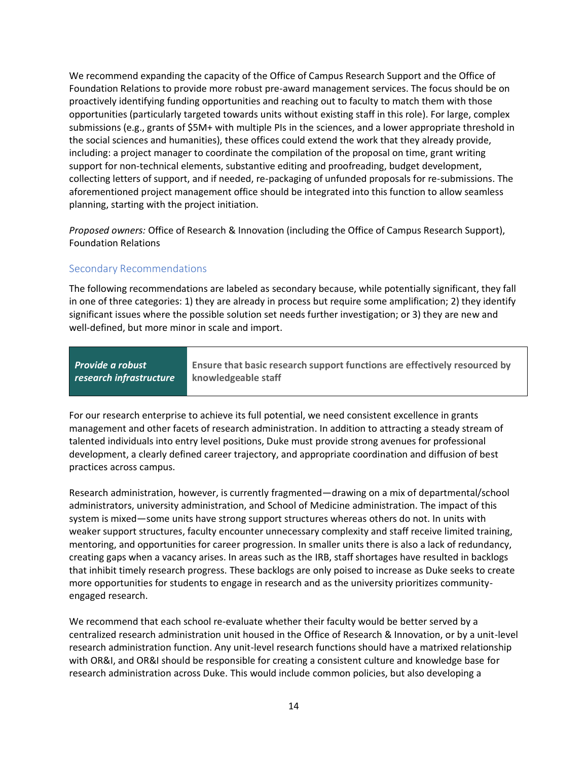We recommend expanding the capacity of the Office of Campus Research Support and the Office of Foundation Relations to provide more robust pre-award management services. The focus should be on proactively identifying funding opportunities and reaching out to faculty to match them with those opportunities (particularly targeted towards units without existing staff in this role). For large, complex submissions (e.g., grants of $5M+ with multiple PIs in the sciences, and a lower appropriate threshold in the social sciences and humanities), these offices could extend the work that they already provide, including: a project manager to coordinate the compilation of the proposal on time, grant writing support for non-technical elements, substantive editing and proofreading, budget development, collecting letters of support, and if needed, re-packaging of unfunded proposals for re-submissions. The aforementioned project management office should be integrated into this function to allow seamless planning, starting with the project initiation.

*Proposed owners:* Office of Research & Innovation (including the Office of Campus Research Support), Foundation Relations

## Secondary Recommendations

The following recommendations are labeled as secondary because, while potentially significant, they fall in one of three categories: 1) they are already in process but require some amplification; 2) they identify significant issues where the possible solution set needs further investigation; or 3) they are new and well-defined, but more minor in scale and import.

| ***Provide a robust research infrastructure*** | **Ensure that basic research support functions are effectively resourced by knowledgeable staff** |
|---|---|

For our research enterprise to achieve its full potential, we need consistent excellence in grants management and other facets of research administration. In addition to attracting a steady stream of talented individuals into entry level positions, Duke must provide strong avenues for professional development, a clearly defined career trajectory, and appropriate coordination and diffusion of best practices across campus.

Research administration, however, is currently fragmented—drawing on a mix of departmental/school administrators, university administration, and School of Medicine administration. The impact of this system is mixed—some units have strong support structures whereas others do not. In units with weaker support structures, faculty encounter unnecessary complexity and staff receive limited training, mentoring, and opportunities for career progression. In smaller units there is also a lack of redundancy, creating gaps when a vacancy arises. In areas such as the IRB, staff shortages have resulted in backlogs that inhibit timely research progress. These backlogs are only poised to increase as Duke seeks to create more opportunities for students to engage in research and as the university prioritizes community-engaged research.

We recommend that each school re-evaluate whether their faculty would be better served by a centralized research administration unit housed in the Office of Research & Innovation, or by a unit-level research administration function. Any unit-level research functions should have a matrixed relationship with OR&I, and OR&I should be responsible for creating a consistent culture and knowledge base for research administration across Duke. This would include common policies, but also developing a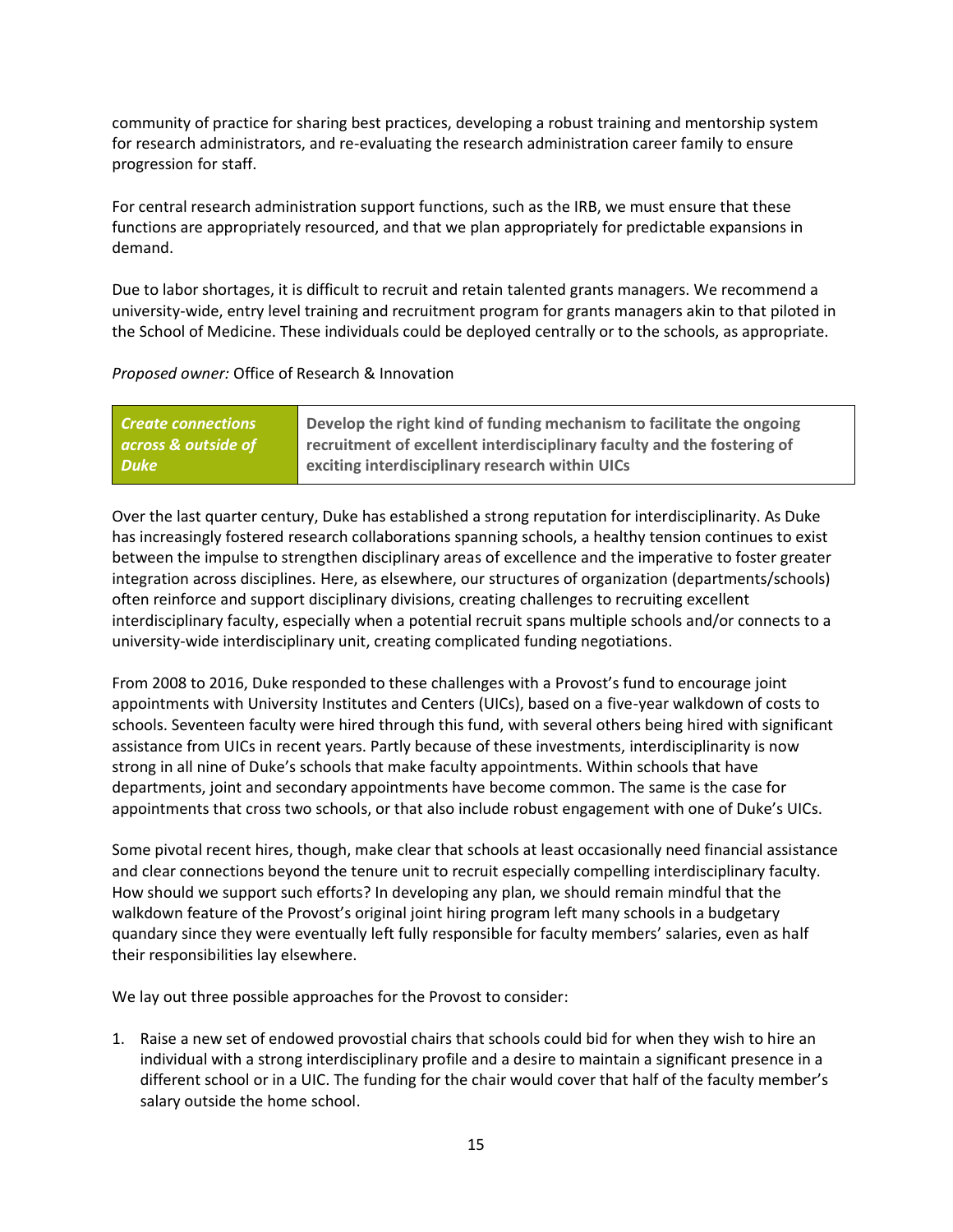community of practice for sharing best practices, developing a robust training and mentorship system for research administrators, and re-evaluating the research administration career family to ensure progression for staff.

For central research administration support functions, such as the IRB, we must ensure that these functions are appropriately resourced, and that we plan appropriately for predictable expansions in demand.

Due to labor shortages, it is difficult to recruit and retain talented grants managers. We recommend a university-wide, entry level training and recruitment program for grants managers akin to that piloted in the School of Medicine. These individuals could be deployed centrally or to the schools, as appropriate.

*Proposed owner:* Office of Research & Innovation

| ***Create connections across & outside of Duke*** | **Develop the right kind of funding mechanism to facilitate the ongoing recruitment of excellent interdisciplinary faculty and the fostering of exciting interdisciplinary research within UICs** |
|---|---|

Over the last quarter century, Duke has established a strong reputation for interdisciplinarity. As Duke has increasingly fostered research collaborations spanning schools, a healthy tension continues to exist between the impulse to strengthen disciplinary areas of excellence and the imperative to foster greater integration across disciplines. Here, as elsewhere, our structures of organization (departments/schools) often reinforce and support disciplinary divisions, creating challenges to recruiting excellent interdisciplinary faculty, especially when a potential recruit spans multiple schools and/or connects to a university-wide interdisciplinary unit, creating complicated funding negotiations.

From 2008 to 2016, Duke responded to these challenges with a Provost's fund to encourage joint appointments with University Institutes and Centers (UICs), based on a five-year walkdown of costs to schools. Seventeen faculty were hired through this fund, with several others being hired with significant assistance from UICs in recent years. Partly because of these investments, interdisciplinarity is now strong in all nine of Duke's schools that make faculty appointments. Within schools that have departments, joint and secondary appointments have become common. The same is the case for appointments that cross two schools, or that also include robust engagement with one of Duke's UICs.

Some pivotal recent hires, though, make clear that schools at least occasionally need financial assistance and clear connections beyond the tenure unit to recruit especially compelling interdisciplinary faculty. How should we support such efforts? In developing any plan, we should remain mindful that the walkdown feature of the Provost's original joint hiring program left many schools in a budgetary quandary since they were eventually left fully responsible for faculty members' salaries, even as half their responsibilities lay elsewhere.

We lay out three possible approaches for the Provost to consider:

1. Raise a new set of endowed provostial chairs that schools could bid for when they wish to hire an individual with a strong interdisciplinary profile and a desire to maintain a significant presence in a different school or in a UIC. The funding for the chair would cover that half of the faculty member's salary outside the home school.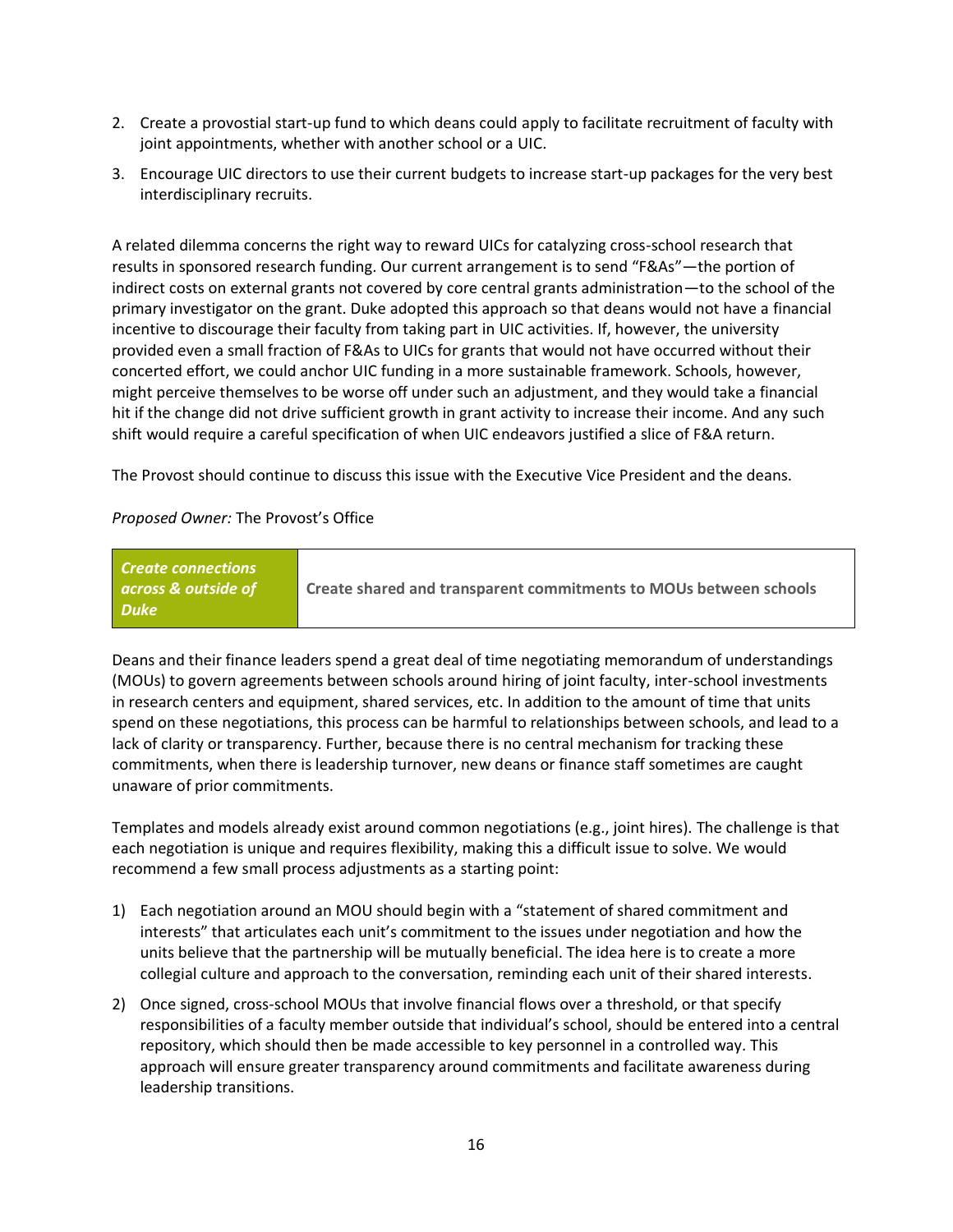2. Create a provostial start-up fund to which deans could apply to facilitate recruitment of faculty with joint appointments, whether with another school or a UIC.
3. Encourage UIC directors to use their current budgets to increase start-up packages for the very best interdisciplinary recruits.

A related dilemma concerns the right way to reward UICs for catalyzing cross-school research that results in sponsored research funding. Our current arrangement is to send "F&As"—the portion of indirect costs on external grants not covered by core central grants administration—to the school of the primary investigator on the grant. Duke adopted this approach so that deans would not have a financial incentive to discourage their faculty from taking part in UIC activities. If, however, the university provided even a small fraction of F&As to UICs for grants that would not have occurred without their concerted effort, we could anchor UIC funding in a more sustainable framework. Schools, however, might perceive themselves to be worse off under such an adjustment, and they would take a financial hit if the change did not drive sufficient growth in grant activity to increase their income. And any such shift would require a careful specification of when UIC endeavors justified a slice of F&A return.

The Provost should continue to discuss this issue with the Executive Vice President and the deans.

*Proposed Owner:* The Provost's Office

| *Create connections across & outside of Duke* | **Create shared and transparent commitments to MOUs between schools** |
|---|---|

Deans and their finance leaders spend a great deal of time negotiating memorandum of understandings (MOUs) to govern agreements between schools around hiring of joint faculty, inter-school investments in research centers and equipment, shared services, etc. In addition to the amount of time that units spend on these negotiations, this process can be harmful to relationships between schools, and lead to a lack of clarity or transparency. Further, because there is no central mechanism for tracking these commitments, when there is leadership turnover, new deans or finance staff sometimes are caught unaware of prior commitments.

Templates and models already exist around common negotiations (e.g., joint hires). The challenge is that each negotiation is unique and requires flexibility, making this a difficult issue to solve. We would recommend a few small process adjustments as a starting point:

1) Each negotiation around an MOU should begin with a "statement of shared commitment and interests" that articulates each unit's commitment to the issues under negotiation and how the units believe that the partnership will be mutually beneficial. The idea here is to create a more collegial culture and approach to the conversation, reminding each unit of their shared interests.
2) Once signed, cross-school MOUs that involve financial flows over a threshold, or that specify responsibilities of a faculty member outside that individual's school, should be entered into a central repository, which should then be made accessible to key personnel in a controlled way. This approach will ensure greater transparency around commitments and facilitate awareness during leadership transitions.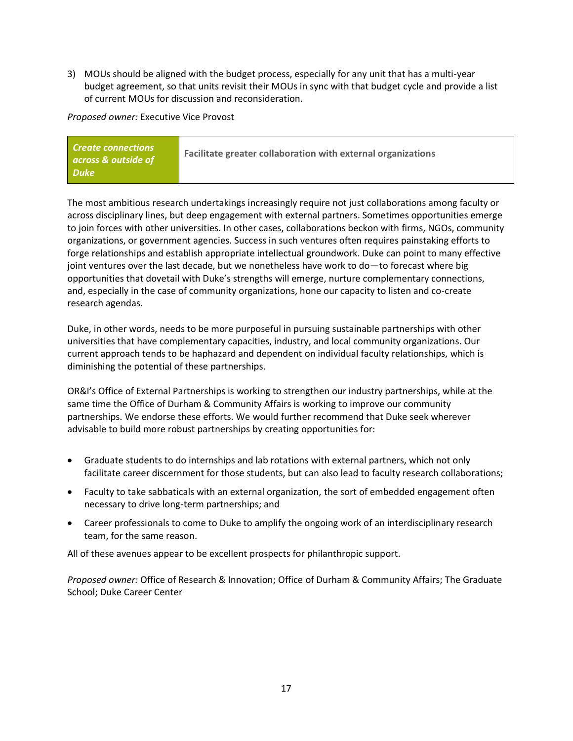3) MOUs should be aligned with the budget process, especially for any unit that has a multi-year budget agreement, so that units revisit their MOUs in sync with that budget cycle and provide a list of current MOUs for discussion and reconsideration.

*Proposed owner:* Executive Vice Provost

| *Create connections across & outside of Duke* | **Facilitate greater collaboration with external organizations** |
|---|---|

The most ambitious research undertakings increasingly require not just collaborations among faculty or across disciplinary lines, but deep engagement with external partners. Sometimes opportunities emerge to join forces with other universities. In other cases, collaborations beckon with firms, NGOs, community organizations, or government agencies. Success in such ventures often requires painstaking efforts to forge relationships and establish appropriate intellectual groundwork. Duke can point to many effective joint ventures over the last decade, but we nonetheless have work to do—to forecast where big opportunities that dovetail with Duke's strengths will emerge, nurture complementary connections, and, especially in the case of community organizations, hone our capacity to listen and co-create research agendas.

Duke, in other words, needs to be more purposeful in pursuing sustainable partnerships with other universities that have complementary capacities, industry, and local community organizations. Our current approach tends to be haphazard and dependent on individual faculty relationships, which is diminishing the potential of these partnerships.

OR&I's Office of External Partnerships is working to strengthen our industry partnerships, while at the same time the Office of Durham & Community Affairs is working to improve our community partnerships. We endorse these efforts. We would further recommend that Duke seek wherever advisable to build more robust partnerships by creating opportunities for:

- Graduate students to do internships and lab rotations with external partners, which not only facilitate career discernment for those students, but can also lead to faculty research collaborations;
- Faculty to take sabbaticals with an external organization, the sort of embedded engagement often necessary to drive long-term partnerships; and
- Career professionals to come to Duke to amplify the ongoing work of an interdisciplinary research team, for the same reason.

All of these avenues appear to be excellent prospects for philanthropic support.

*Proposed owner:* Office of Research & Innovation; Office of Durham & Community Affairs; The Graduate School; Duke Career Center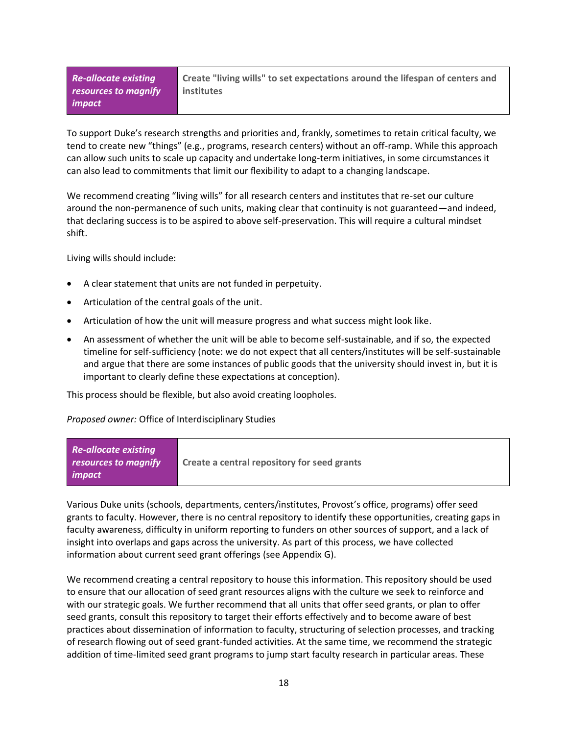| *Re-allocate existing resources to magnify impact* | **Create "living wills" to set expectations around the lifespan of centers and institutes** |
| --- | --- |

To support Duke's research strengths and priorities and, frankly, sometimes to retain critical faculty, we tend to create new "things" (e.g., programs, research centers) without an off-ramp. While this approach can allow such units to scale up capacity and undertake long-term initiatives, in some circumstances it can also lead to commitments that limit our flexibility to adapt to a changing landscape.

We recommend creating "living wills" for all research centers and institutes that re-set our culture around the non-permanence of such units, making clear that continuity is not guaranteed—and indeed, that declaring success is to be aspired to above self-preservation. This will require a cultural mindset shift.

Living wills should include:

- A clear statement that units are not funded in perpetuity.
- Articulation of the central goals of the unit.
- Articulation of how the unit will measure progress and what success might look like.
- An assessment of whether the unit will be able to become self-sustainable, and if so, the expected timeline for self-sufficiency (note: we do not expect that all centers/institutes will be self-sustainable and argue that there are some instances of public goods that the university should invest in, but it is important to clearly define these expectations at conception).

This process should be flexible, but also avoid creating loopholes.

*Proposed owner:* Office of Interdisciplinary Studies

| *Re-allocate existing resources to magnify impact* | **Create a central repository for seed grants** |
| --- | --- |

Various Duke units (schools, departments, centers/institutes, Provost's office, programs) offer seed grants to faculty. However, there is no central repository to identify these opportunities, creating gaps in faculty awareness, difficulty in uniform reporting to funders on other sources of support, and a lack of insight into overlaps and gaps across the university. As part of this process, we have collected information about current seed grant offerings (see Appendix G).

We recommend creating a central repository to house this information. This repository should be used to ensure that our allocation of seed grant resources aligns with the culture we seek to reinforce and with our strategic goals. We further recommend that all units that offer seed grants, or plan to offer seed grants, consult this repository to target their efforts effectively and to become aware of best practices about dissemination of information to faculty, structuring of selection processes, and tracking of research flowing out of seed grant-funded activities. At the same time, we recommend the strategic addition of time-limited seed grant programs to jump start faculty research in particular areas. These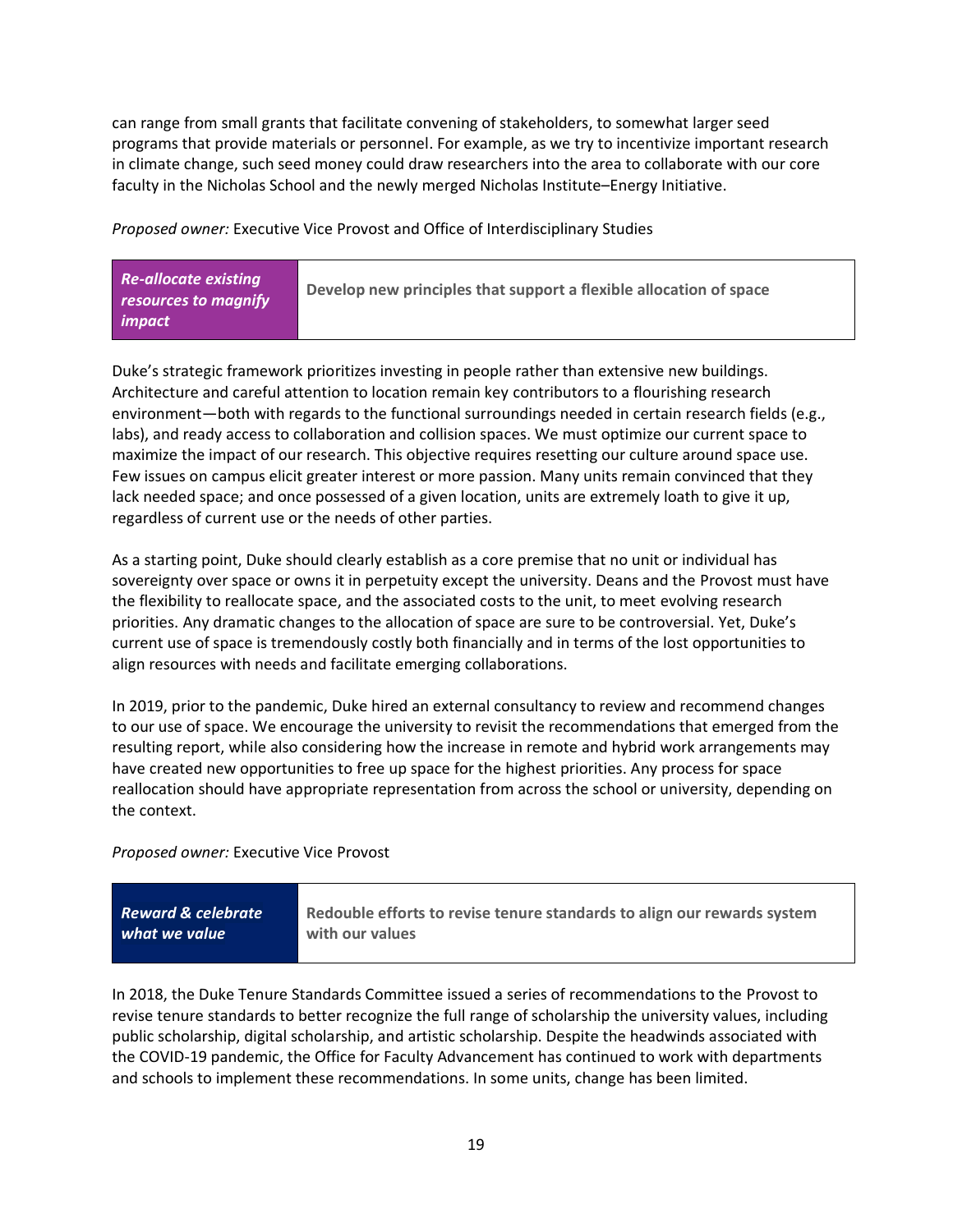can range from small grants that facilitate convening of stakeholders, to somewhat larger seed programs that provide materials or personnel. For example, as we try to incentivize important research in climate change, such seed money could draw researchers into the area to collaborate with our core faculty in the Nicholas School and the newly merged Nicholas Institute–Energy Initiative.

*Proposed owner:* Executive Vice Provost and Office of Interdisciplinary Studies

| ***Re-allocate existing resources to magnify impact*** | **Develop new principles that support a flexible allocation of space** |
|---|---|

Duke's strategic framework prioritizes investing in people rather than extensive new buildings. Architecture and careful attention to location remain key contributors to a flourishing research environment—both with regards to the functional surroundings needed in certain research fields (e.g., labs), and ready access to collaboration and collision spaces. We must optimize our current space to maximize the impact of our research. This objective requires resetting our culture around space use. Few issues on campus elicit greater interest or more passion. Many units remain convinced that they lack needed space; and once possessed of a given location, units are extremely loath to give it up, regardless of current use or the needs of other parties.

As a starting point, Duke should clearly establish as a core premise that no unit or individual has sovereignty over space or owns it in perpetuity except the university. Deans and the Provost must have the flexibility to reallocate space, and the associated costs to the unit, to meet evolving research priorities. Any dramatic changes to the allocation of space are sure to be controversial. Yet, Duke's current use of space is tremendously costly both financially and in terms of the lost opportunities to align resources with needs and facilitate emerging collaborations.

In 2019, prior to the pandemic, Duke hired an external consultancy to review and recommend changes to our use of space. We encourage the university to revisit the recommendations that emerged from the resulting report, while also considering how the increase in remote and hybrid work arrangements may have created new opportunities to free up space for the highest priorities. Any process for space reallocation should have appropriate representation from across the school or university, depending on the context.

*Proposed owner:* Executive Vice Provost

| ***Reward & celebrate what we value*** | **Redouble efforts to revise tenure standards to align our rewards system with our values** |
|---|---|

In 2018, the Duke Tenure Standards Committee issued a series of recommendations to the Provost to revise tenure standards to better recognize the full range of scholarship the university values, including public scholarship, digital scholarship, and artistic scholarship. Despite the headwinds associated with the COVID-19 pandemic, the Office for Faculty Advancement has continued to work with departments and schools to implement these recommendations. In some units, change has been limited.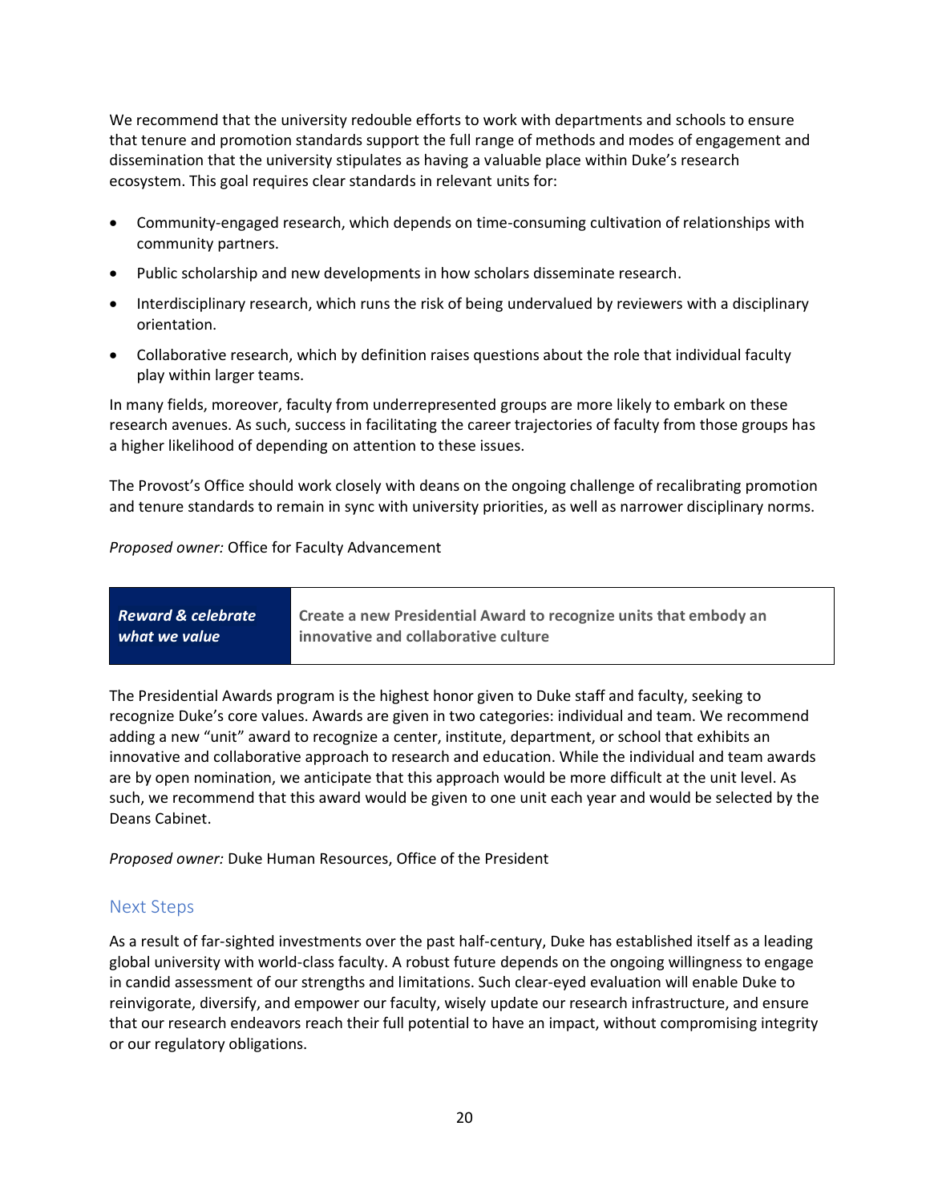We recommend that the university redouble efforts to work with departments and schools to ensure that tenure and promotion standards support the full range of methods and modes of engagement and dissemination that the university stipulates as having a valuable place within Duke's research ecosystem. This goal requires clear standards in relevant units for:

- Community-engaged research, which depends on time-consuming cultivation of relationships with community partners.
- Public scholarship and new developments in how scholars disseminate research.
- Interdisciplinary research, which runs the risk of being undervalued by reviewers with a disciplinary orientation.
- Collaborative research, which by definition raises questions about the role that individual faculty play within larger teams.

In many fields, moreover, faculty from underrepresented groups are more likely to embark on these research avenues. As such, success in facilitating the career trajectories of faculty from those groups has a higher likelihood of depending on attention to these issues.

The Provost's Office should work closely with deans on the ongoing challenge of recalibrating promotion and tenure standards to remain in sync with university priorities, as well as narrower disciplinary norms.

*Proposed owner:* Office for Faculty Advancement

| ***Reward & celebrate what we value*** | **Create a new Presidential Award to recognize units that embody an innovative and collaborative culture** |
|---|---|

The Presidential Awards program is the highest honor given to Duke staff and faculty, seeking to recognize Duke's core values. Awards are given in two categories: individual and team. We recommend adding a new "unit" award to recognize a center, institute, department, or school that exhibits an innovative and collaborative approach to research and education. While the individual and team awards are by open nomination, we anticipate that this approach would be more difficult at the unit level. As such, we recommend that this award would be given to one unit each year and would be selected by the Deans Cabinet.

*Proposed owner:* Duke Human Resources, Office of the President

## Next Steps

As a result of far-sighted investments over the past half-century, Duke has established itself as a leading global university with world-class faculty. A robust future depends on the ongoing willingness to engage in candid assessment of our strengths and limitations. Such clear-eyed evaluation will enable Duke to reinvigorate, diversify, and empower our faculty, wisely update our research infrastructure, and ensure that our research endeavors reach their full potential to have an impact, without compromising integrity or our regulatory obligations.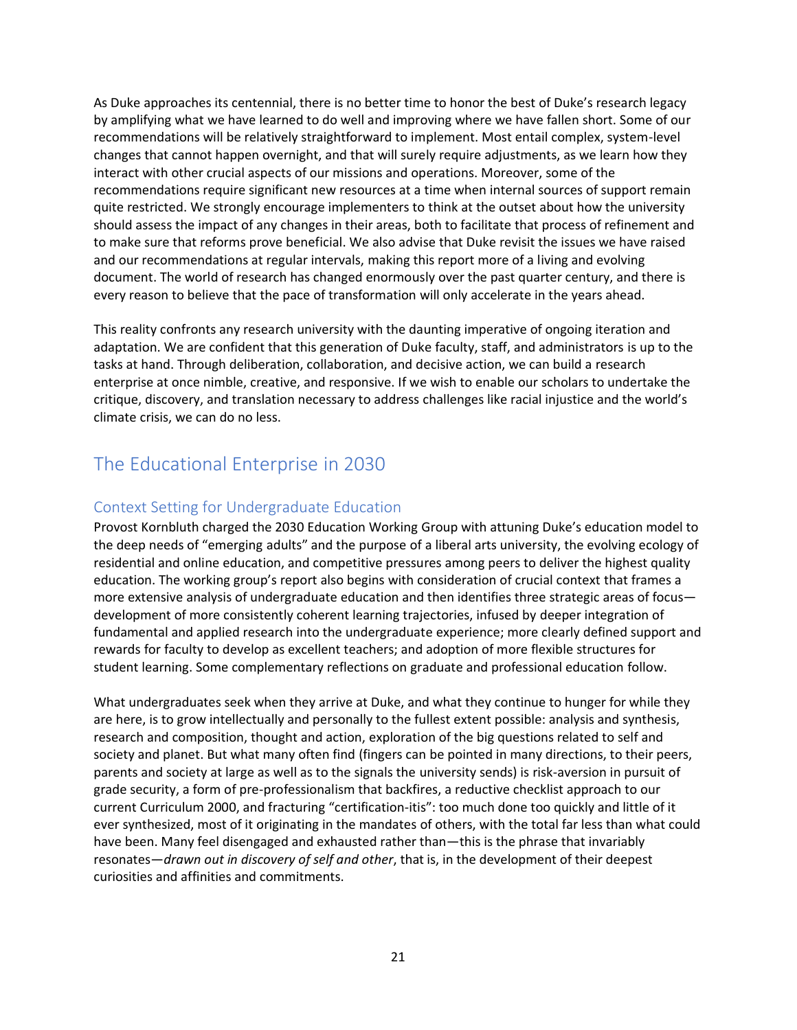As Duke approaches its centennial, there is no better time to honor the best of Duke's research legacy by amplifying what we have learned to do well and improving where we have fallen short. Some of our recommendations will be relatively straightforward to implement. Most entail complex, system-level changes that cannot happen overnight, and that will surely require adjustments, as we learn how they interact with other crucial aspects of our missions and operations. Moreover, some of the recommendations require significant new resources at a time when internal sources of support remain quite restricted. We strongly encourage implementers to think at the outset about how the university should assess the impact of any changes in their areas, both to facilitate that process of refinement and to make sure that reforms prove beneficial. We also advise that Duke revisit the issues we have raised and our recommendations at regular intervals, making this report more of a living and evolving document. The world of research has changed enormously over the past quarter century, and there is every reason to believe that the pace of transformation will only accelerate in the years ahead.

This reality confronts any research university with the daunting imperative of ongoing iteration and adaptation. We are confident that this generation of Duke faculty, staff, and administrators is up to the tasks at hand. Through deliberation, collaboration, and decisive action, we can build a research enterprise at once nimble, creative, and responsive. If we wish to enable our scholars to undertake the critique, discovery, and translation necessary to address challenges like racial injustice and the world's climate crisis, we can do no less.

## The Educational Enterprise in 2030

### Context Setting for Undergraduate Education

Provost Kornbluth charged the 2030 Education Working Group with attuning Duke's education model to the deep needs of "emerging adults" and the purpose of a liberal arts university, the evolving ecology of residential and online education, and competitive pressures among peers to deliver the highest quality education. The working group's report also begins with consideration of crucial context that frames a more extensive analysis of undergraduate education and then identifies three strategic areas of focus—development of more consistently coherent learning trajectories, infused by deeper integration of fundamental and applied research into the undergraduate experience; more clearly defined support and rewards for faculty to develop as excellent teachers; and adoption of more flexible structures for student learning. Some complementary reflections on graduate and professional education follow.

What undergraduates seek when they arrive at Duke, and what they continue to hunger for while they are here, is to grow intellectually and personally to the fullest extent possible: analysis and synthesis, research and composition, thought and action, exploration of the big questions related to self and society and planet. But what many often find (fingers can be pointed in many directions, to their peers, parents and society at large as well as to the signals the university sends) is risk-aversion in pursuit of grade security, a form of pre-professionalism that backfires, a reductive checklist approach to our current Curriculum 2000, and fracturing "certification-itis": too much done too quickly and little of it ever synthesized, most of it originating in the mandates of others, with the total far less than what could have been. Many feel disengaged and exhausted rather than—this is the phrase that invariably resonates—*drawn out in discovery of self and other*, that is, in the development of their deepest curiosities and affinities and commitments.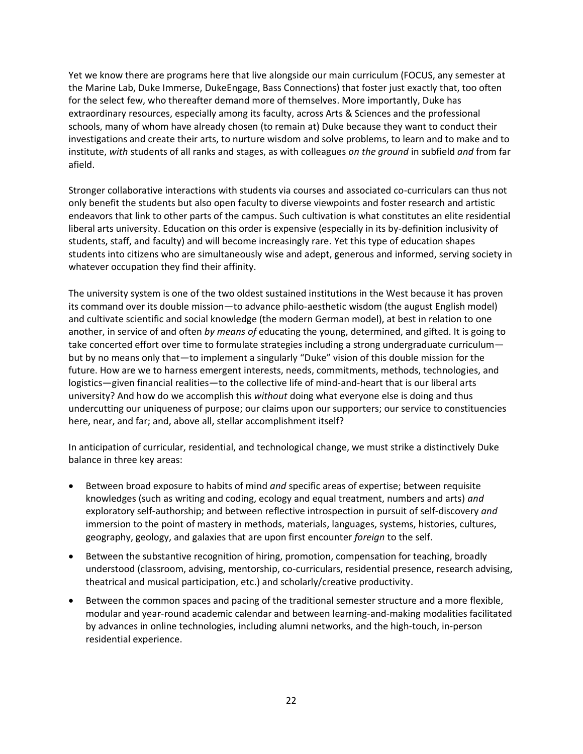Yet we know there are programs here that live alongside our main curriculum (FOCUS, any semester at the Marine Lab, Duke Immerse, DukeEngage, Bass Connections) that foster just exactly that, too often for the select few, who thereafter demand more of themselves. More importantly, Duke has extraordinary resources, especially among its faculty, across Arts & Sciences and the professional schools, many of whom have already chosen (to remain at) Duke because they want to conduct their investigations and create their arts, to nurture wisdom and solve problems, to learn and to make and to institute, *with* students of all ranks and stages, as with colleagues *on the ground* in subfield *and* from far afield.

Stronger collaborative interactions with students via courses and associated co-curriculars can thus not only benefit the students but also open faculty to diverse viewpoints and foster research and artistic endeavors that link to other parts of the campus. Such cultivation is what constitutes an elite residential liberal arts university. Education on this order is expensive (especially in its by-definition inclusivity of students, staff, and faculty) and will become increasingly rare. Yet this type of education shapes students into citizens who are simultaneously wise and adept, generous and informed, serving society in whatever occupation they find their affinity.

The university system is one of the two oldest sustained institutions in the West because it has proven its command over its double mission—to advance philo-aesthetic wisdom (the august English model) and cultivate scientific and social knowledge (the modern German model), at best in relation to one another, in service of and often *by means of* educating the young, determined, and gifted. It is going to take concerted effort over time to formulate strategies including a strong undergraduate curriculum—but by no means only that—to implement a singularly "Duke" vision of this double mission for the future. How are we to harness emergent interests, needs, commitments, methods, technologies, and logistics—given financial realities—to the collective life of mind-and-heart that is our liberal arts university? And how do we accomplish this *without* doing what everyone else is doing and thus undercutting our uniqueness of purpose; our claims upon our supporters; our service to constituencies here, near, and far; and, above all, stellar accomplishment itself?

In anticipation of curricular, residential, and technological change, we must strike a distinctively Duke balance in three key areas:

- Between broad exposure to habits of mind *and* specific areas of expertise; between requisite knowledges (such as writing and coding, ecology and equal treatment, numbers and arts) *and* exploratory self-authorship; and between reflective introspection in pursuit of self-discovery *and* immersion to the point of mastery in methods, materials, languages, systems, histories, cultures, geography, geology, and galaxies that are upon first encounter *foreign* to the self.
- Between the substantive recognition of hiring, promotion, compensation for teaching, broadly understood (classroom, advising, mentorship, co-curriculars, residential presence, research advising, theatrical and musical participation, etc.) and scholarly/creative productivity.
- Between the common spaces and pacing of the traditional semester structure and a more flexible, modular and year-round academic calendar and between learning-and-making modalities facilitated by advances in online technologies, including alumni networks, and the high-touch, in-person residential experience.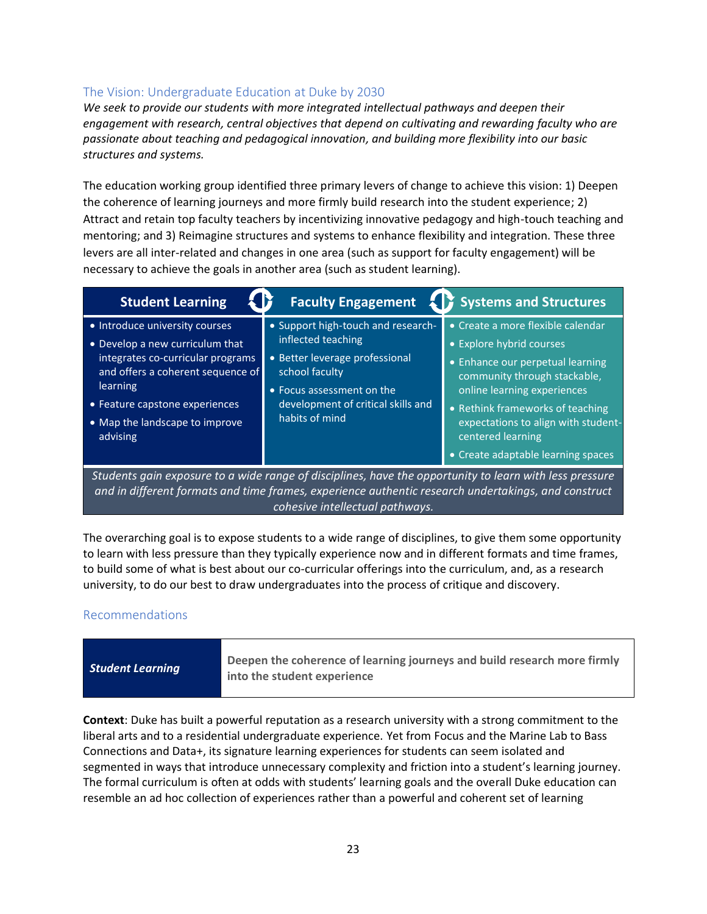## The Vision: Undergraduate Education at Duke by 2030

*We seek to provide our students with more integrated intellectual pathways and deepen their engagement with research, central objectives that depend on cultivating and rewarding faculty who are passionate about teaching and pedagogical innovation, and building more flexibility into our basic structures and systems.*

The education working group identified three primary levers of change to achieve this vision: 1) Deepen the coherence of learning journeys and more firmly build research into the student experience; 2) Attract and retain top faculty teachers by incentivizing innovative pedagogy and high-touch teaching and mentoring; and 3) Reimagine structures and systems to enhance flexibility and integration. These three levers are all inter-related and changes in one area (such as support for faculty engagement) will be necessary to achieve the goals in another area (such as student learning).

| Student Learning | Faculty Engagement | Systems and Structures |
| --- | --- | --- |
| • Introduce university courses<br>• Develop a new curriculum that integrates co-curricular programs and offers a coherent sequence of learning<br>• Feature capstone experiences<br>• Map the landscape to improve advising | • Support high-touch and research-inflected teaching<br>• Better leverage professional school faculty<br>• Focus assessment on the development of critical skills and habits of mind | • Create a more flexible calendar<br>• Explore hybrid courses<br>• Enhance our perpetual learning community through stackable, online learning experiences<br>• Rethink frameworks of teaching expectations to align with student-centered learning<br>• Create adaptable learning spaces |

*Students gain exposure to a wide range of disciplines, have the opportunity to learn with less pressure and in different formats and time frames, experience authentic research undertakings, and construct cohesive intellectual pathways.*

The overarching goal is to expose students to a wide range of disciplines, to give them some opportunity to learn with less pressure than they typically experience now and in different formats and time frames, to build some of what is best about our co-curricular offerings into the curriculum, and, as a research university, to do our best to draw undergraduates into the process of critique and discovery.

## Recommendations

| ***Student Learning*** | **Deepen the coherence of learning journeys and build research more firmly into the student experience** |
| --- | --- |

**Context**: Duke has built a powerful reputation as a research university with a strong commitment to the liberal arts and to a residential undergraduate experience. Yet from Focus and the Marine Lab to Bass Connections and Data+, its signature learning experiences for students can seem isolated and segmented in ways that introduce unnecessary complexity and friction into a student's learning journey. The formal curriculum is often at odds with students' learning goals and the overall Duke education can resemble an ad hoc collection of experiences rather than a powerful and coherent set of learning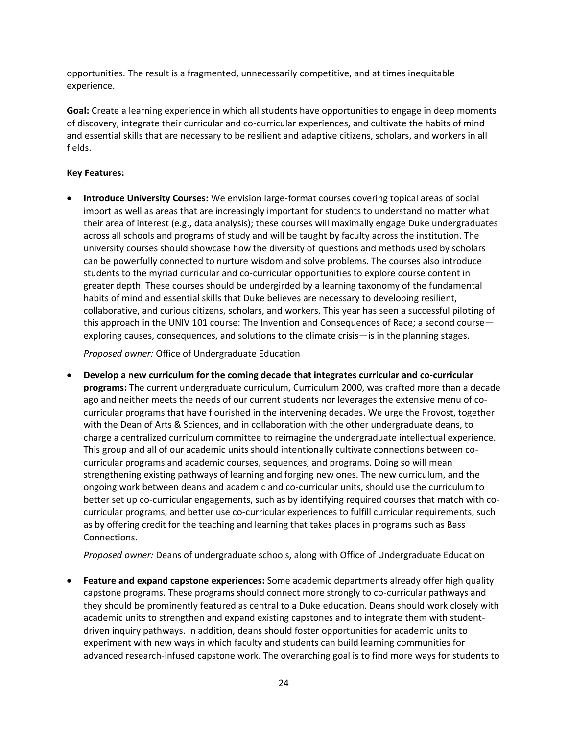opportunities. The result is a fragmented, unnecessarily competitive, and at times inequitable experience.

**Goal:** Create a learning experience in which all students have opportunities to engage in deep moments of discovery, integrate their curricular and co-curricular experiences, and cultivate the habits of mind and essential skills that are necessary to be resilient and adaptive citizens, scholars, and workers in all fields.

**Key Features:**

- **Introduce University Courses:** We envision large-format courses covering topical areas of social import as well as areas that are increasingly important for students to understand no matter what their area of interest (e.g., data analysis); these courses will maximally engage Duke undergraduates across all schools and programs of study and will be taught by faculty across the institution. The university courses should showcase how the diversity of questions and methods used by scholars can be powerfully connected to nurture wisdom and solve problems. The courses also introduce students to the myriad curricular and co-curricular opportunities to explore course content in greater depth. These courses should be undergirded by a learning taxonomy of the fundamental habits of mind and essential skills that Duke believes are necessary to developing resilient, collaborative, and curious citizens, scholars, and workers. This year has seen a successful piloting of this approach in the UNIV 101 course: The Invention and Consequences of Race; a second course—exploring causes, consequences, and solutions to the climate crisis—is in the planning stages.

  *Proposed owner:* Office of Undergraduate Education

- **Develop a new curriculum for the coming decade that integrates curricular and co-curricular programs:** The current undergraduate curriculum, Curriculum 2000, was crafted more than a decade ago and neither meets the needs of our current students nor leverages the extensive menu of co-curricular programs that have flourished in the intervening decades. We urge the Provost, together with the Dean of Arts & Sciences, and in collaboration with the other undergraduate deans, to charge a centralized curriculum committee to reimagine the undergraduate intellectual experience. This group and all of our academic units should intentionally cultivate connections between co-curricular programs and academic courses, sequences, and programs. Doing so will mean strengthening existing pathways of learning and forging new ones. The new curriculum, and the ongoing work between deans and academic and co-curricular units, should use the curriculum to better set up co-curricular engagements, such as by identifying required courses that match with co-curricular programs, and better use co-curricular experiences to fulfill curricular requirements, such as by offering credit for the teaching and learning that takes places in programs such as Bass Connections.

  *Proposed owner:* Deans of undergraduate schools, along with Office of Undergraduate Education

- **Feature and expand capstone experiences:** Some academic departments already offer high quality capstone programs. These programs should connect more strongly to co-curricular pathways and they should be prominently featured as central to a Duke education. Deans should work closely with academic units to strengthen and expand existing capstones and to integrate them with student-driven inquiry pathways. In addition, deans should foster opportunities for academic units to experiment with new ways in which faculty and students can build learning communities for advanced research-infused capstone work. The overarching goal is to find more ways for students to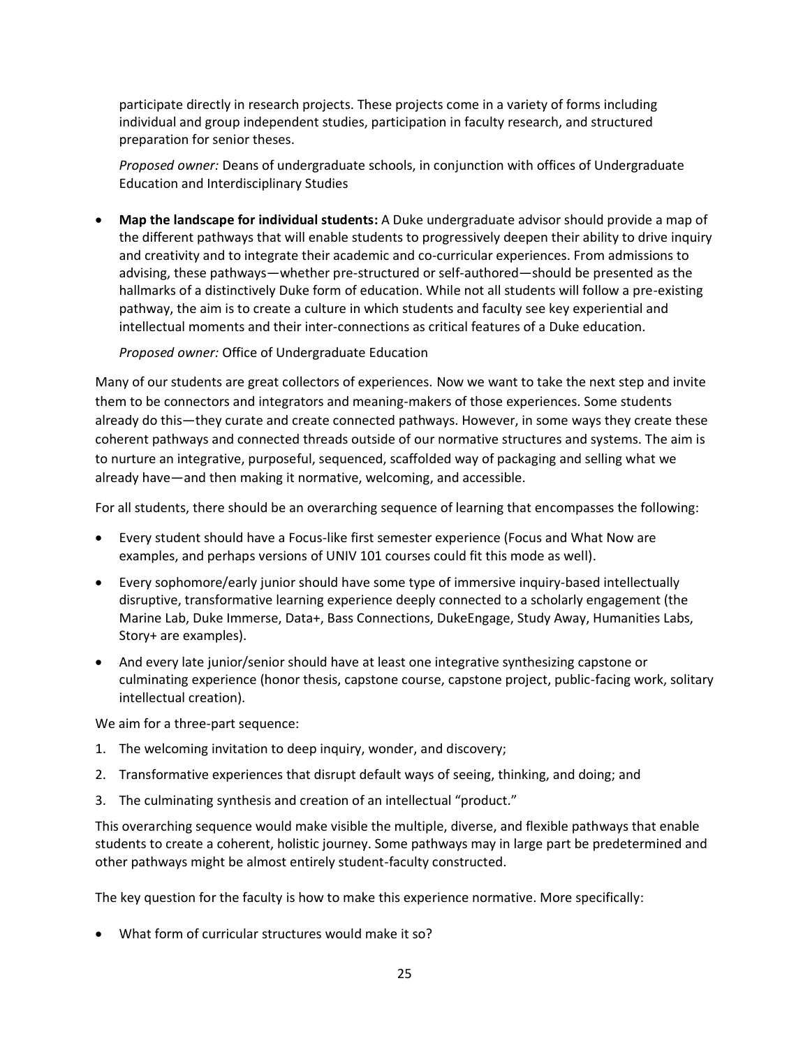participate directly in research projects. These projects come in a variety of forms including individual and group independent studies, participation in faculty research, and structured preparation for senior theses.

*Proposed owner:* Deans of undergraduate schools, in conjunction with offices of Undergraduate Education and Interdisciplinary Studies

- **Map the landscape for individual students:** A Duke undergraduate advisor should provide a map of the different pathways that will enable students to progressively deepen their ability to drive inquiry and creativity and to integrate their academic and co-curricular experiences. From admissions to advising, these pathways—whether pre-structured or self-authored—should be presented as the hallmarks of a distinctively Duke form of education. While not all students will follow a pre-existing pathway, the aim is to create a culture in which students and faculty see key experiential and intellectual moments and their inter-connections as critical features of a Duke education.

  *Proposed owner:* Office of Undergraduate Education

Many of our students are great collectors of experiences. Now we want to take the next step and invite them to be connectors and integrators and meaning-makers of those experiences. Some students already do this—they curate and create connected pathways. However, in some ways they create these coherent pathways and connected threads outside of our normative structures and systems. The aim is to nurture an integrative, purposeful, sequenced, scaffolded way of packaging and selling what we already have—and then making it normative, welcoming, and accessible.

For all students, there should be an overarching sequence of learning that encompasses the following:

- Every student should have a Focus-like first semester experience (Focus and What Now are examples, and perhaps versions of UNIV 101 courses could fit this mode as well).
- Every sophomore/early junior should have some type of immersive inquiry-based intellectually disruptive, transformative learning experience deeply connected to a scholarly engagement (the Marine Lab, Duke Immerse, Data+, Bass Connections, DukeEngage, Study Away, Humanities Labs, Story+ are examples).
- And every late junior/senior should have at least one integrative synthesizing capstone or culminating experience (honor thesis, capstone course, capstone project, public-facing work, solitary intellectual creation).

We aim for a three-part sequence:

1. The welcoming invitation to deep inquiry, wonder, and discovery;
2. Transformative experiences that disrupt default ways of seeing, thinking, and doing; and
3. The culminating synthesis and creation of an intellectual "product."

This overarching sequence would make visible the multiple, diverse, and flexible pathways that enable students to create a coherent, holistic journey. Some pathways may in large part be predetermined and other pathways might be almost entirely student-faculty constructed.

The key question for the faculty is how to make this experience normative. More specifically:

- What form of curricular structures would make it so?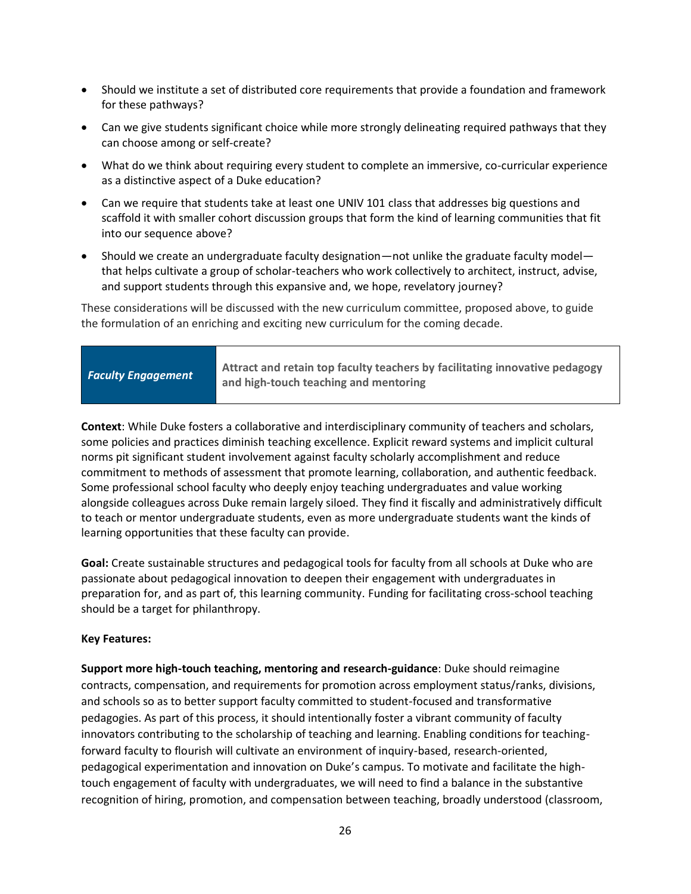- Should we institute a set of distributed core requirements that provide a foundation and framework for these pathways?
- Can we give students significant choice while more strongly delineating required pathways that they can choose among or self-create?
- What do we think about requiring every student to complete an immersive, co-curricular experience as a distinctive aspect of a Duke education?
- Can we require that students take at least one UNIV 101 class that addresses big questions and scaffold it with smaller cohort discussion groups that form the kind of learning communities that fit into our sequence above?
- Should we create an undergraduate faculty designation—not unlike the graduate faculty model—that helps cultivate a group of scholar-teachers who work collectively to architect, instruct, advise, and support students through this expansive and, we hope, revelatory journey?

These considerations will be discussed with the new curriculum committee, proposed above, to guide the formulation of an enriching and exciting new curriculum for the coming decade.

| ***Faculty Engagement*** | **Attract and retain top faculty teachers by facilitating innovative pedagogy and high-touch teaching and mentoring** |
|---|---|

**Context**: While Duke fosters a collaborative and interdisciplinary community of teachers and scholars, some policies and practices diminish teaching excellence. Explicit reward systems and implicit cultural norms pit significant student involvement against faculty scholarly accomplishment and reduce commitment to methods of assessment that promote learning, collaboration, and authentic feedback. Some professional school faculty who deeply enjoy teaching undergraduates and value working alongside colleagues across Duke remain largely siloed. They find it fiscally and administratively difficult to teach or mentor undergraduate students, even as more undergraduate students want the kinds of learning opportunities that these faculty can provide.

**Goal:** Create sustainable structures and pedagogical tools for faculty from all schools at Duke who are passionate about pedagogical innovation to deepen their engagement with undergraduates in preparation for, and as part of, this learning community. Funding for facilitating cross-school teaching should be a target for philanthropy.

**Key Features:**

**Support more high-touch teaching, mentoring and research-guidance**: Duke should reimagine contracts, compensation, and requirements for promotion across employment status/ranks, divisions, and schools so as to better support faculty committed to student-focused and transformative pedagogies. As part of this process, it should intentionally foster a vibrant community of faculty innovators contributing to the scholarship of teaching and learning. Enabling conditions for teaching-forward faculty to flourish will cultivate an environment of inquiry-based, research-oriented, pedagogical experimentation and innovation on Duke's campus. To motivate and facilitate the high-touch engagement of faculty with undergraduates, we will need to find a balance in the substantive recognition of hiring, promotion, and compensation between teaching, broadly understood (classroom,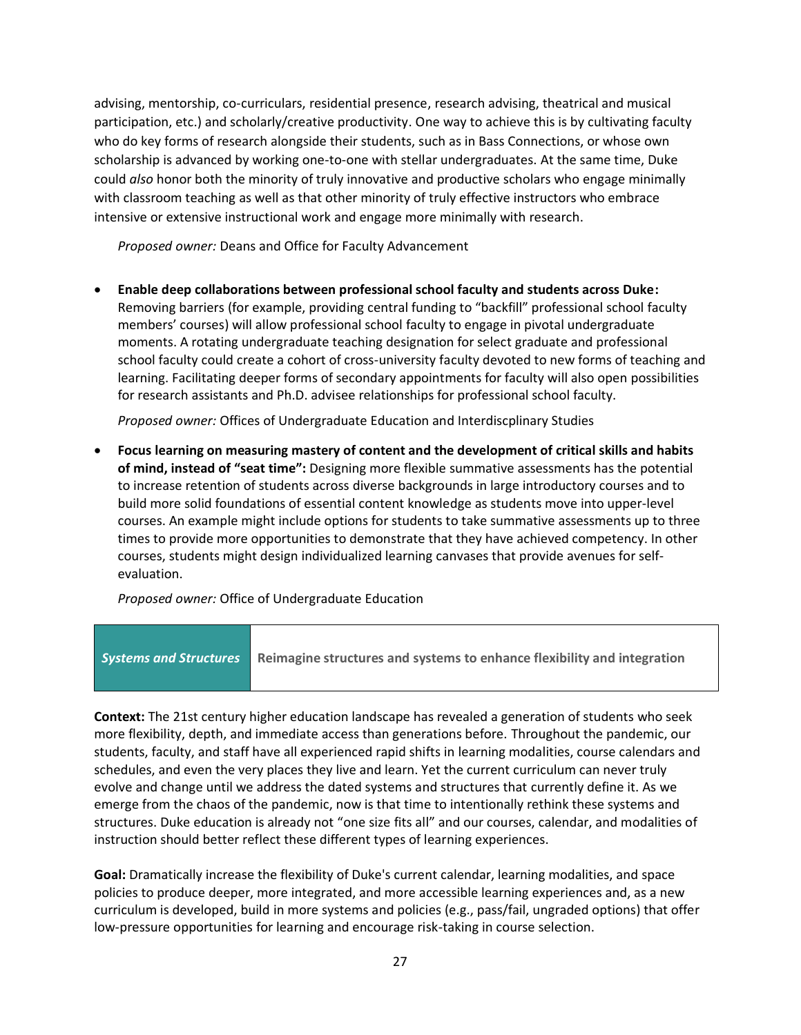advising, mentorship, co-curriculars, residential presence, research advising, theatrical and musical participation, etc.) and scholarly/creative productivity. One way to achieve this is by cultivating faculty who do key forms of research alongside their students, such as in Bass Connections, or whose own scholarship is advanced by working one-to-one with stellar undergraduates. At the same time, Duke could *also* honor both the minority of truly innovative and productive scholars who engage minimally with classroom teaching as well as that other minority of truly effective instructors who embrace intensive or extensive instructional work and engage more minimally with research.

*Proposed owner:* Deans and Office for Faculty Advancement

- **Enable deep collaborations between professional school faculty and students across Duke:** Removing barriers (for example, providing central funding to "backfill" professional school faculty members' courses) will allow professional school faculty to engage in pivotal undergraduate moments. A rotating undergraduate teaching designation for select graduate and professional school faculty could create a cohort of cross-university faculty devoted to new forms of teaching and learning. Facilitating deeper forms of secondary appointments for faculty will also open possibilities for research assistants and Ph.D. advisee relationships for professional school faculty.

  *Proposed owner:* Offices of Undergraduate Education and Interdiscplinary Studies

- **Focus learning on measuring mastery of content and the development of critical skills and habits of mind, instead of "seat time":** Designing more flexible summative assessments has the potential to increase retention of students across diverse backgrounds in large introductory courses and to build more solid foundations of essential content knowledge as students move into upper-level courses. An example might include options for students to take summative assessments up to three times to provide more opportunities to demonstrate that they have achieved competency. In other courses, students might design individualized learning canvases that provide avenues for self-evaluation.

  *Proposed owner:* Office of Undergraduate Education

| ***Systems and Structures*** | **Reimagine structures and systems to enhance flexibility and integration** |
|---|---|

**Context:** The 21st century higher education landscape has revealed a generation of students who seek more flexibility, depth, and immediate access than generations before. Throughout the pandemic, our students, faculty, and staff have all experienced rapid shifts in learning modalities, course calendars and schedules, and even the very places they live and learn. Yet the current curriculum can never truly evolve and change until we address the dated systems and structures that currently define it. As we emerge from the chaos of the pandemic, now is that time to intentionally rethink these systems and structures. Duke education is already not "one size fits all" and our courses, calendar, and modalities of instruction should better reflect these different types of learning experiences.

**Goal:** Dramatically increase the flexibility of Duke's current calendar, learning modalities, and space policies to produce deeper, more integrated, and more accessible learning experiences and, as a new curriculum is developed, build in more systems and policies (e.g., pass/fail, ungraded options) that offer low-pressure opportunities for learning and encourage risk-taking in course selection.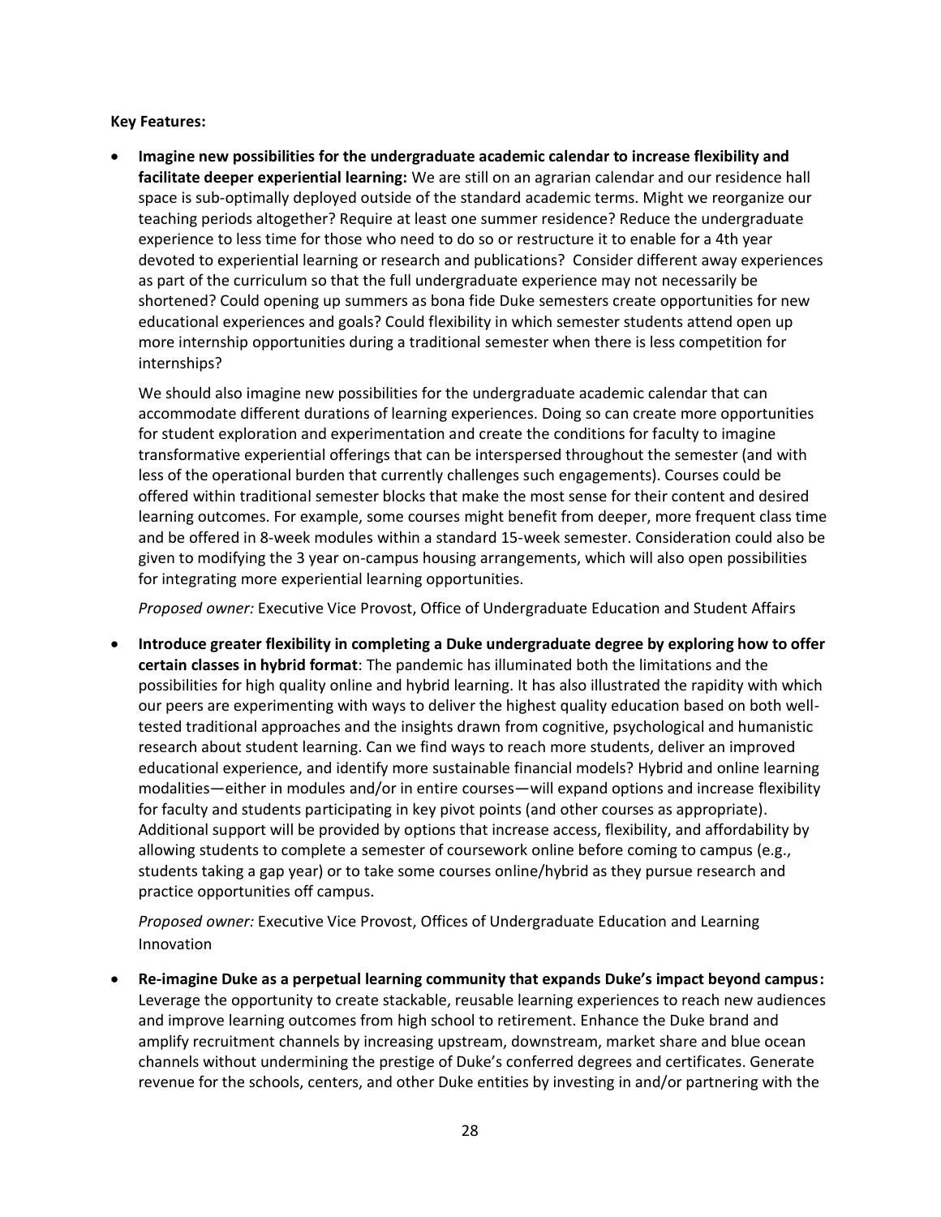**Key Features:**

- **Imagine new possibilities for the undergraduate academic calendar to increase flexibility and facilitate deeper experiential learning:** We are still on an agrarian calendar and our residence hall space is sub-optimally deployed outside of the standard academic terms. Might we reorganize our teaching periods altogether? Require at least one summer residence? Reduce the undergraduate experience to less time for those who need to do so or restructure it to enable for a 4th year devoted to experiential learning or research and publications? Consider different away experiences as part of the curriculum so that the full undergraduate experience may not necessarily be shortened? Could opening up summers as bona fide Duke semesters create opportunities for new educational experiences and goals? Could flexibility in which semester students attend open up more internship opportunities during a traditional semester when there is less competition for internships?

  We should also imagine new possibilities for the undergraduate academic calendar that can accommodate different durations of learning experiences. Doing so can create more opportunities for student exploration and experimentation and create the conditions for faculty to imagine transformative experiential offerings that can be interspersed throughout the semester (and with less of the operational burden that currently challenges such engagements). Courses could be offered within traditional semester blocks that make the most sense for their content and desired learning outcomes. For example, some courses might benefit from deeper, more frequent class time and be offered in 8-week modules within a standard 15-week semester. Consideration could also be given to modifying the 3 year on-campus housing arrangements, which will also open possibilities for integrating more experiential learning opportunities.

  *Proposed owner:* Executive Vice Provost, Office of Undergraduate Education and Student Affairs

- **Introduce greater flexibility in completing a Duke undergraduate degree by exploring how to offer certain classes in hybrid format**: The pandemic has illuminated both the limitations and the possibilities for high quality online and hybrid learning. It has also illustrated the rapidity with which our peers are experimenting with ways to deliver the highest quality education based on both well-tested traditional approaches and the insights drawn from cognitive, psychological and humanistic research about student learning. Can we find ways to reach more students, deliver an improved educational experience, and identify more sustainable financial models? Hybrid and online learning modalities—either in modules and/or in entire courses—will expand options and increase flexibility for faculty and students participating in key pivot points (and other courses as appropriate). Additional support will be provided by options that increase access, flexibility, and affordability by allowing students to complete a semester of coursework online before coming to campus (e.g., students taking a gap year) or to take some courses online/hybrid as they pursue research and practice opportunities off campus.

  *Proposed owner:* Executive Vice Provost, Offices of Undergraduate Education and Learning Innovation

- **Re-imagine Duke as a perpetual learning community that expands Duke's impact beyond campus:** Leverage the opportunity to create stackable, reusable learning experiences to reach new audiences and improve learning outcomes from high school to retirement. Enhance the Duke brand and amplify recruitment channels by increasing upstream, downstream, market share and blue ocean channels without undermining the prestige of Duke's conferred degrees and certificates. Generate revenue for the schools, centers, and other Duke entities by investing in and/or partnering with the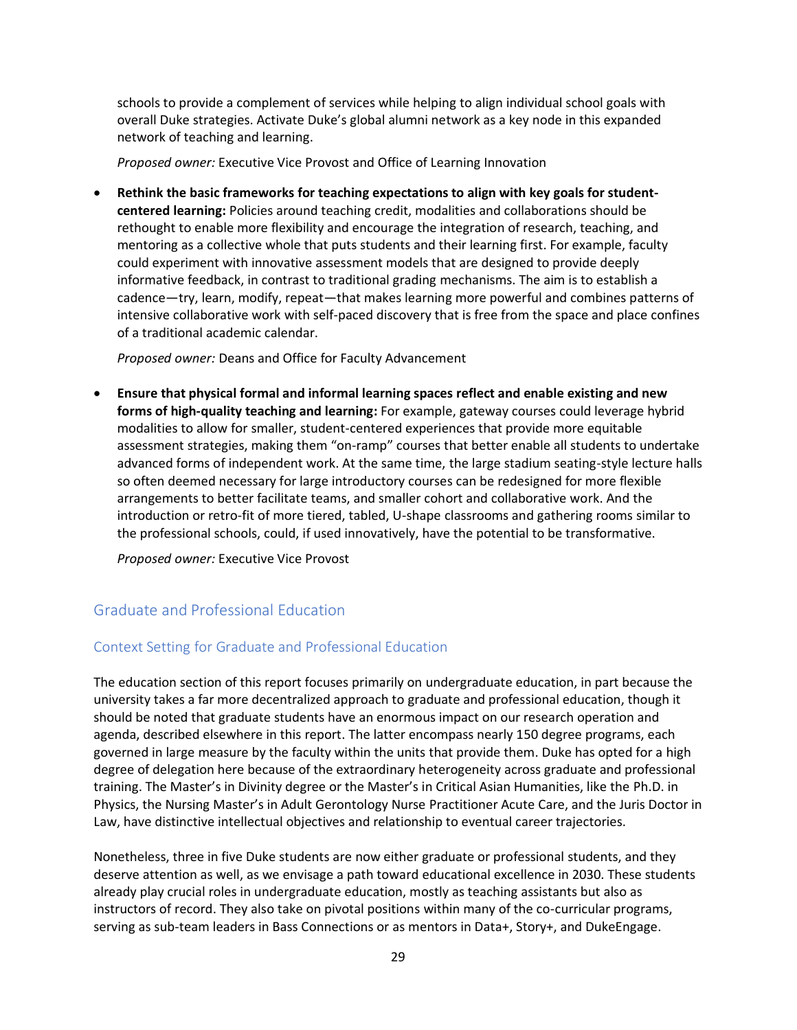schools to provide a complement of services while helping to align individual school goals with overall Duke strategies. Activate Duke's global alumni network as a key node in this expanded network of teaching and learning.

*Proposed owner:* Executive Vice Provost and Office of Learning Innovation

- **Rethink the basic frameworks for teaching expectations to align with key goals for student-centered learning:** Policies around teaching credit, modalities and collaborations should be rethought to enable more flexibility and encourage the integration of research, teaching, and mentoring as a collective whole that puts students and their learning first. For example, faculty could experiment with innovative assessment models that are designed to provide deeply informative feedback, in contrast to traditional grading mechanisms. The aim is to establish a cadence—try, learn, modify, repeat—that makes learning more powerful and combines patterns of intensive collaborative work with self-paced discovery that is free from the space and place confines of a traditional academic calendar.

  *Proposed owner:* Deans and Office for Faculty Advancement

- **Ensure that physical formal and informal learning spaces reflect and enable existing and new forms of high-quality teaching and learning:** For example, gateway courses could leverage hybrid modalities to allow for smaller, student-centered experiences that provide more equitable assessment strategies, making them "on-ramp" courses that better enable all students to undertake advanced forms of independent work. At the same time, the large stadium seating-style lecture halls so often deemed necessary for large introductory courses can be redesigned for more flexible arrangements to better facilitate teams, and smaller cohort and collaborative work. And the introduction or retro-fit of more tiered, tabled, U-shape classrooms and gathering rooms similar to the professional schools, could, if used innovatively, have the potential to be transformative.

  *Proposed owner:* Executive Vice Provost

## Graduate and Professional Education

### Context Setting for Graduate and Professional Education

The education section of this report focuses primarily on undergraduate education, in part because the university takes a far more decentralized approach to graduate and professional education, though it should be noted that graduate students have an enormous impact on our research operation and agenda, described elsewhere in this report. The latter encompass nearly 150 degree programs, each governed in large measure by the faculty within the units that provide them. Duke has opted for a high degree of delegation here because of the extraordinary heterogeneity across graduate and professional training. The Master's in Divinity degree or the Master's in Critical Asian Humanities, like the Ph.D. in Physics, the Nursing Master's in Adult Gerontology Nurse Practitioner Acute Care, and the Juris Doctor in Law, have distinctive intellectual objectives and relationship to eventual career trajectories.

Nonetheless, three in five Duke students are now either graduate or professional students, and they deserve attention as well, as we envisage a path toward educational excellence in 2030. These students already play crucial roles in undergraduate education, mostly as teaching assistants but also as instructors of record. They also take on pivotal positions within many of the co-curricular programs, serving as sub-team leaders in Bass Connections or as mentors in Data+, Story+, and DukeEngage.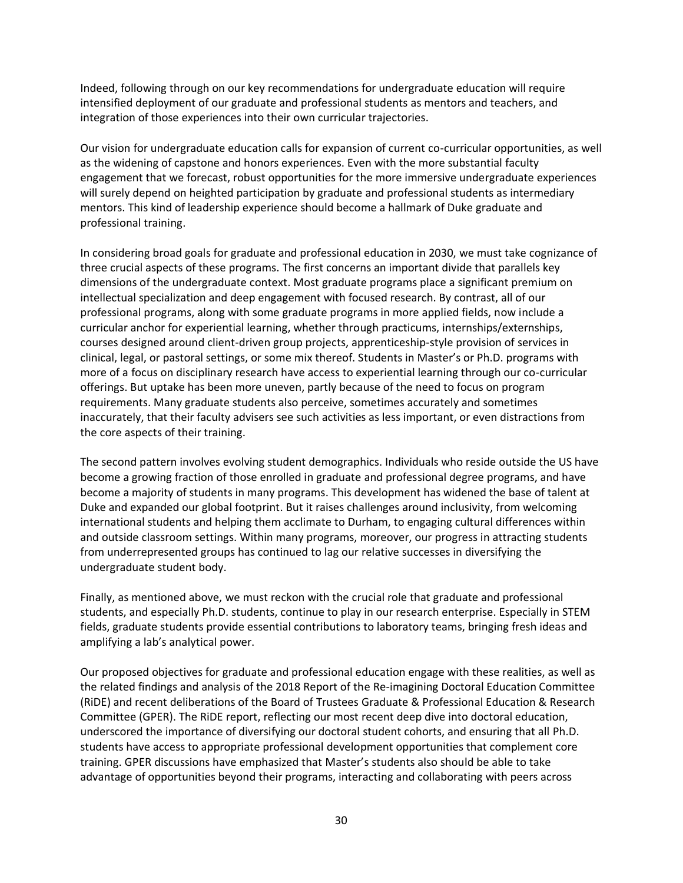Indeed, following through on our key recommendations for undergraduate education will require intensified deployment of our graduate and professional students as mentors and teachers, and integration of those experiences into their own curricular trajectories.

Our vision for undergraduate education calls for expansion of current co-curricular opportunities, as well as the widening of capstone and honors experiences. Even with the more substantial faculty engagement that we forecast, robust opportunities for the more immersive undergraduate experiences will surely depend on heighted participation by graduate and professional students as intermediary mentors. This kind of leadership experience should become a hallmark of Duke graduate and professional training.

In considering broad goals for graduate and professional education in 2030, we must take cognizance of three crucial aspects of these programs. The first concerns an important divide that parallels key dimensions of the undergraduate context. Most graduate programs place a significant premium on intellectual specialization and deep engagement with focused research. By contrast, all of our professional programs, along with some graduate programs in more applied fields, now include a curricular anchor for experiential learning, whether through practicums, internships/externships, courses designed around client-driven group projects, apprenticeship-style provision of services in clinical, legal, or pastoral settings, or some mix thereof. Students in Master's or Ph.D. programs with more of a focus on disciplinary research have access to experiential learning through our co-curricular offerings. But uptake has been more uneven, partly because of the need to focus on program requirements. Many graduate students also perceive, sometimes accurately and sometimes inaccurately, that their faculty advisers see such activities as less important, or even distractions from the core aspects of their training.

The second pattern involves evolving student demographics. Individuals who reside outside the US have become a growing fraction of those enrolled in graduate and professional degree programs, and have become a majority of students in many programs. This development has widened the base of talent at Duke and expanded our global footprint. But it raises challenges around inclusivity, from welcoming international students and helping them acclimate to Durham, to engaging cultural differences within and outside classroom settings. Within many programs, moreover, our progress in attracting students from underrepresented groups has continued to lag our relative successes in diversifying the undergraduate student body.

Finally, as mentioned above, we must reckon with the crucial role that graduate and professional students, and especially Ph.D. students, continue to play in our research enterprise. Especially in STEM fields, graduate students provide essential contributions to laboratory teams, bringing fresh ideas and amplifying a lab's analytical power.

Our proposed objectives for graduate and professional education engage with these realities, as well as the related findings and analysis of the 2018 Report of the Re-imagining Doctoral Education Committee (RiDE) and recent deliberations of the Board of Trustees Graduate & Professional Education & Research Committee (GPER). The RiDE report, reflecting our most recent deep dive into doctoral education, underscored the importance of diversifying our doctoral student cohorts, and ensuring that all Ph.D. students have access to appropriate professional development opportunities that complement core training. GPER discussions have emphasized that Master's students also should be able to take advantage of opportunities beyond their programs, interacting and collaborating with peers across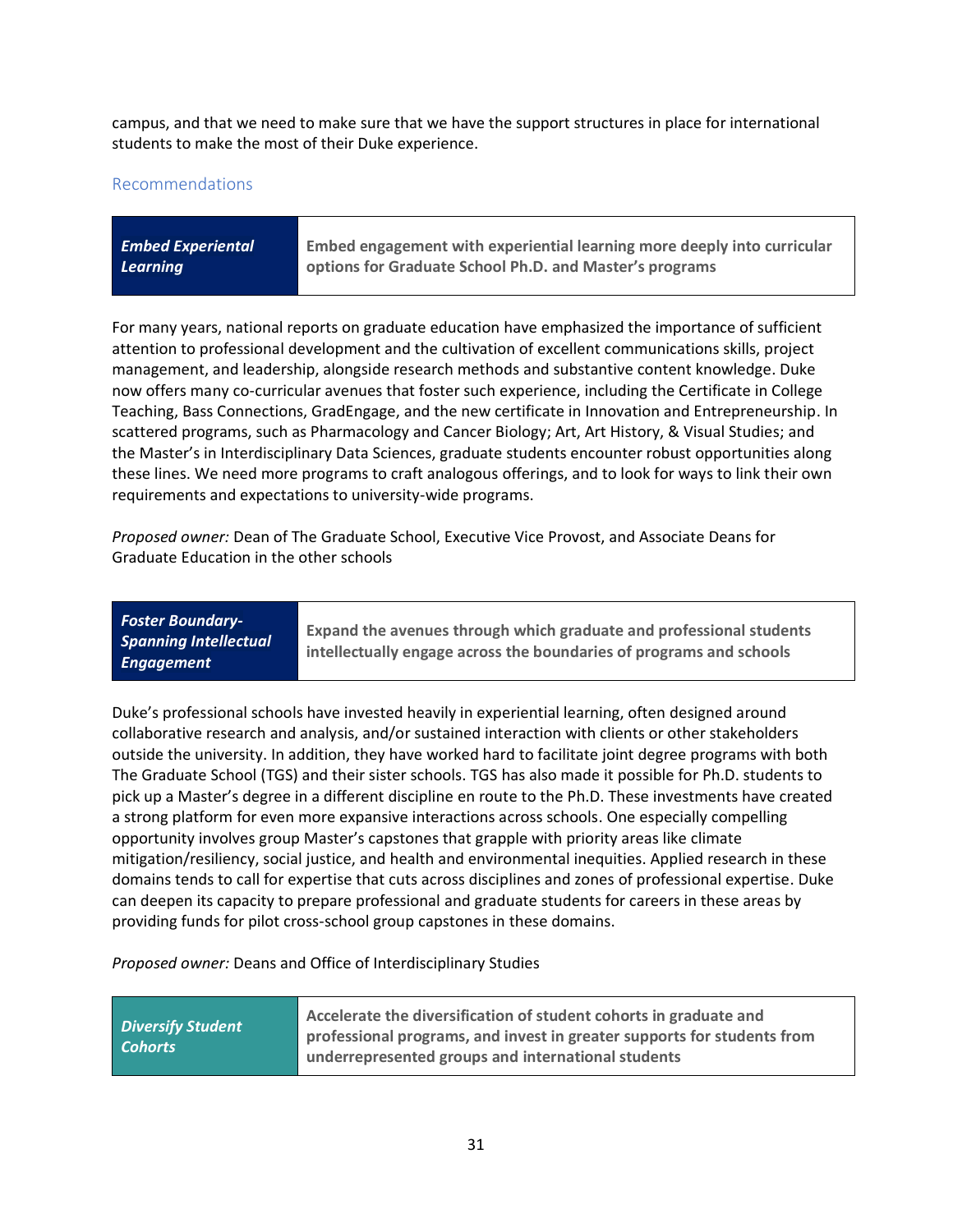campus, and that we need to make sure that we have the support structures in place for international students to make the most of their Duke experience.

### Recommendations

| ***Embed Experiental Learning*** | **Embed engagement with experiential learning more deeply into curricular options for Graduate School Ph.D. and Master's programs** |
|---|---|

For many years, national reports on graduate education have emphasized the importance of sufficient attention to professional development and the cultivation of excellent communications skills, project management, and leadership, alongside research methods and substantive content knowledge. Duke now offers many co-curricular avenues that foster such experience, including the Certificate in College Teaching, Bass Connections, GradEngage, and the new certificate in Innovation and Entrepreneurship. In scattered programs, such as Pharmacology and Cancer Biology; Art, Art History, & Visual Studies; and the Master's in Interdisciplinary Data Sciences, graduate students encounter robust opportunities along these lines. We need more programs to craft analogous offerings, and to look for ways to link their own requirements and expectations to university-wide programs.

*Proposed owner:* Dean of The Graduate School, Executive Vice Provost, and Associate Deans for Graduate Education in the other schools

| ***Foster Boundary-Spanning Intellectual Engagement*** | **Expand the avenues through which graduate and professional students intellectually engage across the boundaries of programs and schools** |
|---|---|

Duke's professional schools have invested heavily in experiential learning, often designed around collaborative research and analysis, and/or sustained interaction with clients or other stakeholders outside the university. In addition, they have worked hard to facilitate joint degree programs with both The Graduate School (TGS) and their sister schools. TGS has also made it possible for Ph.D. students to pick up a Master's degree in a different discipline en route to the Ph.D. These investments have created a strong platform for even more expansive interactions across schools. One especially compelling opportunity involves group Master's capstones that grapple with priority areas like climate mitigation/resiliency, social justice, and health and environmental inequities. Applied research in these domains tends to call for expertise that cuts across disciplines and zones of professional expertise. Duke can deepen its capacity to prepare professional and graduate students for careers in these areas by providing funds for pilot cross-school group capstones in these domains.

*Proposed owner:* Deans and Office of Interdisciplinary Studies

| ***Diversify Student Cohorts*** | **Accelerate the diversification of student cohorts in graduate and professional programs, and invest in greater supports for students from underrepresented groups and international students** |
|---|---|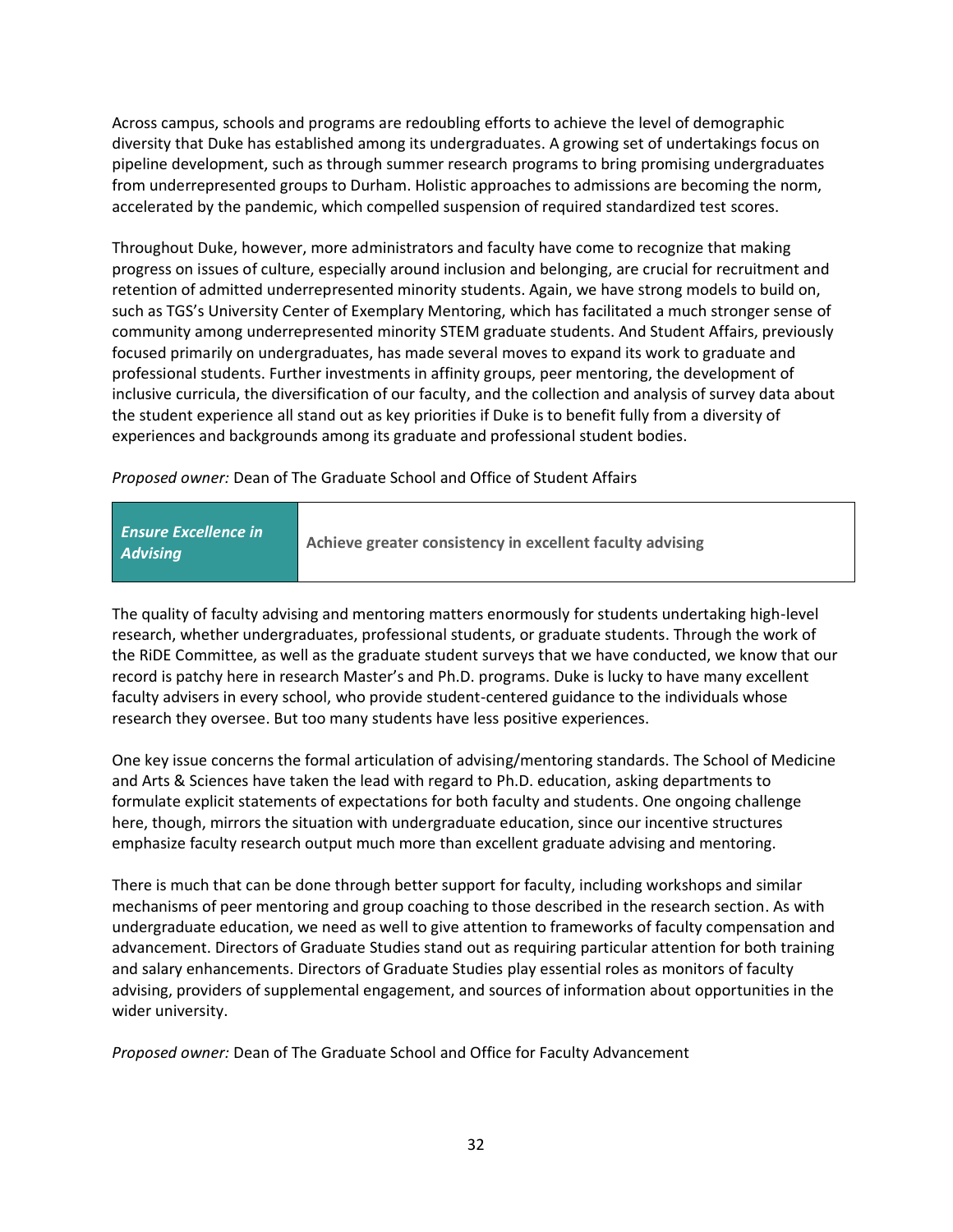Across campus, schools and programs are redoubling efforts to achieve the level of demographic diversity that Duke has established among its undergraduates. A growing set of undertakings focus on pipeline development, such as through summer research programs to bring promising undergraduates from underrepresented groups to Durham. Holistic approaches to admissions are becoming the norm, accelerated by the pandemic, which compelled suspension of required standardized test scores.

Throughout Duke, however, more administrators and faculty have come to recognize that making progress on issues of culture, especially around inclusion and belonging, are crucial for recruitment and retention of admitted underrepresented minority students. Again, we have strong models to build on, such as TGS's University Center of Exemplary Mentoring, which has facilitated a much stronger sense of community among underrepresented minority STEM graduate students. And Student Affairs, previously focused primarily on undergraduates, has made several moves to expand its work to graduate and professional students. Further investments in affinity groups, peer mentoring, the development of inclusive curricula, the diversification of our faculty, and the collection and analysis of survey data about the student experience all stand out as key priorities if Duke is to benefit fully from a diversity of experiences and backgrounds among its graduate and professional student bodies.

*Proposed owner:* Dean of The Graduate School and Office of Student Affairs

| ***Ensure Excellence in Advising*** | **Achieve greater consistency in excellent faculty advising** |
|---|---|

The quality of faculty advising and mentoring matters enormously for students undertaking high-level research, whether undergraduates, professional students, or graduate students. Through the work of the RiDE Committee, as well as the graduate student surveys that we have conducted, we know that our record is patchy here in research Master's and Ph.D. programs. Duke is lucky to have many excellent faculty advisers in every school, who provide student-centered guidance to the individuals whose research they oversee. But too many students have less positive experiences.

One key issue concerns the formal articulation of advising/mentoring standards. The School of Medicine and Arts & Sciences have taken the lead with regard to Ph.D. education, asking departments to formulate explicit statements of expectations for both faculty and students. One ongoing challenge here, though, mirrors the situation with undergraduate education, since our incentive structures emphasize faculty research output much more than excellent graduate advising and mentoring.

There is much that can be done through better support for faculty, including workshops and similar mechanisms of peer mentoring and group coaching to those described in the research section. As with undergraduate education, we need as well to give attention to frameworks of faculty compensation and advancement. Directors of Graduate Studies stand out as requiring particular attention for both training and salary enhancements. Directors of Graduate Studies play essential roles as monitors of faculty advising, providers of supplemental engagement, and sources of information about opportunities in the wider university.

*Proposed owner:* Dean of The Graduate School and Office for Faculty Advancement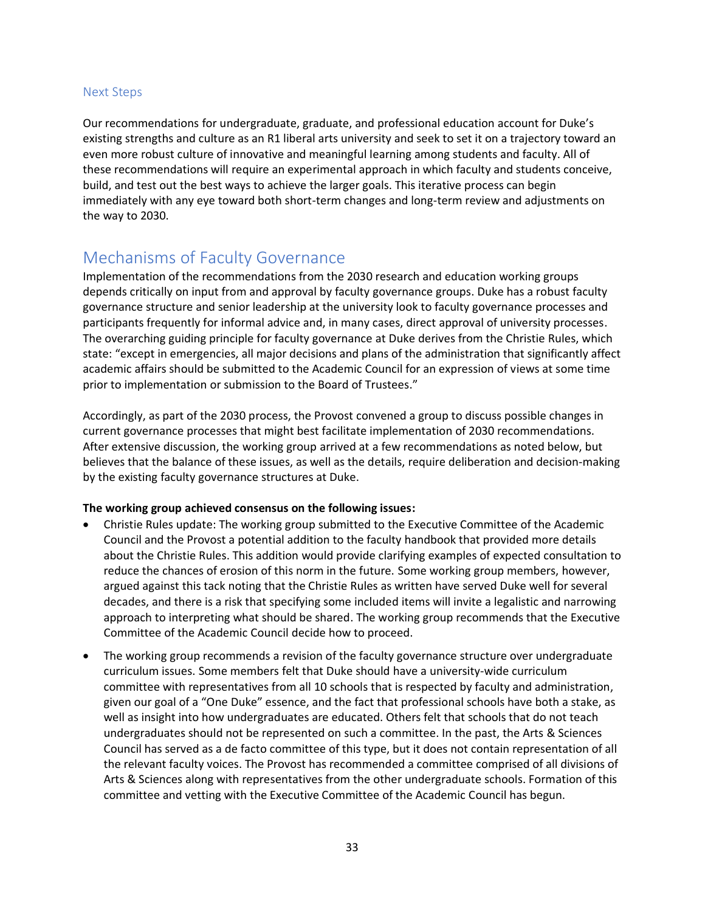### Next Steps

Our recommendations for undergraduate, graduate, and professional education account for Duke's existing strengths and culture as an R1 liberal arts university and seek to set it on a trajectory toward an even more robust culture of innovative and meaningful learning among students and faculty. All of these recommendations will require an experimental approach in which faculty and students conceive, build, and test out the best ways to achieve the larger goals. This iterative process can begin immediately with any eye toward both short-term changes and long-term review and adjustments on the way to 2030.

## Mechanisms of Faculty Governance

Implementation of the recommendations from the 2030 research and education working groups depends critically on input from and approval by faculty governance groups. Duke has a robust faculty governance structure and senior leadership at the university look to faculty governance processes and participants frequently for informal advice and, in many cases, direct approval of university processes. The overarching guiding principle for faculty governance at Duke derives from the Christie Rules, which state: "except in emergencies, all major decisions and plans of the administration that significantly affect academic affairs should be submitted to the Academic Council for an expression of views at some time prior to implementation or submission to the Board of Trustees."

Accordingly, as part of the 2030 process, the Provost convened a group to discuss possible changes in current governance processes that might best facilitate implementation of 2030 recommendations. After extensive discussion, the working group arrived at a few recommendations as noted below, but believes that the balance of these issues, as well as the details, require deliberation and decision-making by the existing faculty governance structures at Duke.

**The working group achieved consensus on the following issues:**

- Christie Rules update: The working group submitted to the Executive Committee of the Academic Council and the Provost a potential addition to the faculty handbook that provided more details about the Christie Rules. This addition would provide clarifying examples of expected consultation to reduce the chances of erosion of this norm in the future. Some working group members, however, argued against this tack noting that the Christie Rules as written have served Duke well for several decades, and there is a risk that specifying some included items will invite a legalistic and narrowing approach to interpreting what should be shared. The working group recommends that the Executive Committee of the Academic Council decide how to proceed.
- The working group recommends a revision of the faculty governance structure over undergraduate curriculum issues. Some members felt that Duke should have a university-wide curriculum committee with representatives from all 10 schools that is respected by faculty and administration, given our goal of a "One Duke" essence, and the fact that professional schools have both a stake, as well as insight into how undergraduates are educated. Others felt that schools that do not teach undergraduates should not be represented on such a committee. In the past, the Arts & Sciences Council has served as a de facto committee of this type, but it does not contain representation of all the relevant faculty voices. The Provost has recommended a committee comprised of all divisions of Arts & Sciences along with representatives from the other undergraduate schools. Formation of this committee and vetting with the Executive Committee of the Academic Council has begun.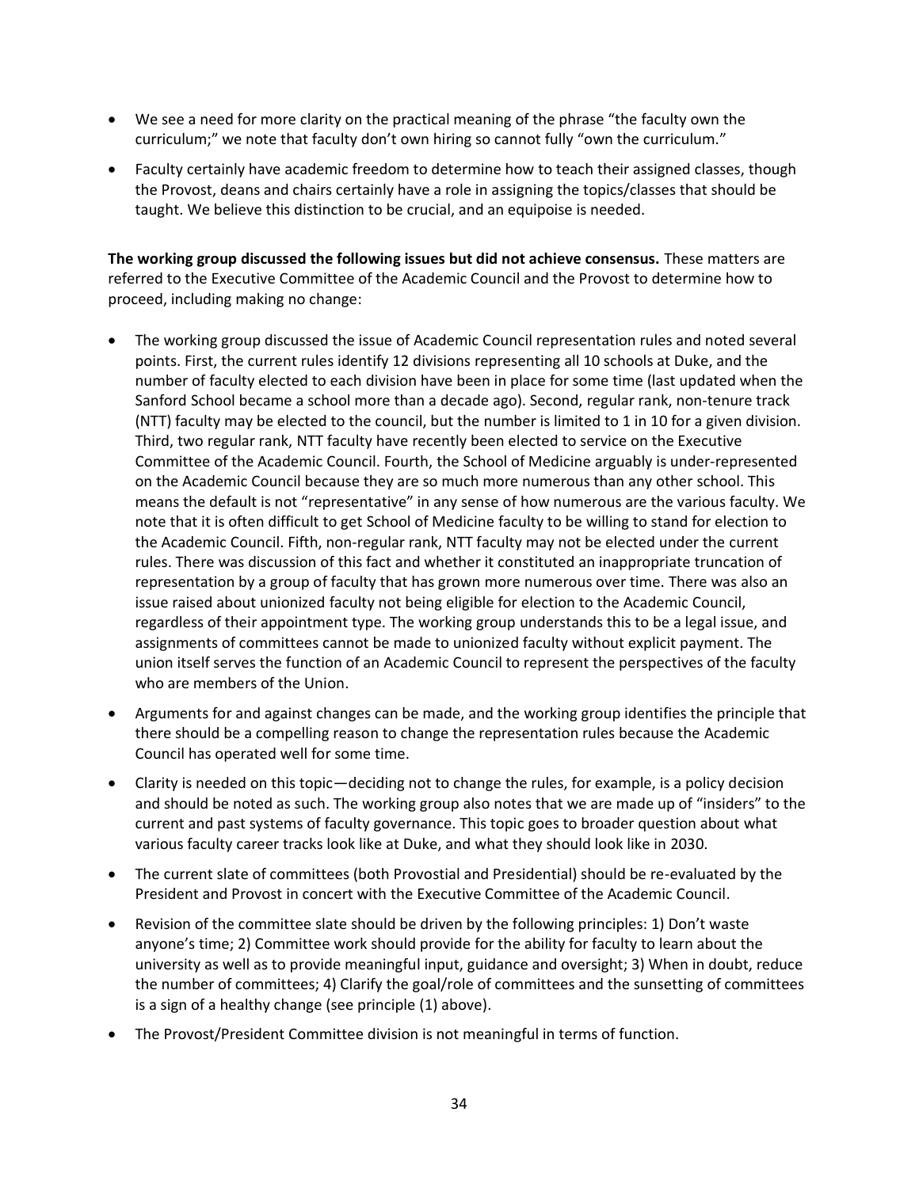- We see a need for more clarity on the practical meaning of the phrase "the faculty own the curriculum;" we note that faculty don't own hiring so cannot fully "own the curriculum."
- Faculty certainly have academic freedom to determine how to teach their assigned classes, though the Provost, deans and chairs certainly have a role in assigning the topics/classes that should be taught. We believe this distinction to be crucial, and an equipoise is needed.

**The working group discussed the following issues but did not achieve consensus.** These matters are referred to the Executive Committee of the Academic Council and the Provost to determine how to proceed, including making no change:

- The working group discussed the issue of Academic Council representation rules and noted several points. First, the current rules identify 12 divisions representing all 10 schools at Duke, and the number of faculty elected to each division have been in place for some time (last updated when the Sanford School became a school more than a decade ago). Second, regular rank, non-tenure track (NTT) faculty may be elected to the council, but the number is limited to 1 in 10 for a given division. Third, two regular rank, NTT faculty have recently been elected to service on the Executive Committee of the Academic Council. Fourth, the School of Medicine arguably is under-represented on the Academic Council because they are so much more numerous than any other school. This means the default is not "representative" in any sense of how numerous are the various faculty. We note that it is often difficult to get School of Medicine faculty to be willing to stand for election to the Academic Council. Fifth, non-regular rank, NTT faculty may not be elected under the current rules. There was discussion of this fact and whether it constituted an inappropriate truncation of representation by a group of faculty that has grown more numerous over time. There was also an issue raised about unionized faculty not being eligible for election to the Academic Council, regardless of their appointment type. The working group understands this to be a legal issue, and assignments of committees cannot be made to unionized faculty without explicit payment. The union itself serves the function of an Academic Council to represent the perspectives of the faculty who are members of the Union.
- Arguments for and against changes can be made, and the working group identifies the principle that there should be a compelling reason to change the representation rules because the Academic Council has operated well for some time.
- Clarity is needed on this topic—deciding not to change the rules, for example, is a policy decision and should be noted as such. The working group also notes that we are made up of "insiders" to the current and past systems of faculty governance. This topic goes to broader question about what various faculty career tracks look like at Duke, and what they should look like in 2030.
- The current slate of committees (both Provostial and Presidential) should be re-evaluated by the President and Provost in concert with the Executive Committee of the Academic Council.
- Revision of the committee slate should be driven by the following principles: 1) Don't waste anyone's time; 2) Committee work should provide for the ability for faculty to learn about the university as well as to provide meaningful input, guidance and oversight; 3) When in doubt, reduce the number of committees; 4) Clarify the goal/role of committees and the sunsetting of committees is a sign of a healthy change (see principle (1) above).
- The Provost/President Committee division is not meaningful in terms of function.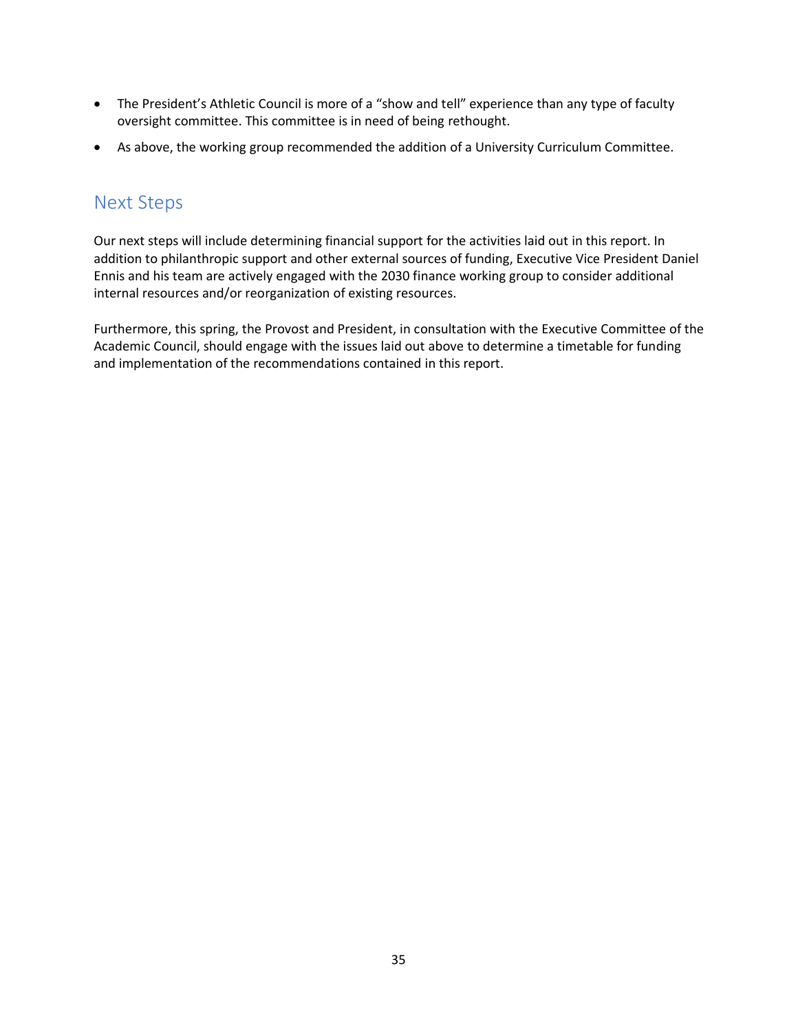- The President's Athletic Council is more of a "show and tell" experience than any type of faculty oversight committee. This committee is in need of being rethought.
- As above, the working group recommended the addition of a University Curriculum Committee.

## Next Steps

Our next steps will include determining financial support for the activities laid out in this report. In addition to philanthropic support and other external sources of funding, Executive Vice President Daniel Ennis and his team are actively engaged with the 2030 finance working group to consider additional internal resources and/or reorganization of existing resources.

Furthermore, this spring, the Provost and President, in consultation with the Executive Committee of the Academic Council, should engage with the issues laid out above to determine a timetable for funding and implementation of the recommendations contained in this report.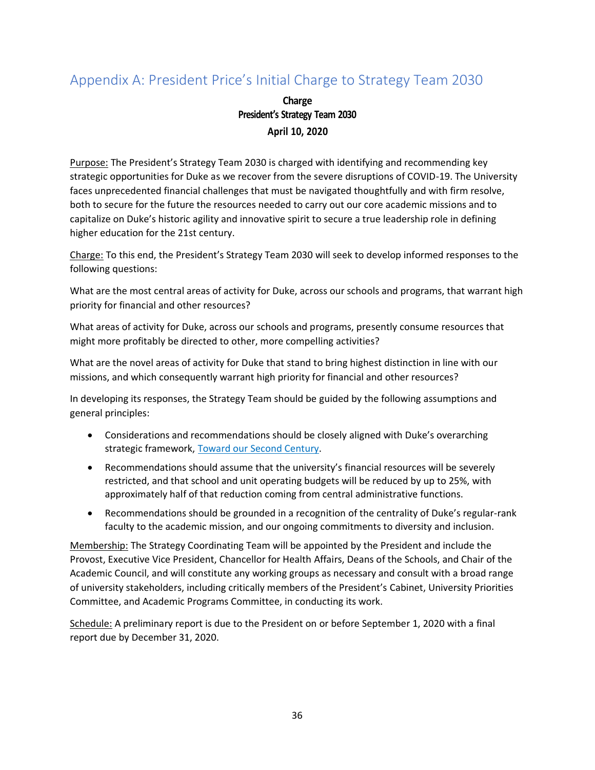# Appendix A: President Price's Initial Charge to Strategy Team 2030

**Charge**
**President's Strategy Team 2030**
**April 10, 2020**

Purpose: The President's Strategy Team 2030 is charged with identifying and recommending key strategic opportunities for Duke as we recover from the severe disruptions of COVID-19. The University faces unprecedented financial challenges that must be navigated thoughtfully and with firm resolve, both to secure for the future the resources needed to carry out our core academic missions and to capitalize on Duke's historic agility and innovative spirit to secure a true leadership role in defining higher education for the 21st century.

Charge: To this end, the President's Strategy Team 2030 will seek to develop informed responses to the following questions:

What are the most central areas of activity for Duke, across our schools and programs, that warrant high priority for financial and other resources?

What areas of activity for Duke, across our schools and programs, presently consume resources that might more profitably be directed to other, more compelling activities?

What are the novel areas of activity for Duke that stand to bring highest distinction in line with our missions, and which consequently warrant high priority for financial and other resources?

In developing its responses, the Strategy Team should be guided by the following assumptions and general principles:

- Considerations and recommendations should be closely aligned with Duke's overarching strategic framework, Toward our Second Century.
- Recommendations should assume that the university's financial resources will be severely restricted, and that school and unit operating budgets will be reduced by up to 25%, with approximately half of that reduction coming from central administrative functions.
- Recommendations should be grounded in a recognition of the centrality of Duke's regular-rank faculty to the academic mission, and our ongoing commitments to diversity and inclusion.

Membership: The Strategy Coordinating Team will be appointed by the President and include the Provost, Executive Vice President, Chancellor for Health Affairs, Deans of the Schools, and Chair of the Academic Council, and will constitute any working groups as necessary and consult with a broad range of university stakeholders, including critically members of the President's Cabinet, University Priorities Committee, and Academic Programs Committee, in conducting its work.

Schedule: A preliminary report is due to the President on or before September 1, 2020 with a final report due by December 31, 2020.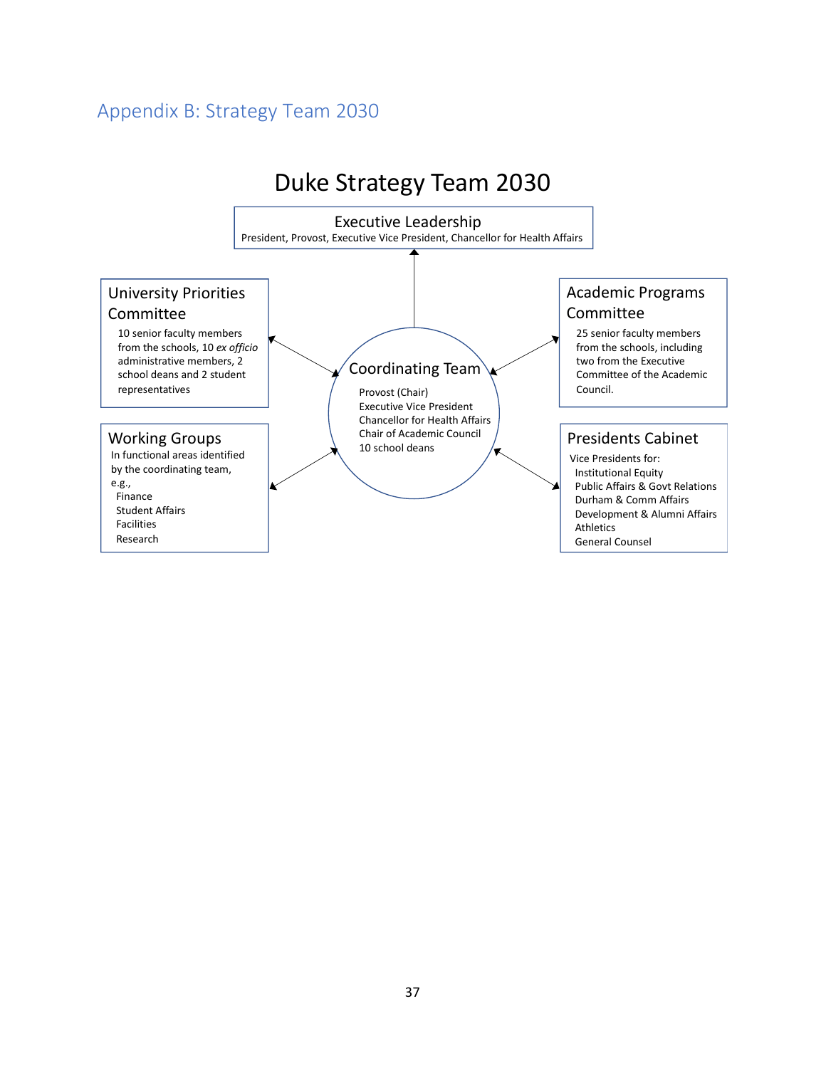## Appendix B: Strategy Team 2030

# Duke Strategy Team 2030

### Executive Leadership

President, Provost, Executive Vice President, Chancellor for Health Affairs

### Coordinating Team

Provost (Chair)
Executive Vice President
Chancellor for Health Affairs
Chair of Academic Council
10 school deans

### University Priorities Committee

10 senior faculty members from the schools, 10 *ex officio* administrative members, 2 school deans and 2 student representatives

### Academic Programs Committee

25 senior faculty members from the schools, including two from the Executive Committee of the Academic Council.

### Working Groups

In functional areas identified by the coordinating team, e.g.,

- Finance
- Student Affairs
- Facilities
- Research

### Presidents Cabinet

Vice Presidents for:

- Institutional Equity
- Public Affairs & Govt Relations
- Durham & Comm Affairs
- Development & Alumni Affairs
- Athletics
- General Counsel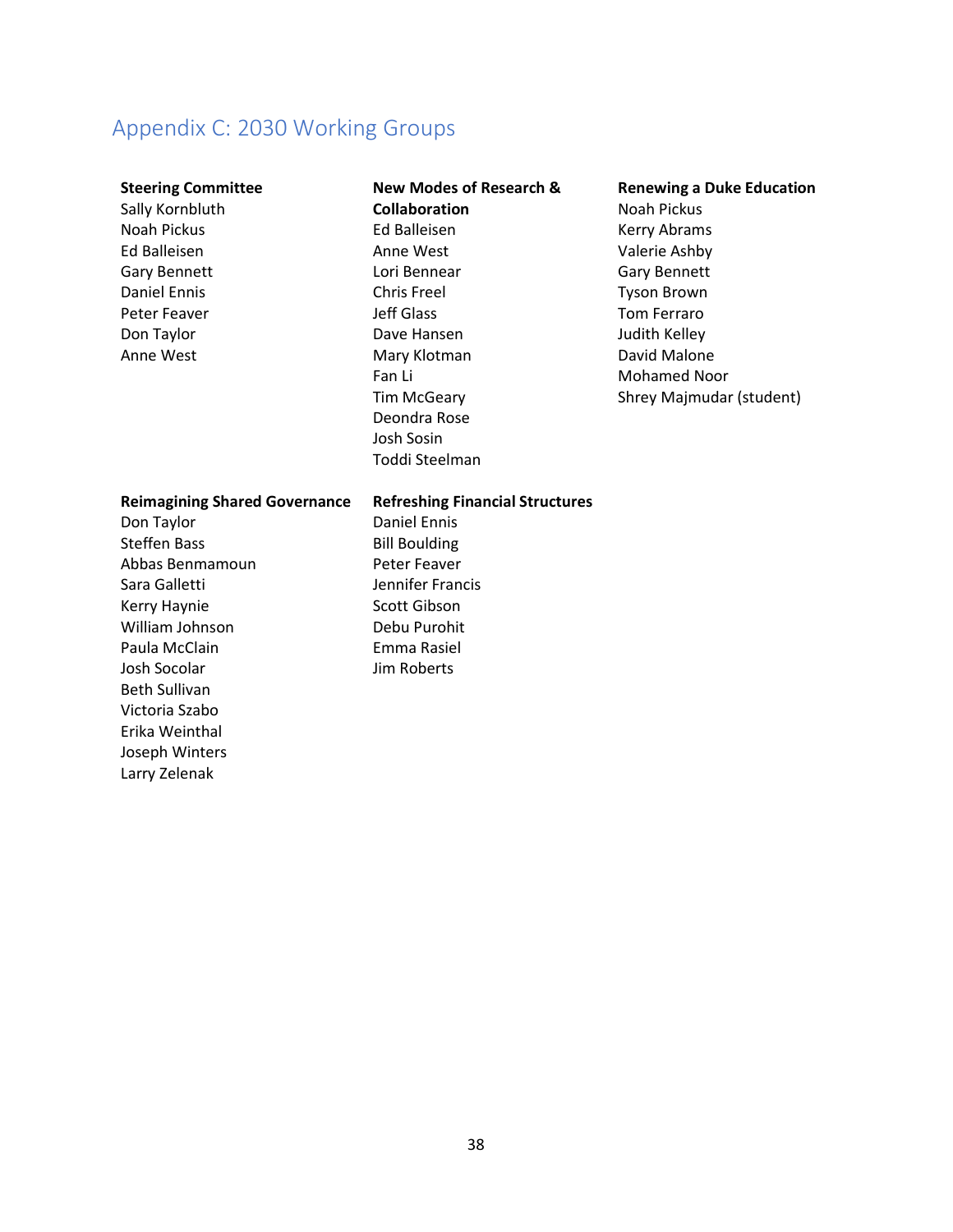## Appendix C: 2030 Working Groups

**Steering Committee**

Sally Kornbluth
Noah Pickus
Ed Balleisen
Gary Bennett
Daniel Ennis
Peter Feaver
Don Taylor
Anne West

**New Modes of Research & Collaboration**

Ed Balleisen
Anne West
Lori Bennear
Chris Freel
Jeff Glass
Dave Hansen
Mary Klotman
Fan Li
Tim McGeary
Deondra Rose
Josh Sosin
Toddi Steelman

**Renewing a Duke Education**

Noah Pickus
Kerry Abrams
Valerie Ashby
Gary Bennett
Tyson Brown
Tom Ferraro
Judith Kelley
David Malone
Mohamed Noor
Shrey Majmudar (student)

**Reimagining Shared Governance**

Don Taylor
Steffen Bass
Abbas Benmamoun
Sara Galletti
Kerry Haynie
William Johnson
Paula McClain
Josh Socolar
Beth Sullivan
Victoria Szabo
Erika Weinthal
Joseph Winters
Larry Zelenak

**Refreshing Financial Structures**

Daniel Ennis
Bill Boulding
Peter Feaver
Jennifer Francis
Scott Gibson
Debu Purohit
Emma Rasiel
Jim Roberts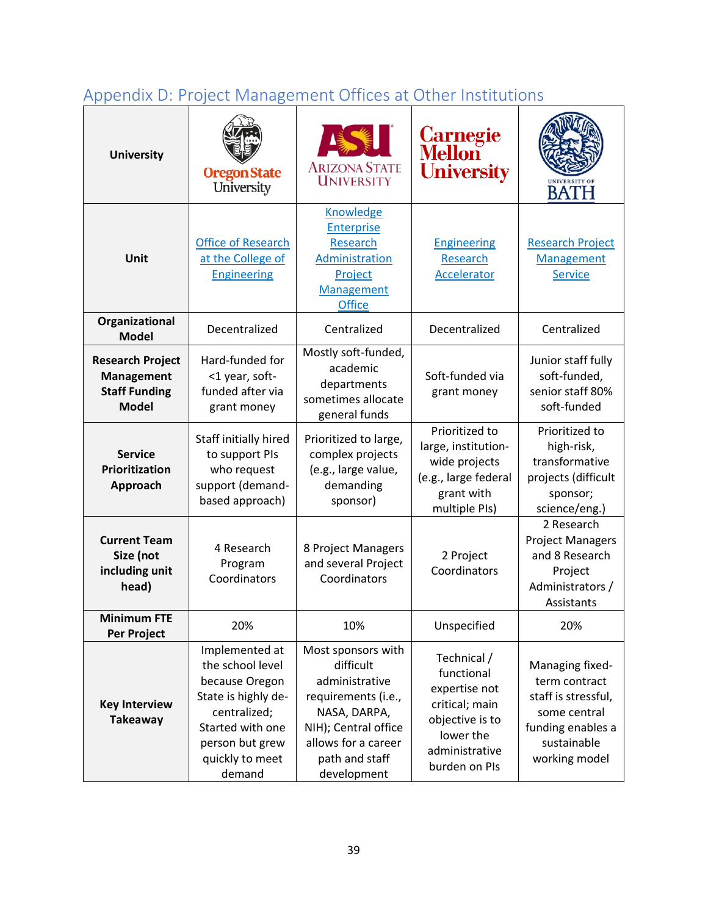## Appendix D: Project Management Offices at Other Institutions

| University | Oregon State University | Arizona State University | Carnegie Mellon University | University of Bath |
|---|---|---|---|---|
| **Unit** | Office of Research at the College of Engineering | Knowledge Enterprise Research Administration Project Management Office | Engineering Research Accelerator | Research Project Management Service |
| **Organizational Model** | Decentralized | Centralized | Decentralized | Centralized |
| **Research Project Management Staff Funding Model** | Hard-funded for <1 year, soft-funded after via grant money | Mostly soft-funded, academic departments sometimes allocate general funds | Soft-funded via grant money | Junior staff fully soft-funded, senior staff 80% soft-funded |
| **Service Prioritization Approach** | Staff initially hired to support PIs who request support (demand-based approach) | Prioritized to large, complex projects (e.g., large value, demanding sponsor) | Prioritized to large, institution-wide projects (e.g., large federal grant with multiple PIs) | Prioritized to high-risk, transformative projects (difficult sponsor; science/eng.) |
| **Current Team Size (not including unit head)** | 4 Research Program Coordinators | 8 Project Managers and several Project Coordinators | 2 Project Coordinators | 2 Research Project Managers and 8 Research Project Administrators / Assistants |
| **Minimum FTE Per Project** | 20% | 10% | Unspecified | 20% |
| **Key Interview Takeaway** | Implemented at the school level because Oregon State is highly de-centralized; Started with one person but grew quickly to meet demand | Most sponsors with difficult administrative requirements (i.e., NASA, DARPA, NIH); Central office allows for a career path and staff development | Technical / functional expertise not critical; main objective is to lower the administrative burden on PIs | Managing fixed-term contract staff is stressful, some central funding enables a sustainable working model |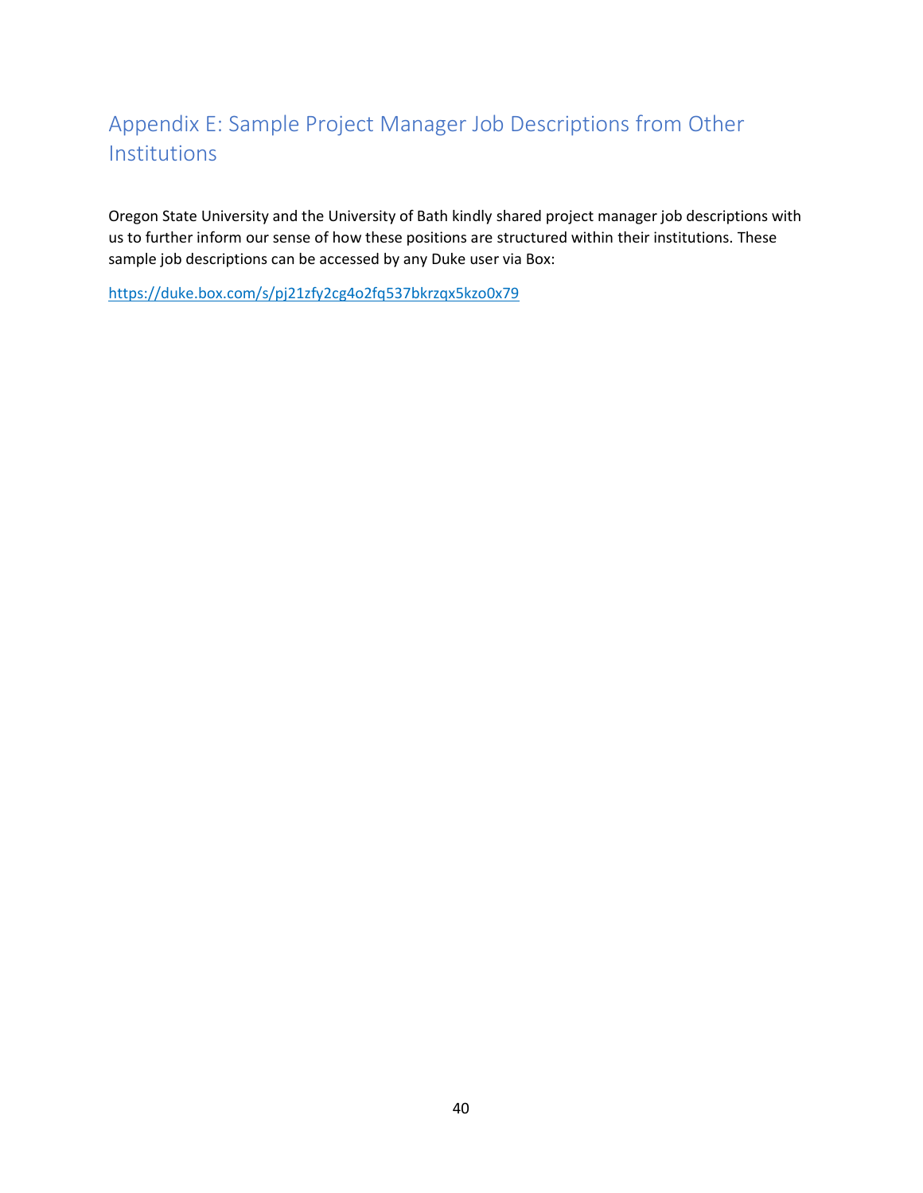## Appendix E: Sample Project Manager Job Descriptions from Other Institutions

Oregon State University and the University of Bath kindly shared project manager job descriptions with us to further inform our sense of how these positions are structured within their institutions. These sample job descriptions can be accessed by any Duke user via Box:

https://duke.box.com/s/pj21zfy2cg4o2fq537bkrzqx5kzo0x79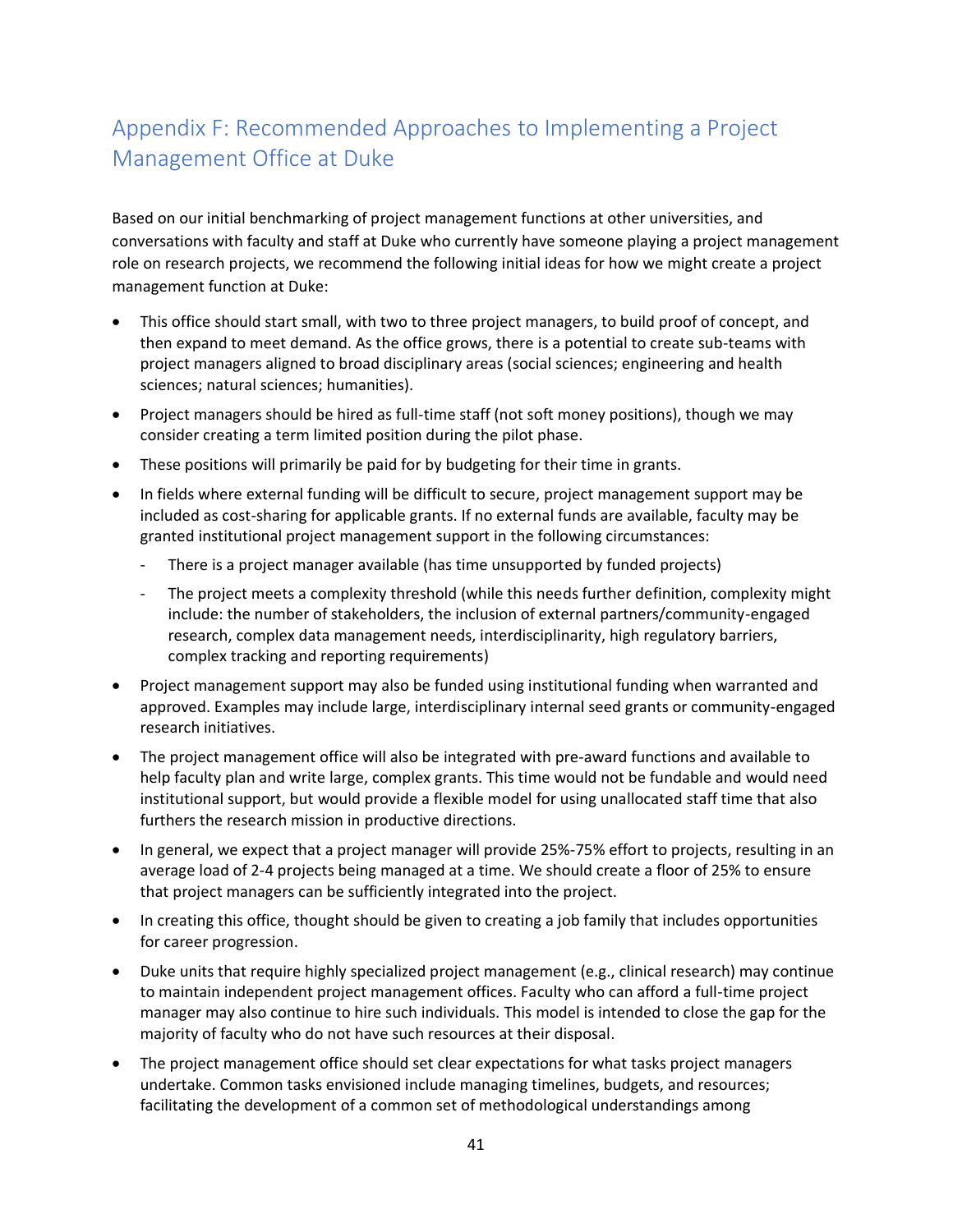## Appendix F: Recommended Approaches to Implementing a Project Management Office at Duke

Based on our initial benchmarking of project management functions at other universities, and conversations with faculty and staff at Duke who currently have someone playing a project management role on research projects, we recommend the following initial ideas for how we might create a project management function at Duke:

- This office should start small, with two to three project managers, to build proof of concept, and then expand to meet demand. As the office grows, there is a potential to create sub-teams with project managers aligned to broad disciplinary areas (social sciences; engineering and health sciences; natural sciences; humanities).
- Project managers should be hired as full-time staff (not soft money positions), though we may consider creating a term limited position during the pilot phase.
- These positions will primarily be paid for by budgeting for their time in grants.
- In fields where external funding will be difficult to secure, project management support may be included as cost-sharing for applicable grants. If no external funds are available, faculty may be granted institutional project management support in the following circumstances:
  - There is a project manager available (has time unsupported by funded projects)
  - The project meets a complexity threshold (while this needs further definition, complexity might include: the number of stakeholders, the inclusion of external partners/community-engaged research, complex data management needs, interdisciplinarity, high regulatory barriers, complex tracking and reporting requirements)
- Project management support may also be funded using institutional funding when warranted and approved. Examples may include large, interdisciplinary internal seed grants or community-engaged research initiatives.
- The project management office will also be integrated with pre-award functions and available to help faculty plan and write large, complex grants. This time would not be fundable and would need institutional support, but would provide a flexible model for using unallocated staff time that also furthers the research mission in productive directions.
- In general, we expect that a project manager will provide 25%-75% effort to projects, resulting in an average load of 2-4 projects being managed at a time. We should create a floor of 25% to ensure that project managers can be sufficiently integrated into the project.
- In creating this office, thought should be given to creating a job family that includes opportunities for career progression.
- Duke units that require highly specialized project management (e.g., clinical research) may continue to maintain independent project management offices. Faculty who can afford a full-time project manager may also continue to hire such individuals. This model is intended to close the gap for the majority of faculty who do not have such resources at their disposal.
- The project management office should set clear expectations for what tasks project managers undertake. Common tasks envisioned include managing timelines, budgets, and resources; facilitating the development of a common set of methodological understandings among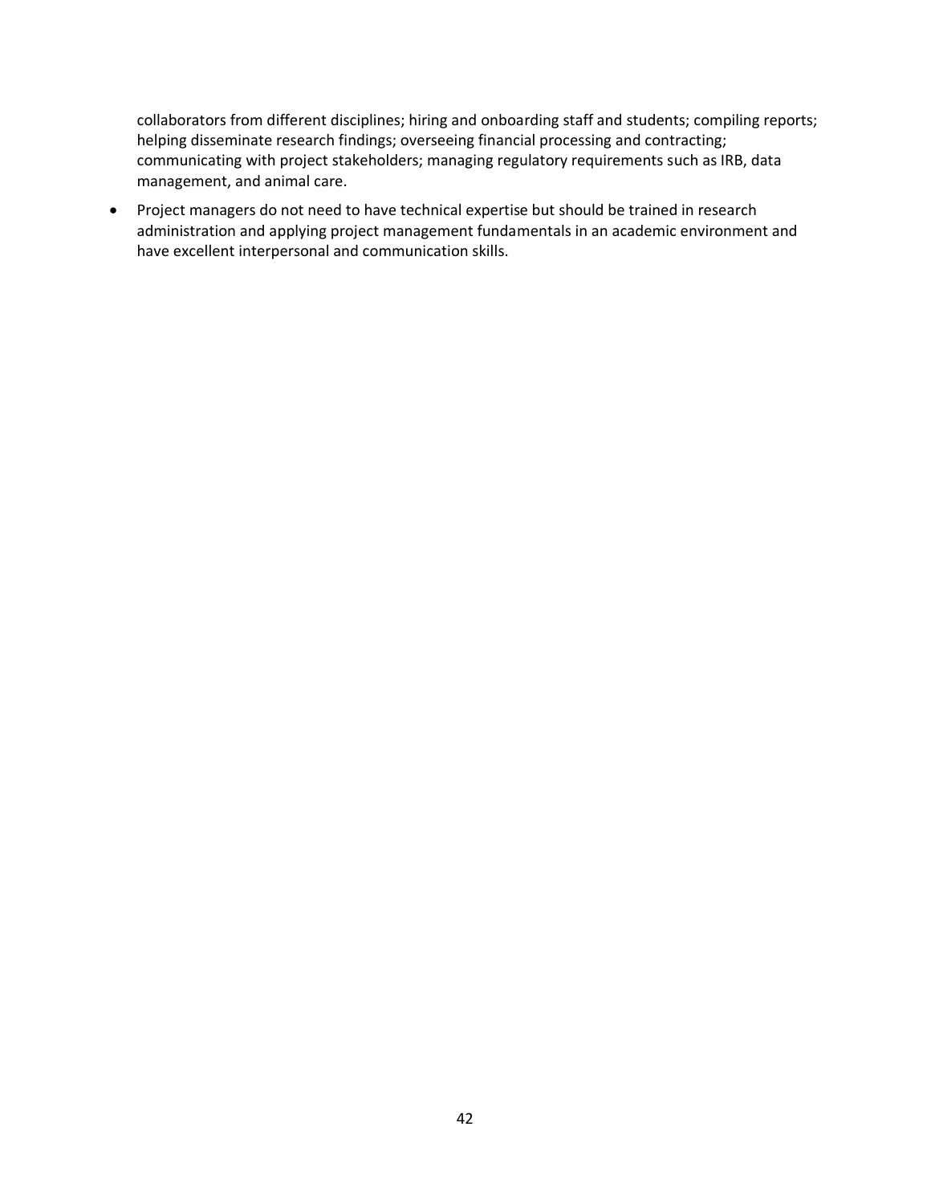collaborators from different disciplines; hiring and onboarding staff and students; compiling reports; helping disseminate research findings; overseeing financial processing and contracting; communicating with project stakeholders; managing regulatory requirements such as IRB, data management, and animal care.

- Project managers do not need to have technical expertise but should be trained in research administration and applying project management fundamentals in an academic environment and have excellent interpersonal and communication skills.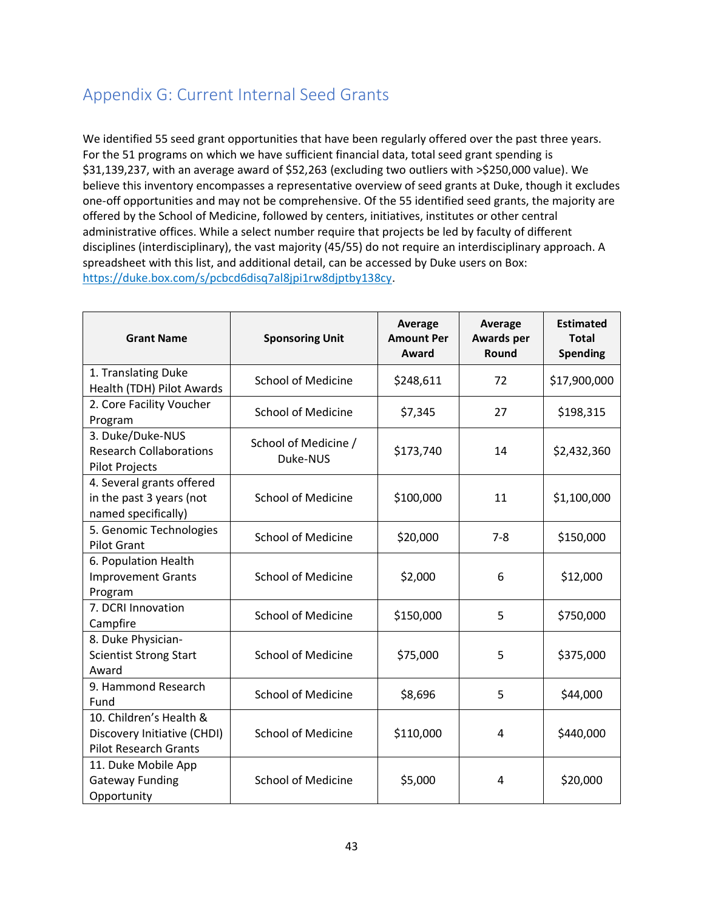## Appendix G: Current Internal Seed Grants

We identified 55 seed grant opportunities that have been regularly offered over the past three years. For the 51 programs on which we have sufficient financial data, total seed grant spending is $31,139,237, with an average award of $52,263 (excluding two outliers with >$250,000 value). We believe this inventory encompasses a representative overview of seed grants at Duke, though it excludes one-off opportunities and may not be comprehensive. Of the 55 identified seed grants, the majority are offered by the School of Medicine, followed by centers, initiatives, institutes or other central administrative offices. While a select number require that projects be led by faculty of different disciplines (interdisciplinary), the vast majority (45/55) do not require an interdisciplinary approach. A spreadsheet with this list, and additional detail, can be accessed by Duke users on Box: https://duke.box.com/s/pcbcd6disq7al8jpi1rw8djptby138cy.

| Grant Name | Sponsoring Unit | Average Amount Per Award | Average Awards per Round | Estimated Total Spending |
|---|---|---|---|---|
| 1. Translating Duke Health (TDH) Pilot Awards | School of Medicine | $248,611 | 72 | $17,900,000 |
| 2. Core Facility Voucher Program | School of Medicine | $7,345 | 27 | $198,315 |
| 3. Duke/Duke-NUS Research Collaborations Pilot Projects | School of Medicine / Duke-NUS | $173,740 | 14 | $2,432,360 |
| 4. Several grants offered in the past 3 years (not named specifically) | School of Medicine | $100,000 | 11 | $1,100,000 |
| 5. Genomic Technologies Pilot Grant | School of Medicine | $20,000 | 7-8 | $150,000 |
| 6. Population Health Improvement Grants Program | School of Medicine | $2,000 | 6 | $12,000 |
| 7. DCRI Innovation Campfire | School of Medicine | $150,000 | 5 | $750,000 |
| 8. Duke Physician-Scientist Strong Start Award | School of Medicine | $75,000 | 5 | $375,000 |
| 9. Hammond Research Fund | School of Medicine | $8,696 | 5 | $44,000 |
| 10. Children's Health & Discovery Initiative (CHDI) Pilot Research Grants | School of Medicine | $110,000 | 4 | $440,000 |
| 11. Duke Mobile App Gateway Funding Opportunity | School of Medicine | $5,000 | 4 | $20,000 |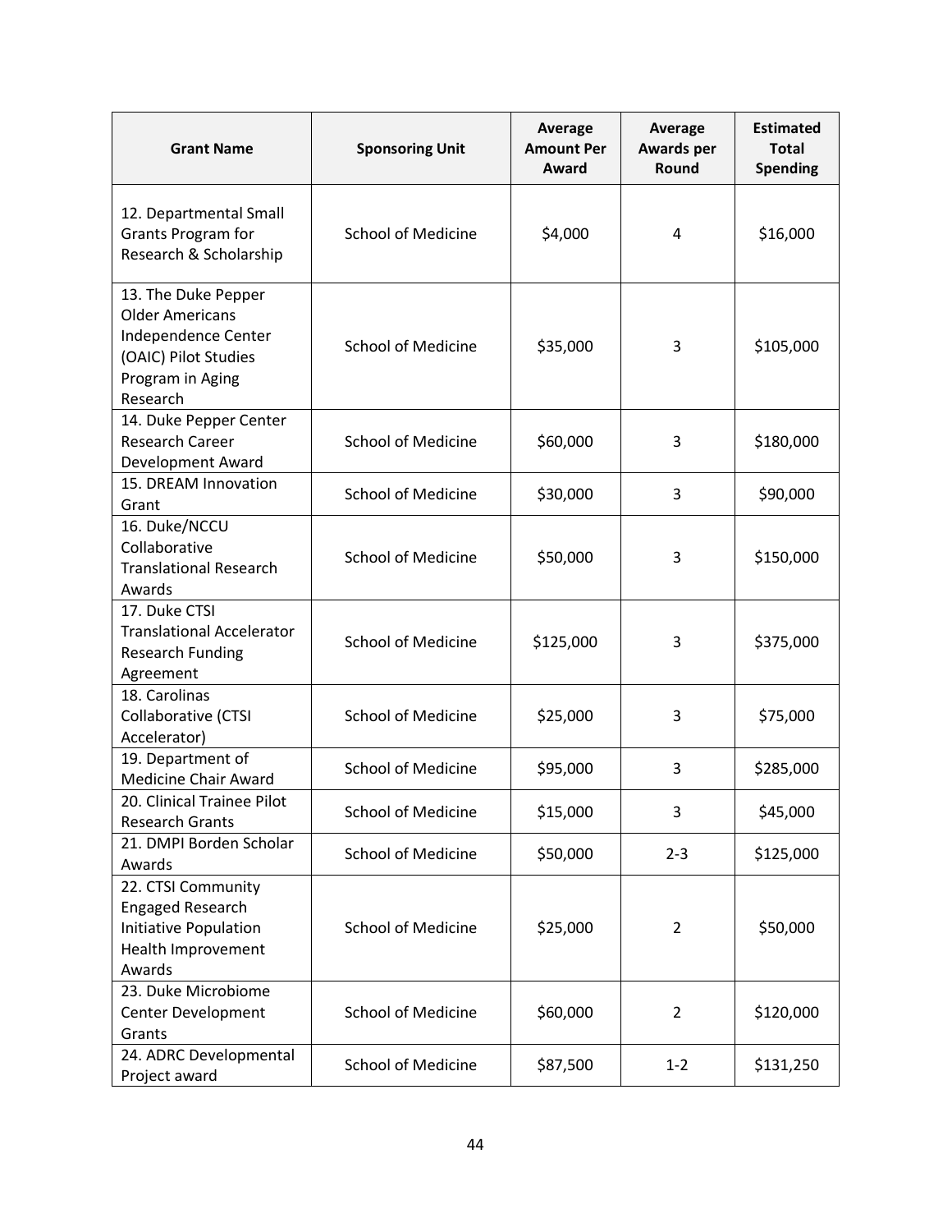| Grant Name | Sponsoring Unit | Average Amount Per Award | Average Awards per Round | Estimated Total Spending |
|---|---|---|---|---|
| 12. Departmental Small Grants Program for Research & Scholarship | School of Medicine | $4,000 | 4 | $16,000 |
| 13. The Duke Pepper Older Americans Independence Center (OAIC) Pilot Studies Program in Aging Research | School of Medicine | $35,000 | 3 | $105,000 |
| 14. Duke Pepper Center Research Career Development Award | School of Medicine | $60,000 | 3 | $180,000 |
| 15. DREAM Innovation Grant | School of Medicine | $30,000 | 3 | $90,000 |
| 16. Duke/NCCU Collaborative Translational Research Awards | School of Medicine | $50,000 | 3 | $150,000 |
| 17. Duke CTSI Translational Accelerator Research Funding Agreement | School of Medicine | $125,000 | 3 | $375,000 |
| 18. Carolinas Collaborative (CTSI Accelerator) | School of Medicine | $25,000 | 3 | $75,000 |
| 19. Department of Medicine Chair Award | School of Medicine | $95,000 | 3 | $285,000 |
| 20. Clinical Trainee Pilot Research Grants | School of Medicine | $15,000 | 3 | $45,000 |
| 21. DMPI Borden Scholar Awards | School of Medicine | $50,000 | 2-3 | $125,000 |
| 22. CTSI Community Engaged Research Initiative Population Health Improvement Awards | School of Medicine | $25,000 | 2 | $50,000 |
| 23. Duke Microbiome Center Development Grants | School of Medicine | $60,000 | 2 | $120,000 |
| 24. ADRC Developmental Project award | School of Medicine | $87,500 | 1-2 | $131,250 |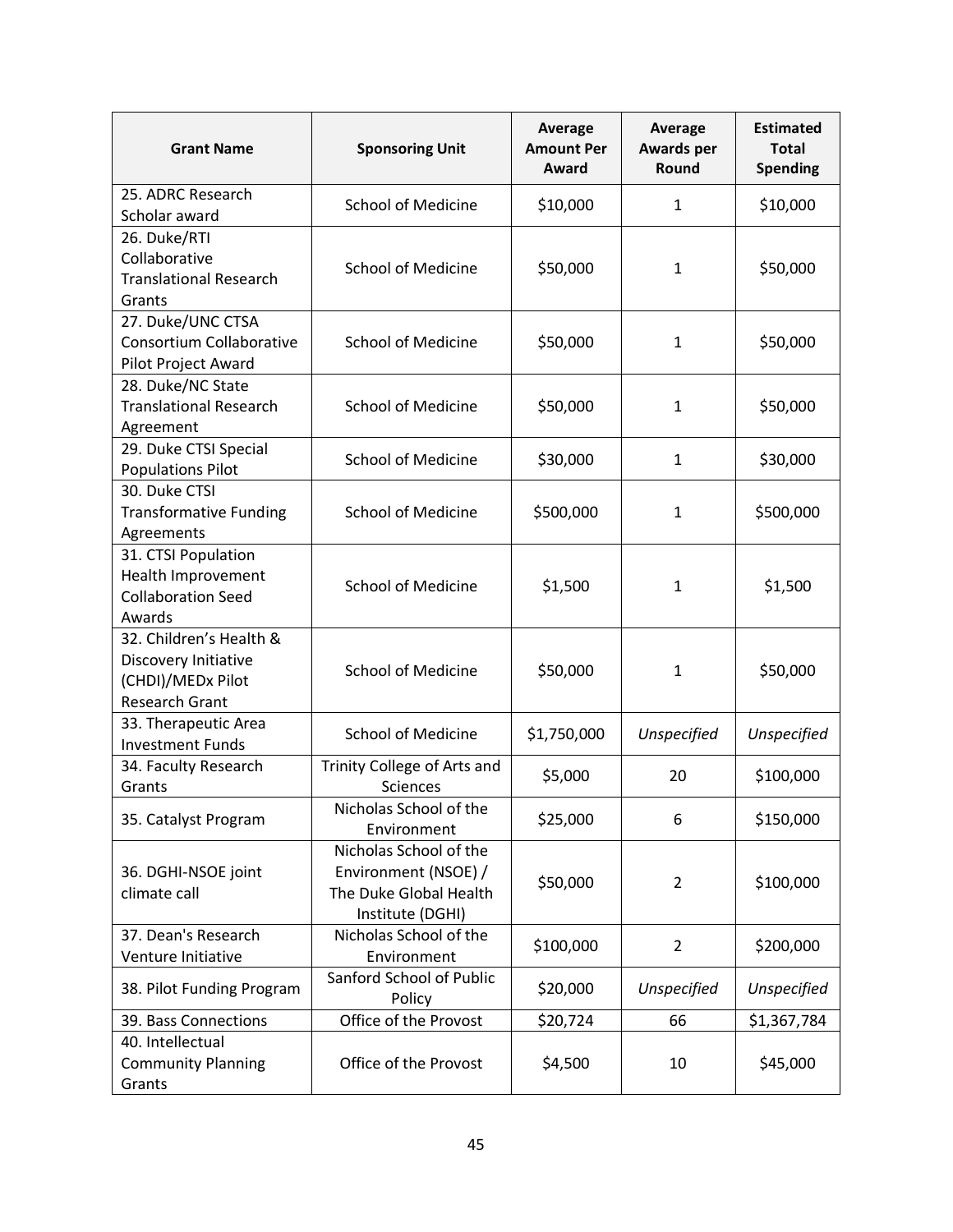| Grant Name | Sponsoring Unit | Average Amount Per Award | Average Awards per Round | Estimated Total Spending |
|---|---|---|---|---|
| 25. ADRC Research Scholar award | School of Medicine | $10,000 | 1 | $10,000 |
| 26. Duke/RTI Collaborative Translational Research Grants | School of Medicine | $50,000 | 1 | $50,000 |
| 27. Duke/UNC CTSA Consortium Collaborative Pilot Project Award | School of Medicine | $50,000 | 1 | $50,000 |
| 28. Duke/NC State Translational Research Agreement | School of Medicine | $50,000 | 1 | $50,000 |
| 29. Duke CTSI Special Populations Pilot | School of Medicine | $30,000 | 1 | $30,000 |
| 30. Duke CTSI Transformative Funding Agreements | School of Medicine | $500,000 | 1 | $500,000 |
| 31. CTSI Population Health Improvement Collaboration Seed Awards | School of Medicine | $1,500 | 1 | $1,500 |
| 32. Children's Health & Discovery Initiative (CHDI)/MEDx Pilot Research Grant | School of Medicine | $50,000 | 1 | $50,000 |
| 33. Therapeutic Area Investment Funds | School of Medicine | $1,750,000 | *Unspecified* | *Unspecified* |
| 34. Faculty Research Grants | Trinity College of Arts and Sciences | $5,000 | 20 | $100,000 |
| 35. Catalyst Program | Nicholas School of the Environment | $25,000 | 6 | $150,000 |
| 36. DGHI-NSOE joint climate call | Nicholas School of the Environment (NSOE) / The Duke Global Health Institute (DGHI) | $50,000 | 2 | $100,000 |
| 37. Dean's Research Venture Initiative | Nicholas School of the Environment | $100,000 | 2 | $200,000 |
| 38. Pilot Funding Program | Sanford School of Public Policy | $20,000 | *Unspecified* | *Unspecified* |
| 39. Bass Connections | Office of the Provost | $20,724 | 66 | $1,367,784 |
| 40. Intellectual Community Planning Grants | Office of the Provost | $4,500 | 10 | $45,000 |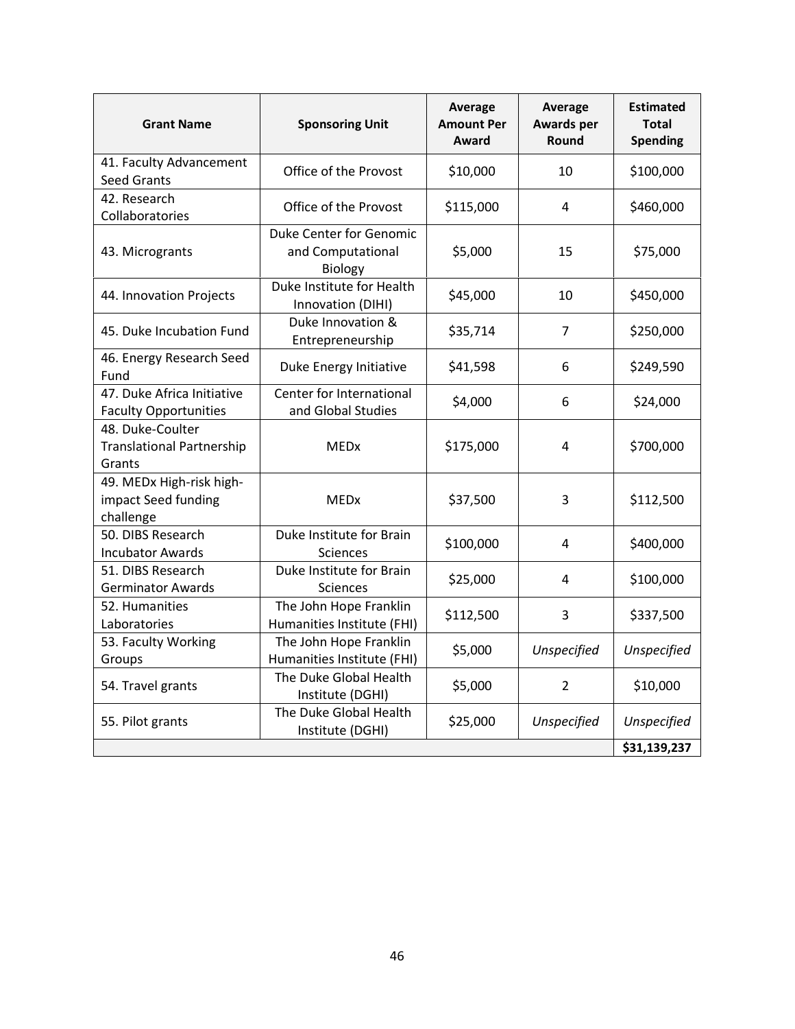| Grant Name | Sponsoring Unit | Average Amount Per Award | Average Awards per Round | Estimated Total Spending |
|---|---|---|---|---|
| 41. Faculty Advancement Seed Grants | Office of the Provost | $10,000 | 10 | $100,000 |
| 42. Research Collaboratories | Office of the Provost | $115,000 | 4 | $460,000 |
| 43. Microgrants | Duke Center for Genomic and Computational Biology | $5,000 | 15 | $75,000 |
| 44. Innovation Projects | Duke Institute for Health Innovation (DIHI) | $45,000 | 10 | $450,000 |
| 45. Duke Incubation Fund | Duke Innovation & Entrepreneurship | $35,714 | 7 | $250,000 |
| 46. Energy Research Seed Fund | Duke Energy Initiative | $41,598 | 6 | $249,590 |
| 47. Duke Africa Initiative Faculty Opportunities | Center for International and Global Studies | $4,000 | 6 | $24,000 |
| 48. Duke-Coulter Translational Partnership Grants | MEDx | $175,000 | 4 | $700,000 |
| 49. MEDx High-risk high-impact Seed funding challenge | MEDx | $37,500 | 3 | $112,500 |
| 50. DIBS Research Incubator Awards | Duke Institute for Brain Sciences | $100,000 | 4 | $400,000 |
| 51. DIBS Research Germinator Awards | Duke Institute for Brain Sciences | $25,000 | 4 | $100,000 |
| 52. Humanities Laboratories | The John Hope Franklin Humanities Institute (FHI) | $112,500 | 3 | $337,500 |
| 53. Faculty Working Groups | The John Hope Franklin Humanities Institute (FHI) | $5,000 | *Unspecified* | *Unspecified* |
| 54. Travel grants | The Duke Global Health Institute (DGHI) | $5,000 | 2 | $10,000 |
| 55. Pilot grants | The Duke Global Health Institute (DGHI) | $25,000 | *Unspecified* | *Unspecified* |
| | | | | **$31,139,237** |